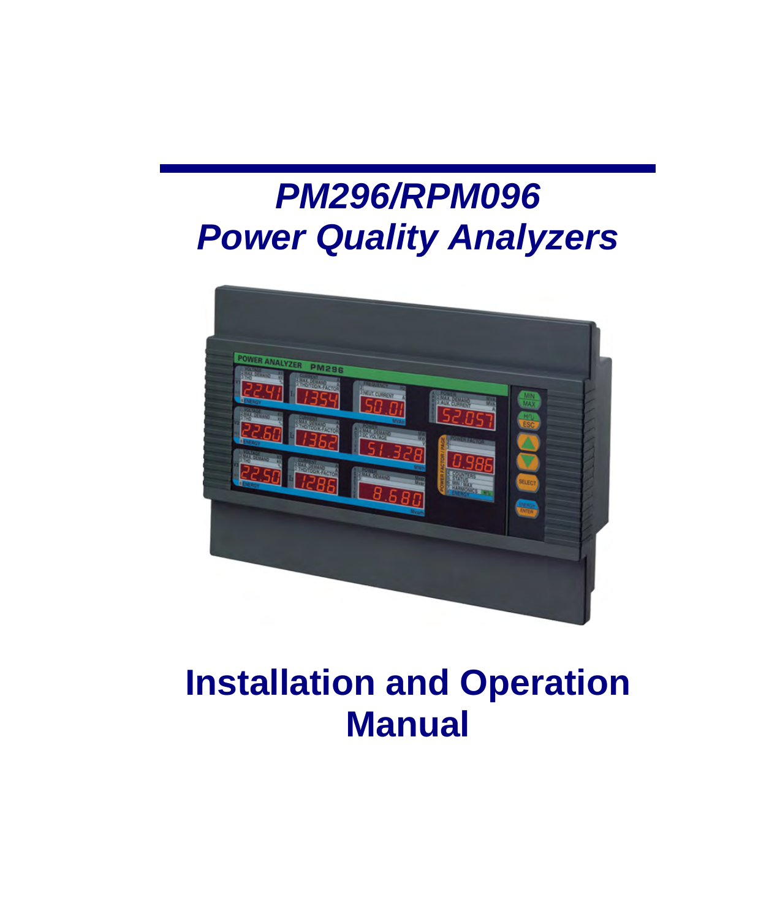# *PM296/RPM096*
# *Power Quality Analyzers*

# Installation and Operation Manual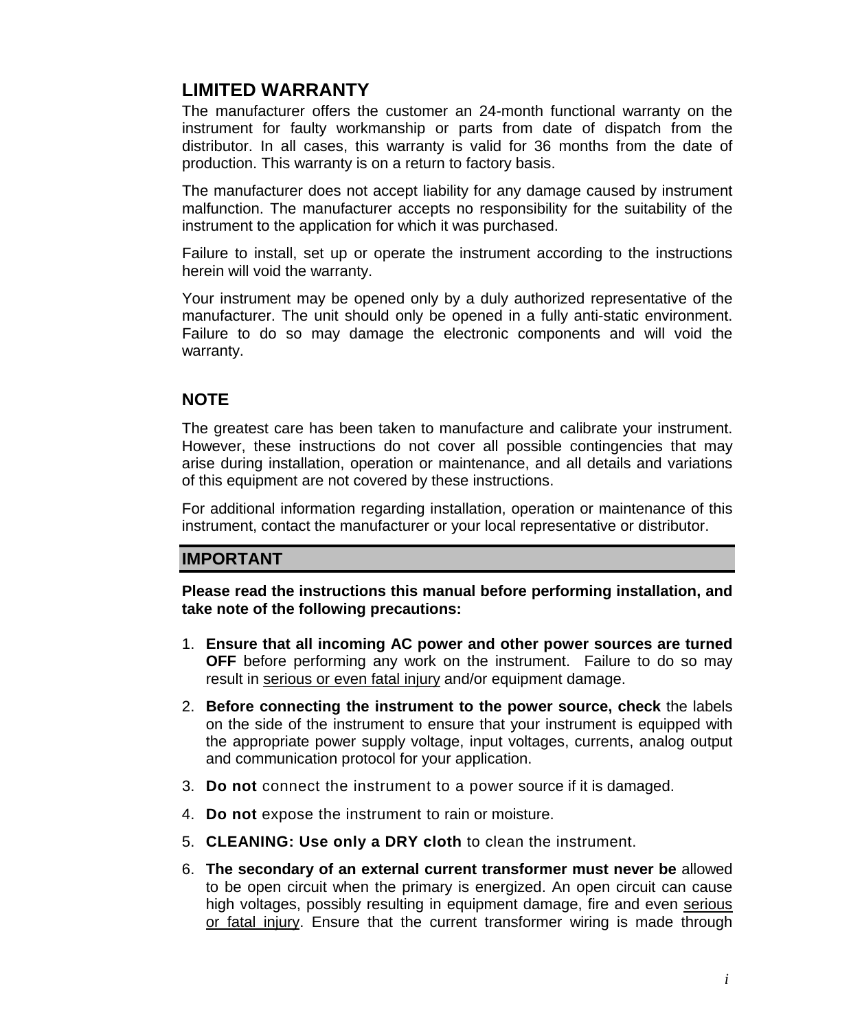## LIMITED WARRANTY

The manufacturer offers the customer an 24-month functional warranty on the instrument for faulty workmanship or parts from date of dispatch from the distributor. In all cases, this warranty is valid for 36 months from the date of production. This warranty is on a return to factory basis.

The manufacturer does not accept liability for any damage caused by instrument malfunction. The manufacturer accepts no responsibility for the suitability of the instrument to the application for which it was purchased.

Failure to install, set up or operate the instrument according to the instructions herein will void the warranty.

Your instrument may be opened only by a duly authorized representative of the manufacturer. The unit should only be opened in a fully anti-static environment. Failure to do so may damage the electronic components and will void the warranty.

## NOTE

The greatest care has been taken to manufacture and calibrate your instrument. However, these instructions do not cover all possible contingencies that may arise during installation, operation or maintenance, and all details and variations of this equipment are not covered by these instructions.

For additional information regarding installation, operation or maintenance of this instrument, contact the manufacturer or your local representative or distributor.

## IMPORTANT

**Please read the instructions this manual before performing installation, and take note of the following precautions:**

1. **Ensure that all incoming AC power and other power sources are turned OFF** before performing any work on the instrument. Failure to do so may result in serious or even fatal injury and/or equipment damage.
2. **Before connecting the instrument to the power source, check** the labels on the side of the instrument to ensure that your instrument is equipped with the appropriate power supply voltage, input voltages, currents, analog output and communication protocol for your application.
3. **Do not** connect the instrument to a power source if it is damaged.
4. **Do not** expose the instrument to rain or moisture.
5. **CLEANING: Use only a DRY cloth** to clean the instrument.
6. **The secondary of an external current transformer must never be** allowed to be open circuit when the primary is energized. An open circuit can cause high voltages, possibly resulting in equipment damage, fire and even serious or fatal injury. Ensure that the current transformer wiring is made through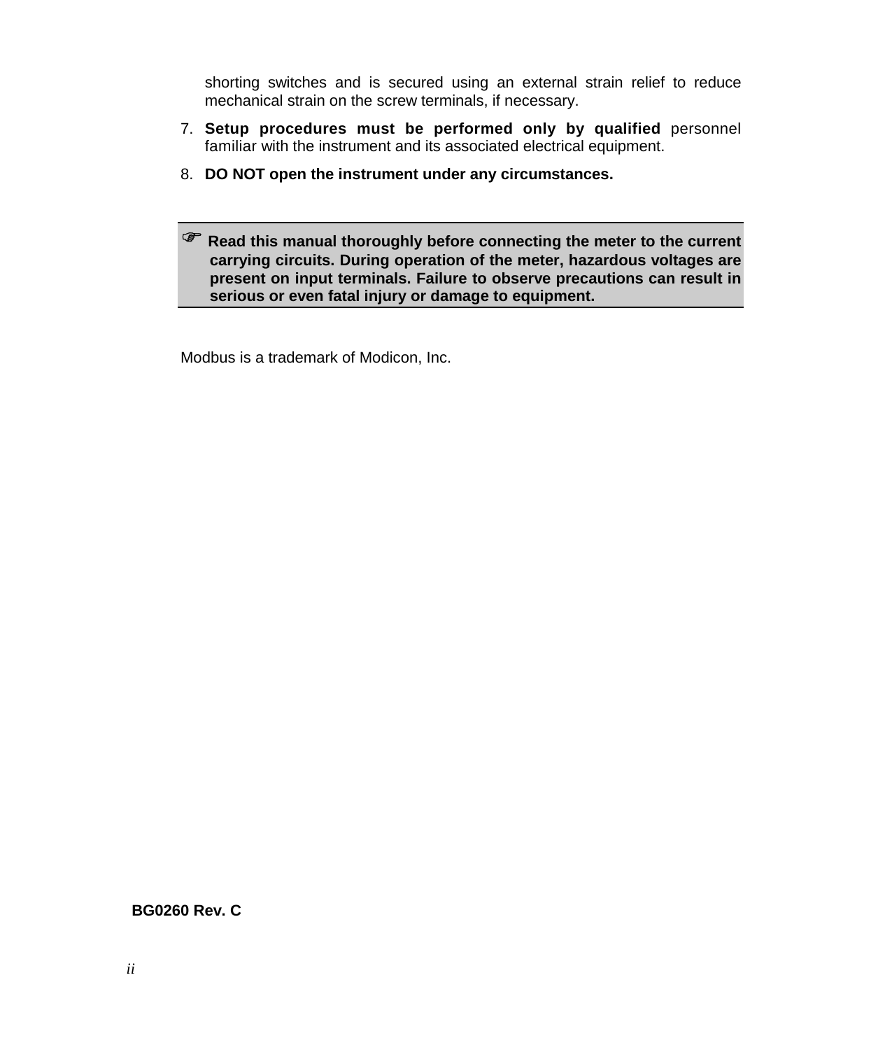shorting switches and is secured using an external strain relief to reduce mechanical strain on the screw terminals, if necessary.

7. **Setup procedures must be performed only by qualified** personnel familiar with the instrument and its associated electrical equipment.
8. **DO NOT open the instrument under any circumstances.**

☞ **Read this manual thoroughly before connecting the meter to the current carrying circuits. During operation of the meter, hazardous voltages are present on input terminals. Failure to observe precautions can result in serious or even fatal injury or damage to equipment.**

Modbus is a trademark of Modicon, Inc.

**BG0260 Rev. C**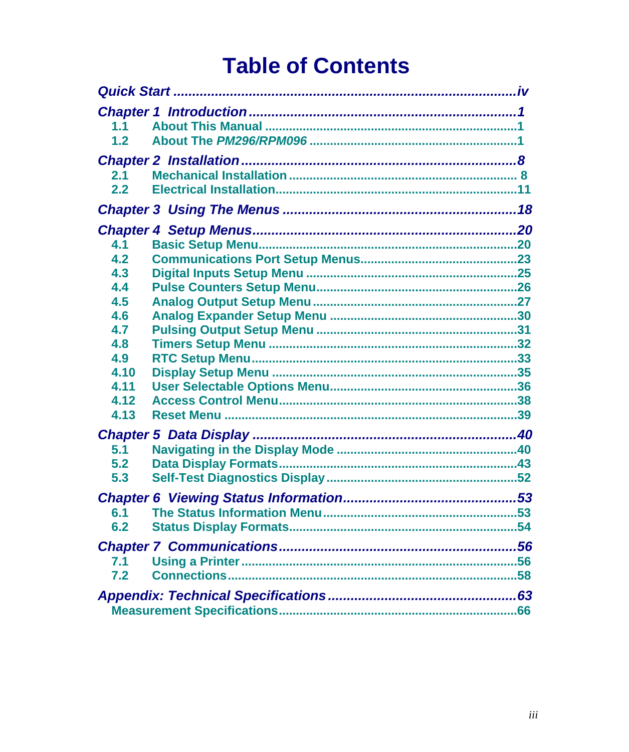# Table of Contents

*Quick Start* ......................................................................................iv

*Chapter 1 Introduction* ......................................................................1
- 1.1 About This Manual ........................................................................1
- 1.2 About The *PM296/RPM096* ............................................................1

*Chapter 2 Installation* .........................................................................8
- 2.1 Mechanical Installation .................................................................. 8
- 2.2 Electrical Installation......................................................................11

*Chapter 3 Using The Menus* .............................................................18

*Chapter 4 Setup Menus*.....................................................................20
- 4.1 Basic Setup Menu..........................................................................20
- 4.2 Communications Port Setup Menus.............................................23
- 4.3 Digital Inputs Setup Menu .............................................................25
- 4.4 Pulse Counters Setup Menu..........................................................26
- 4.5 Analog Output Setup Menu ...........................................................27
- 4.6 Analog Expander Setup Menu ......................................................30
- 4.7 Pulsing Output Setup Menu ..........................................................31
- 4.8 Timers Setup Menu .......................................................................32
- 4.9 RTC Setup Menu............................................................................33
- 4.10 Display Setup Menu ......................................................................35
- 4.11 User Selectable Options Menu......................................................36
- 4.12 Access Control Menu.....................................................................38
- 4.13 Reset Menu ....................................................................................39

*Chapter 5 Data Display* .....................................................................40
- 5.1 Navigating in the Display Mode ....................................................40
- 5.2 Data Display Formats.....................................................................43
- 5.3 Self-Test Diagnostics Display .......................................................52

*Chapter 6 Viewing Status Information*.............................................53
- 6.1 The Status Information Menu........................................................53
- 6.2 Status Display Formats..................................................................54

*Chapter 7 Communications*..............................................................56
- 7.1 Using a Printer ...............................................................................56
- 7.2 Connections....................................................................................58

*Appendix: Technical Specifications* ..................................................63
- Measurement Specifications.....................................................................66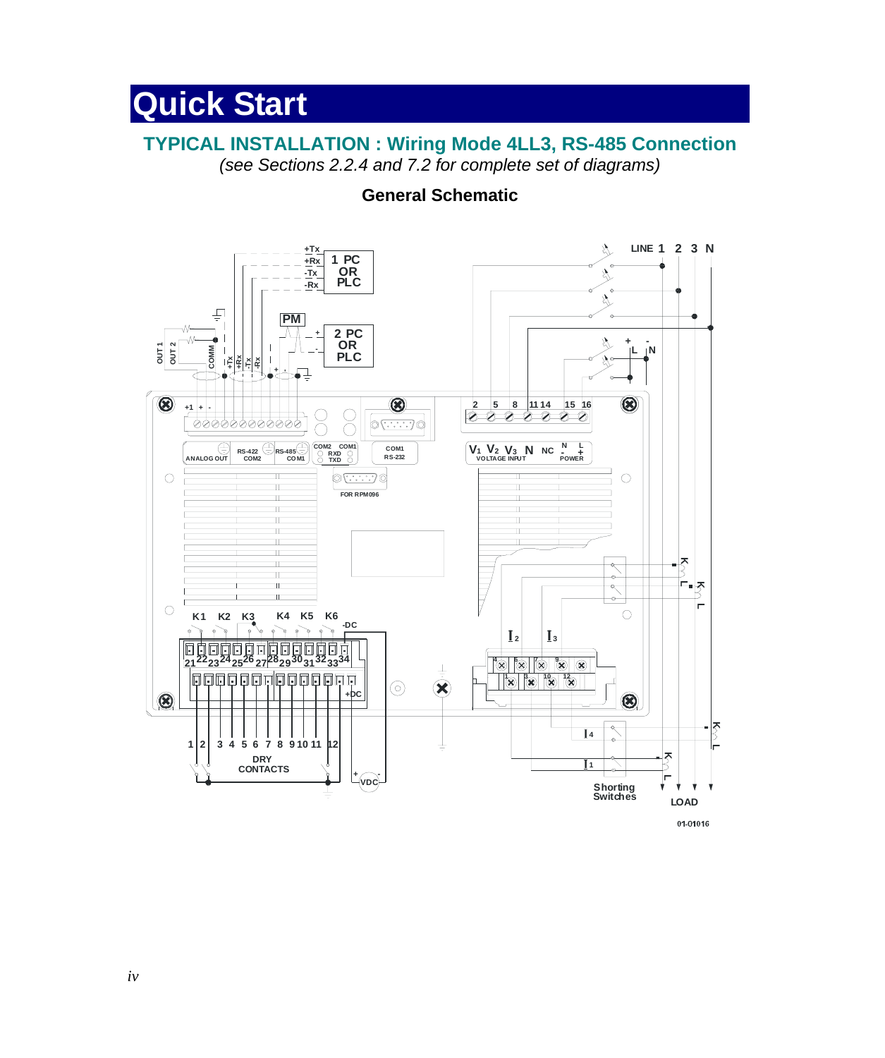# Quick Start

## TYPICAL INSTALLATION : Wiring Mode 4LL3, RS-485 Connection

*(see Sections 2.2.4 and 7.2 for complete set of diagrams)*

### General Schematic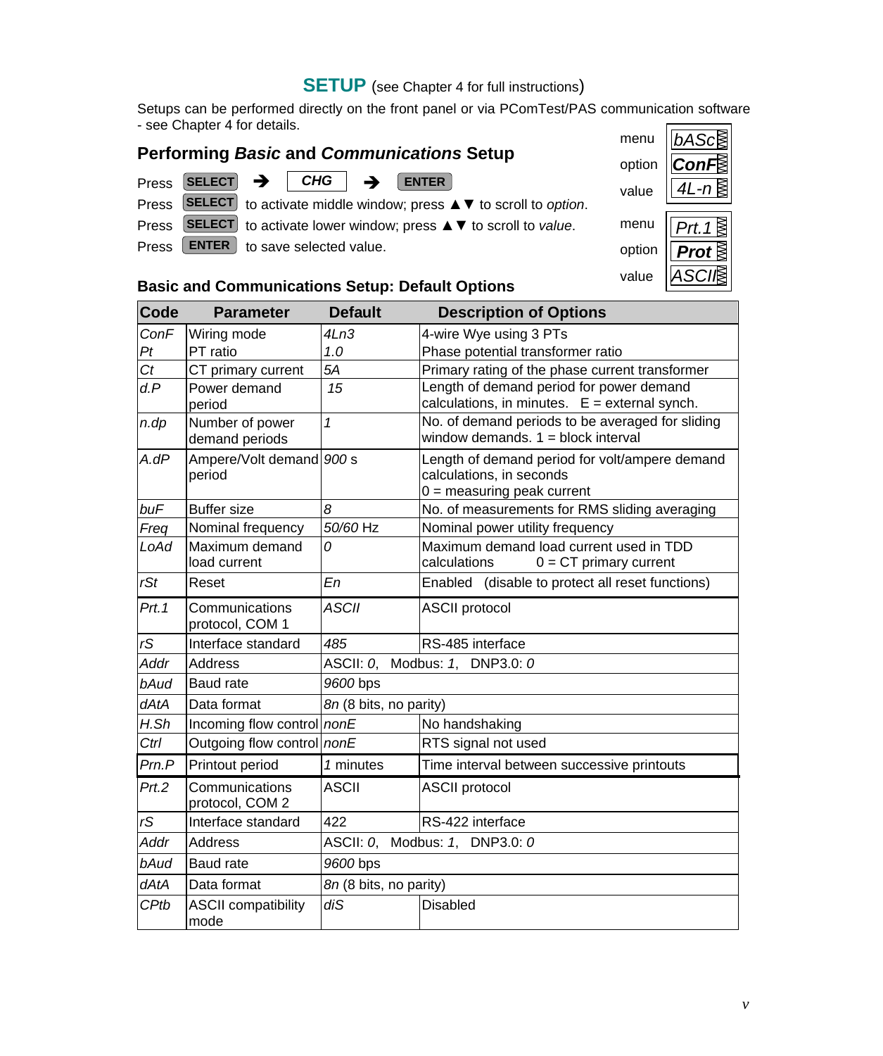## SETUP (see Chapter 4 for full instructions)

Setups can be performed directly on the front panel or via PComTest/PAS communication software - see Chapter 4 for details.

### Performing *Basic* and *Communications* Setup

Press **SELECT** ➔ ***CHG*** ➔ **ENTER**

Press **SELECT** to activate middle window; press ▲▼ to scroll to *option*.

Press **SELECT** to activate lower window; press ▲▼ to scroll to *value*.

Press **ENTER** to save selected value.

| | |
|---|---|
| menu | *bASc* |
| option | ***ConF*** |
| value | *4L-n* |

| | |
|---|---|
| menu | *Prt.1* |
| option | ***Prot*** |
| value | *ASCII* |

### Basic and Communications Setup: Default Options

| Code | Parameter | Default | Description of Options |
|---|---|---|---|
| *ConF* | Wiring mode | *4Ln3* | 4-wire Wye using 3 PTs |
| *Pt* | PT ratio | *1.0* | Phase potential transformer ratio |
| *Ct* | CT primary current | *5A* | Primary rating of the phase current transformer |
| *d.P* | Power demand period | *15* | Length of demand period for power demand calculations, in minutes. E = external synch. |
| *n.dp* | Number of power demand periods | *1* | No. of demand periods to be averaged for sliding window demands. 1 = block interval |
| *A.dP* | Ampere/Volt demand period | *900* s | Length of demand period for volt/ampere demand calculations, in seconds<br>0 = measuring peak current |
| *buF* | Buffer size | *8* | No. of measurements for RMS sliding averaging |
| *Freq* | Nominal frequency | *50/60* Hz | Nominal power utility frequency |
| *LoAd* | Maximum demand load current | *0* | Maximum demand load current used in TDD calculations 0 = CT primary current |
| *rSt* | Reset | *En* | Enabled (disable to protect all reset functions) |
| *Prt.1* | Communications protocol, COM 1 | *ASCII* | ASCII protocol |
| *rS* | Interface standard | *485* | RS-485 interface |
| *Addr* | Address | ASCII: *0*, Modbus: *1*, DNP3.0: *0* | |
| *bAud* | Baud rate | *9600* bps | |
| *dAtA* | Data format | *8n* (8 bits, no parity) | |
| *H.Sh* | Incoming flow control | *nonE* | No handshaking |
| *Ctrl* | Outgoing flow control | *nonE* | RTS signal not used |
| *Prn.P* | Printout period | *1* minutes | Time interval between successive printouts |
| *Prt.2* | Communications protocol, COM 2 | ASCII | ASCII protocol |
| *rS* | Interface standard | 422 | RS-422 interface |
| *Addr* | Address | ASCII: *0*, Modbus: *1*, DNP3.0: *0* | |
| *bAud* | Baud rate | *9600* bps | |
| *dAtA* | Data format | *8n* (8 bits, no parity) | |
| *CPtb* | ASCII compatibility mode | *diS* | Disabled |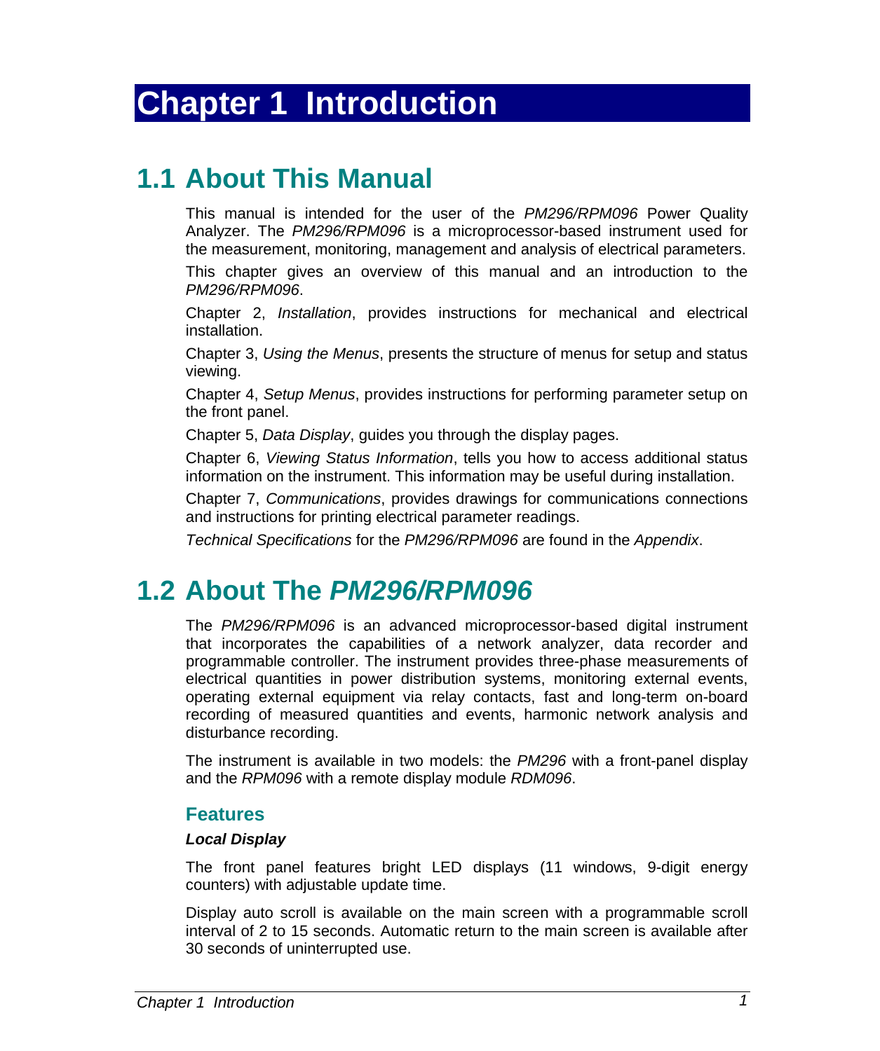# Chapter 1 Introduction

## 1.1 About This Manual

This manual is intended for the user of the *PM296/RPM096* Power Quality Analyzer. The *PM296/RPM096* is a microprocessor-based instrument used for the measurement, monitoring, management and analysis of electrical parameters.

This chapter gives an overview of this manual and an introduction to the *PM296/RPM096*.

Chapter 2, *Installation*, provides instructions for mechanical and electrical installation.

Chapter 3, *Using the Menus*, presents the structure of menus for setup and status viewing.

Chapter 4, *Setup Menus*, provides instructions for performing parameter setup on the front panel.

Chapter 5, *Data Display*, guides you through the display pages.

Chapter 6, *Viewing Status Information*, tells you how to access additional status information on the instrument. This information may be useful during installation.

Chapter 7, *Communications*, provides drawings for communications connections and instructions for printing electrical parameter readings.

*Technical Specifications* for the *PM296/RPM096* are found in the *Appendix*.

## 1.2 About The *PM296/RPM096*

The *PM296/RPM096* is an advanced microprocessor-based digital instrument that incorporates the capabilities of a network analyzer, data recorder and programmable controller. The instrument provides three-phase measurements of electrical quantities in power distribution systems, monitoring external events, operating external equipment via relay contacts, fast and long-term on-board recording of measured quantities and events, harmonic network analysis and disturbance recording.

The instrument is available in two models: the *PM296* with a front-panel display and the *RPM096* with a remote display module *RDM096*.

### Features

***Local Display***

The front panel features bright LED displays (11 windows, 9-digit energy counters) with adjustable update time.

Display auto scroll is available on the main screen with a programmable scroll interval of 2 to 15 seconds. Automatic return to the main screen is available after 30 seconds of uninterrupted use.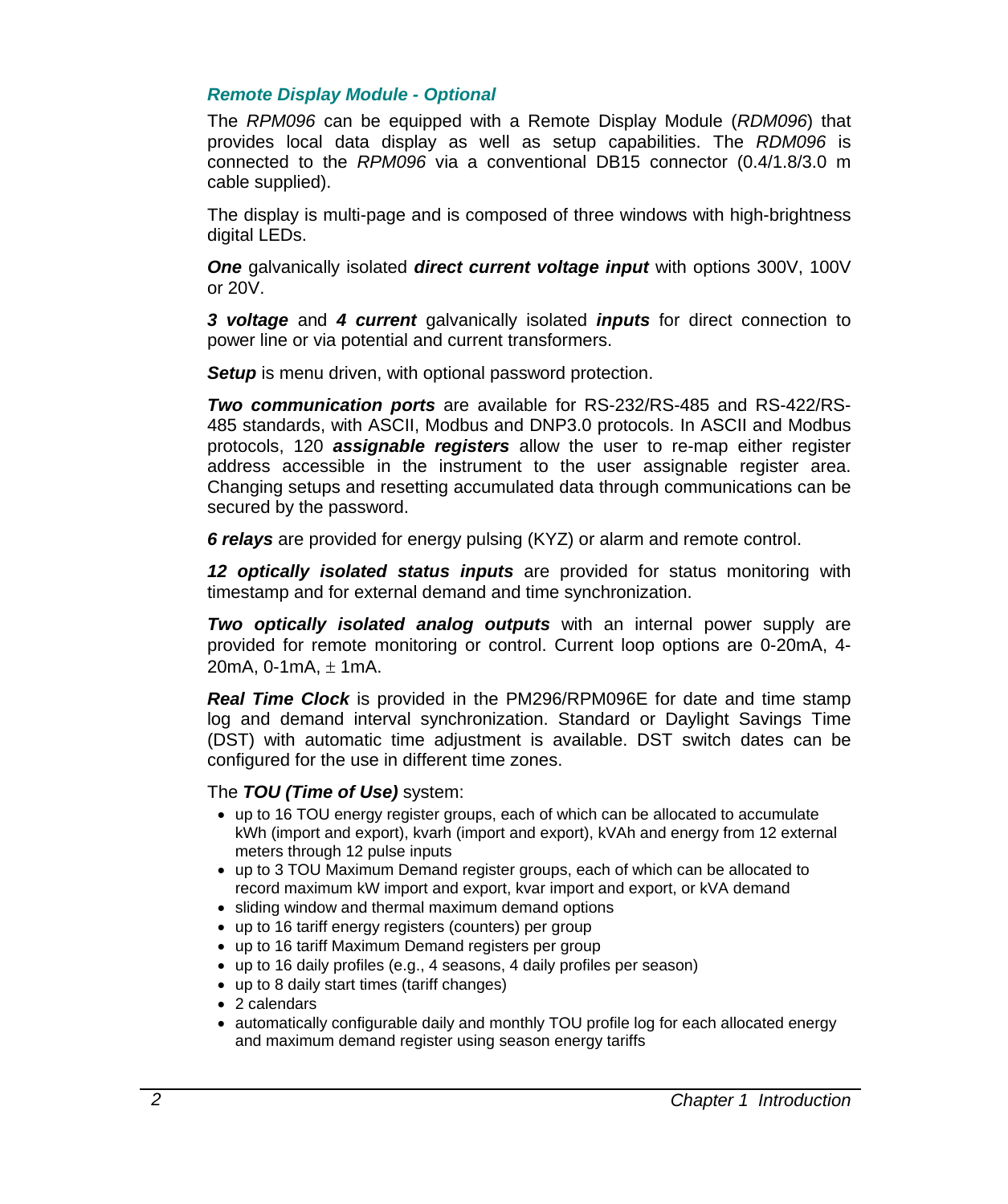### *Remote Display Module - Optional*

The *RPM096* can be equipped with a Remote Display Module (*RDM096*) that provides local data display as well as setup capabilities. The *RDM096* is connected to the *RPM096* via a conventional DB15 connector (0.4/1.8/3.0 m cable supplied).

The display is multi-page and is composed of three windows with high-brightness digital LEDs.

***One*** galvanically isolated ***direct current voltage input*** with options 300V, 100V or 20V.

***3 voltage*** and ***4 current*** galvanically isolated ***inputs*** for direct connection to power line or via potential and current transformers.

***Setup*** is menu driven, with optional password protection.

***Two communication ports*** are available for RS-232/RS-485 and RS-422/RS-485 standards, with ASCII, Modbus and DNP3.0 protocols. In ASCII and Modbus protocols, 120 ***assignable registers*** allow the user to re-map either register address accessible in the instrument to the user assignable register area. Changing setups and resetting accumulated data through communications can be secured by the password.

***6 relays*** are provided for energy pulsing (KYZ) or alarm and remote control.

***12 optically isolated status inputs*** are provided for status monitoring with timestamp and for external demand and time synchronization.

***Two optically isolated analog outputs*** with an internal power supply are provided for remote monitoring or control. Current loop options are 0-20mA, 4-20mA, 0-1mA, ± 1mA.

***Real Time Clock*** is provided in the PM296/RPM096E for date and time stamp log and demand interval synchronization. Standard or Daylight Savings Time (DST) with automatic time adjustment is available. DST switch dates can be configured for the use in different time zones.

The ***TOU (Time of Use)*** system:

- up to 16 TOU energy register groups, each of which can be allocated to accumulate kWh (import and export), kvarh (import and export), kVAh and energy from 12 external meters through 12 pulse inputs
- up to 3 TOU Maximum Demand register groups, each of which can be allocated to record maximum kW import and export, kvar import and export, or kVA demand
- sliding window and thermal maximum demand options
- up to 16 tariff energy registers (counters) per group
- up to 16 tariff Maximum Demand registers per group
- up to 16 daily profiles (e.g., 4 seasons, 4 daily profiles per season)
- up to 8 daily start times (tariff changes)
- 2 calendars
- automatically configurable daily and monthly TOU profile log for each allocated energy and maximum demand register using season energy tariffs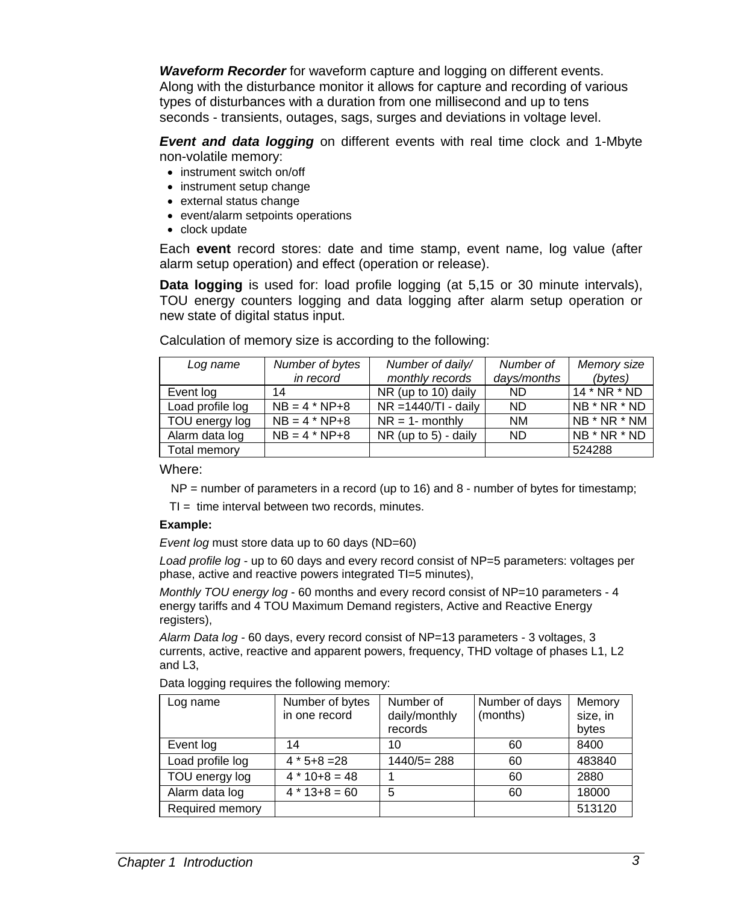***Waveform Recorder*** for waveform capture and logging on different events. Along with the disturbance monitor it allows for capture and recording of various types of disturbances with a duration from one millisecond and up to tens seconds - transients, outages, sags, surges and deviations in voltage level.

***Event and data logging*** on different events with real time clock and 1-Mbyte non-volatile memory:

- instrument switch on/off
- instrument setup change
- external status change
- event/alarm setpoints operations
- clock update

Each **event** record stores: date and time stamp, event name, log value (after alarm setup operation) and effect (operation or release).

**Data logging** is used for: load profile logging (at 5,15 or 30 minute intervals), TOU energy counters logging and data logging after alarm setup operation or new state of digital status input.

Calculation of memory size is according to the following:

| *Log name* | *Number of bytes in record* | *Number of daily/ monthly records* | *Number of days/months* | *Memory size (bytes)* |
|---|---|---|---|---|
| Event log | 14 | NR (up to 10) daily | ND | 14 * NR * ND |
| Load profile log | NB = 4 * NP+8 | NR =1440/TI - daily | ND | NB * NR * ND |
| TOU energy log | NB = 4 * NP+8 | NR = 1- monthly | NM | NB * NR * NM |
| Alarm data log | NB = 4 * NP+8 | NR (up to 5) - daily | ND | NB * NR * ND |
| Total memory | | | | 524288 |

Where:

NP = number of parameters in a record (up to 16) and 8 - number of bytes for timestamp;

TI = time interval between two records, minutes.

**Example:**

*Event log* must store data up to 60 days (ND=60)

*Load profile log* - up to 60 days and every record consist of NP=5 parameters: voltages per phase, active and reactive powers integrated TI=5 minutes),

*Monthly TOU energy log* - 60 months and every record consist of NP=10 parameters - 4 energy tariffs and 4 TOU Maximum Demand registers, Active and Reactive Energy registers),

*Alarm Data log* - 60 days, every record consist of NP=13 parameters - 3 voltages, 3 currents, active, reactive and apparent powers, frequency, THD voltage of phases L1, L2 and L3,

Data logging requires the following memory:

| Log name | Number of bytes in one record | Number of daily/monthly records | Number of days (months) | Memory size, in bytes |
|---|---|---|---|---|
| Event log | 14 | 10 | 60 | 8400 |
| Load profile log | 4 * 5+8 =28 | 1440/5= 288 | 60 | 483840 |
| TOU energy log | 4 * 10+8 = 48 | 1 | 60 | 2880 |
| Alarm data log | 4 * 13+8 = 60 | 5 | 60 | 18000 |
| Required memory | | | | 513120 |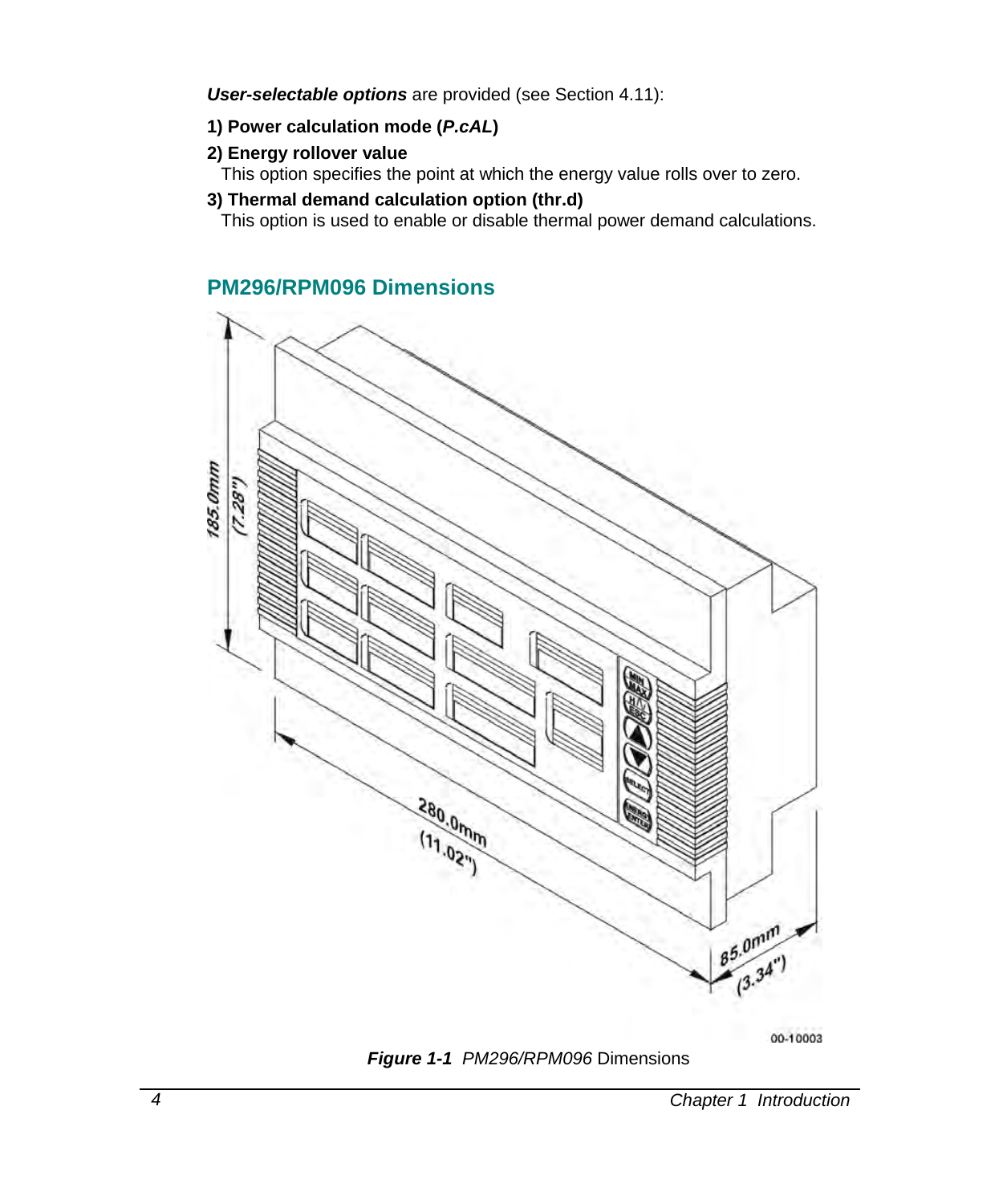***User-selectable options*** are provided (see Section 4.11):

**1) Power calculation mode (*P.cAL*)**

**2) Energy rollover value**

This option specifies the point at which the energy value rolls over to zero.

**3) Thermal demand calculation option (thr.d)**

This option is used to enable or disable thermal power demand calculations.

## PM296/RPM096 Dimensions

***Figure 1-1*** *PM296/RPM096* Dimensions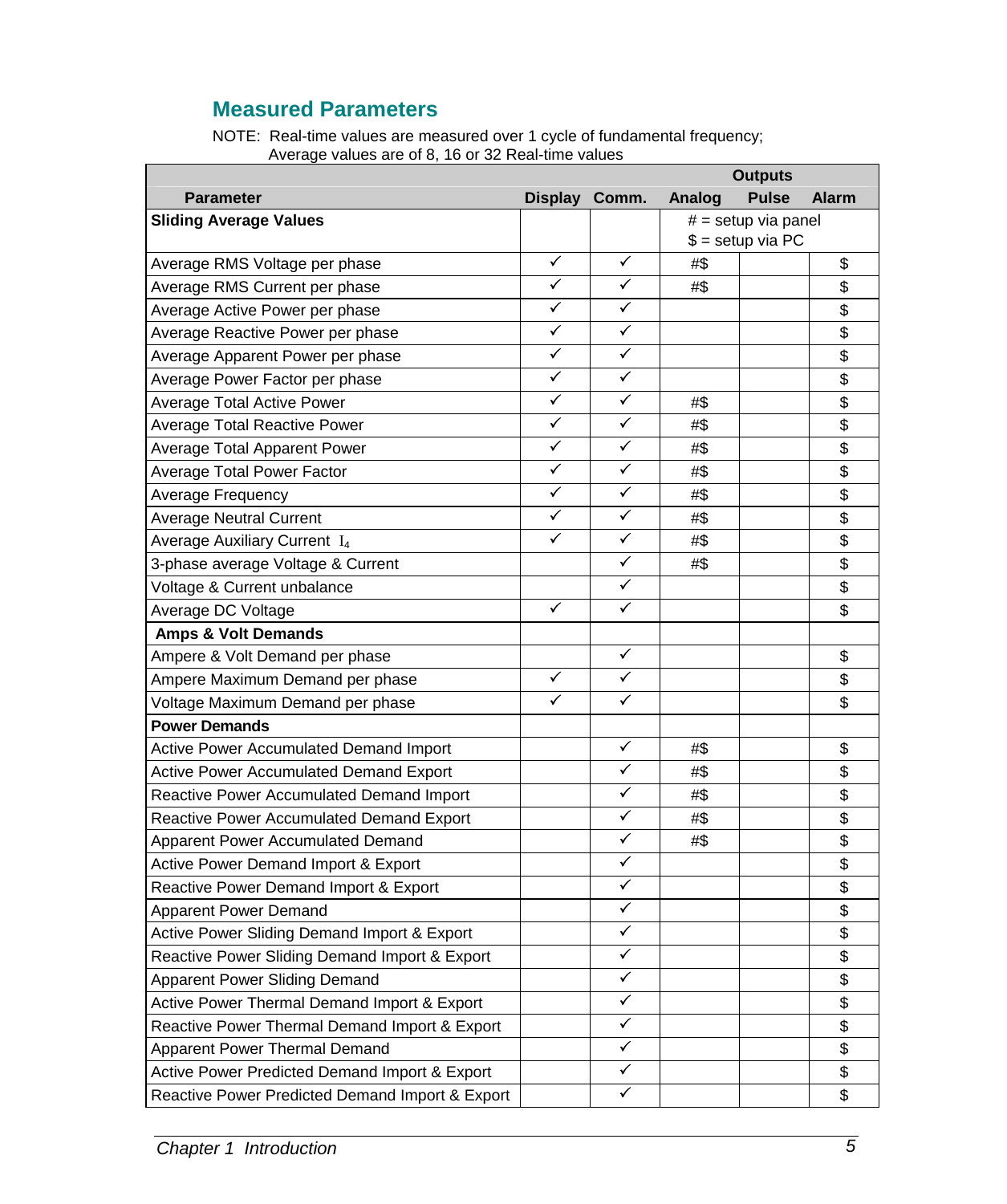## Measured Parameters

NOTE: Real-time values are measured over 1 cycle of fundamental frequency;
Average values are of 8, 16 or 32 Real-time values

| Parameter | Display | Comm. | Outputs | | |
|---|---|---|---|---|---|
| | | | Analog | Pulse | Alarm |
| **Sliding Average Values** | | | # = setup via panel<br>$ = setup via PC | | |
| Average RMS Voltage per phase | ✓ | ✓ | #$ | | $ |
| Average RMS Current per phase | ✓ | ✓ | #$ | | $ |
| Average Active Power per phase | ✓ | ✓ | | | $ |
| Average Reactive Power per phase | ✓ | ✓ | | | $ |
| Average Apparent Power per phase | ✓ | ✓ | | | $ |
| Average Power Factor per phase | ✓ | ✓ | | | $ |
| Average Total Active Power | ✓ | ✓ | #$ | | $ |
| Average Total Reactive Power | ✓ | ✓ | #$ | | $ |
| Average Total Apparent Power | ✓ | ✓ | #$ | | $ |
| Average Total Power Factor | ✓ | ✓ | #$ | | $ |
| Average Frequency | ✓ | ✓ | #$ | | $ |
| Average Neutral Current | ✓ | ✓ | #$ | | $ |
| Average Auxiliary Current $I_4$ | ✓ | ✓ | #$ | | $ |
| 3-phase average Voltage & Current | | ✓ | #$ | | $ |
| Voltage & Current unbalance | | ✓ | | | $ |
| Average DC Voltage | ✓ | ✓ | | | $ |
| **Amps & Volt Demands** | | | | | |
| Ampere & Volt Demand per phase | | ✓ | | | $ |
| Ampere Maximum Demand per phase | ✓ | ✓ | | | $ |
| Voltage Maximum Demand per phase | ✓ | ✓ | | | $ |
| **Power Demands** | | | | | |
| Active Power Accumulated Demand Import | | ✓ | #$ | | $ |
| Active Power Accumulated Demand Export | | ✓ | #$ | | $ |
| Reactive Power Accumulated Demand Import | | ✓ | #$ | | $ |
| Reactive Power Accumulated Demand Export | | ✓ | #$ | | $ |
| Apparent Power Accumulated Demand | | ✓ | #$ | | $ |
| Active Power Demand Import & Export | | ✓ | | | $ |
| Reactive Power Demand Import & Export | | ✓ | | | $ |
| Apparent Power Demand | | ✓ | | | $ |
| Active Power Sliding Demand Import & Export | | ✓ | | | $ |
| Reactive Power Sliding Demand Import & Export | | ✓ | | | $ |
| Apparent Power Sliding Demand | | ✓ | | | $ |
| Active Power Thermal Demand Import & Export | | ✓ | | | $ |
| Reactive Power Thermal Demand Import & Export | | ✓ | | | $ |
| Apparent Power Thermal Demand | | ✓ | | | $ |
| Active Power Predicted Demand Import & Export | | ✓ | | | $ |
| Reactive Power Predicted Demand Import & Export | | ✓ | | | $ |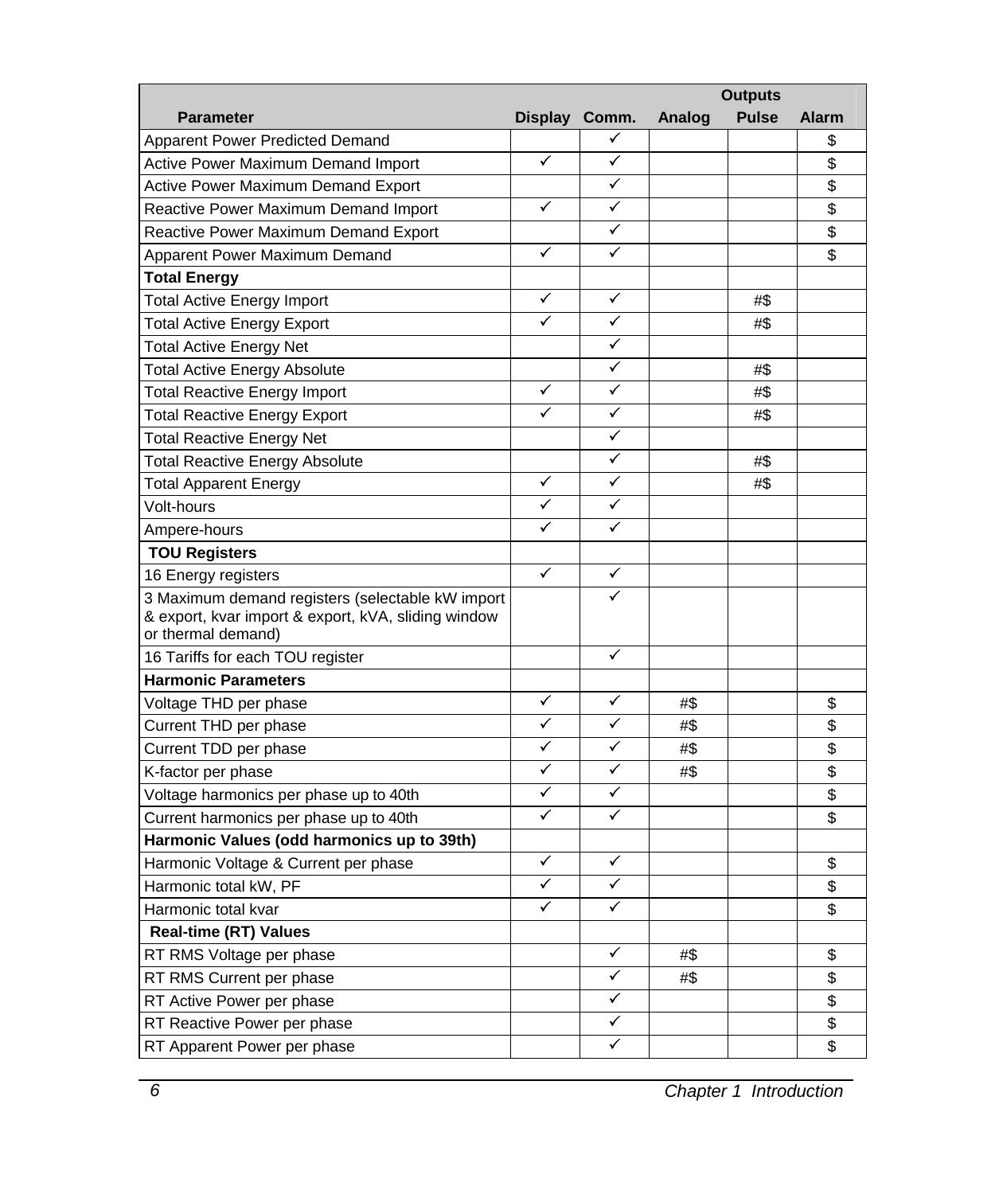| Parameter | Display | Comm. | Outputs | | |
|---|---|---|---|---|---|
| | | | Analog | Pulse | Alarm |
| Apparent Power Predicted Demand | | ✓ | | | $ |
| Active Power Maximum Demand Import | ✓ | ✓ | | | $ |
| Active Power Maximum Demand Export | | ✓ | | | $ |
| Reactive Power Maximum Demand Import | ✓ | ✓ | | | $ |
| Reactive Power Maximum Demand Export | | ✓ | | | $ |
| Apparent Power Maximum Demand | ✓ | ✓ | | | $ |
| **Total Energy** | | | | | |
| Total Active Energy Import | ✓ | ✓ | | #$ | |
| Total Active Energy Export | ✓ | ✓ | | #$ | |
| Total Active Energy Net | | ✓ | | | |
| Total Active Energy Absolute | | ✓ | | #$ | |
| Total Reactive Energy Import | ✓ | ✓ | | #$ | |
| Total Reactive Energy Export | ✓ | ✓ | | #$ | |
| Total Reactive Energy Net | | ✓ | | | |
| Total Reactive Energy Absolute | | ✓ | | #$ | |
| Total Apparent Energy | ✓ | ✓ | | #$ | |
| Volt-hours | ✓ | ✓ | | | |
| Ampere-hours | ✓ | ✓ | | | |
| **TOU Registers** | | | | | |
| 16 Energy registers | ✓ | ✓ | | | |
| 3 Maximum demand registers (selectable kW import & export, kvar import & export, kVA, sliding window or thermal demand) | | ✓ | | | |
| 16 Tariffs for each TOU register | | ✓ | | | |
| **Harmonic Parameters** | | | | | |
| Voltage THD per phase | ✓ | ✓ | #$ | | $ |
| Current THD per phase | ✓ | ✓ | #$ | | $ |
| Current TDD per phase | ✓ | ✓ | #$ | | $ |
| K-factor per phase | ✓ | ✓ | #$ | | $ |
| Voltage harmonics per phase up to 40th | ✓ | ✓ | | | $ |
| Current harmonics per phase up to 40th | ✓ | ✓ | | | $ |
| **Harmonic Values (odd harmonics up to 39th)** | | | | | |
| Harmonic Voltage & Current per phase | ✓ | ✓ | | | $ |
| Harmonic total kW, PF | ✓ | ✓ | | | $ |
| Harmonic total kvar | ✓ | ✓ | | | $ |
| **Real-time (RT) Values** | | | | | |
| RT RMS Voltage per phase | | ✓ | #$ | | $ |
| RT RMS Current per phase | | ✓ | #$ | | $ |
| RT Active Power per phase | | ✓ | | | $ |
| RT Reactive Power per phase | | ✓ | | | $ |
| RT Apparent Power per phase | | ✓ | | | $ |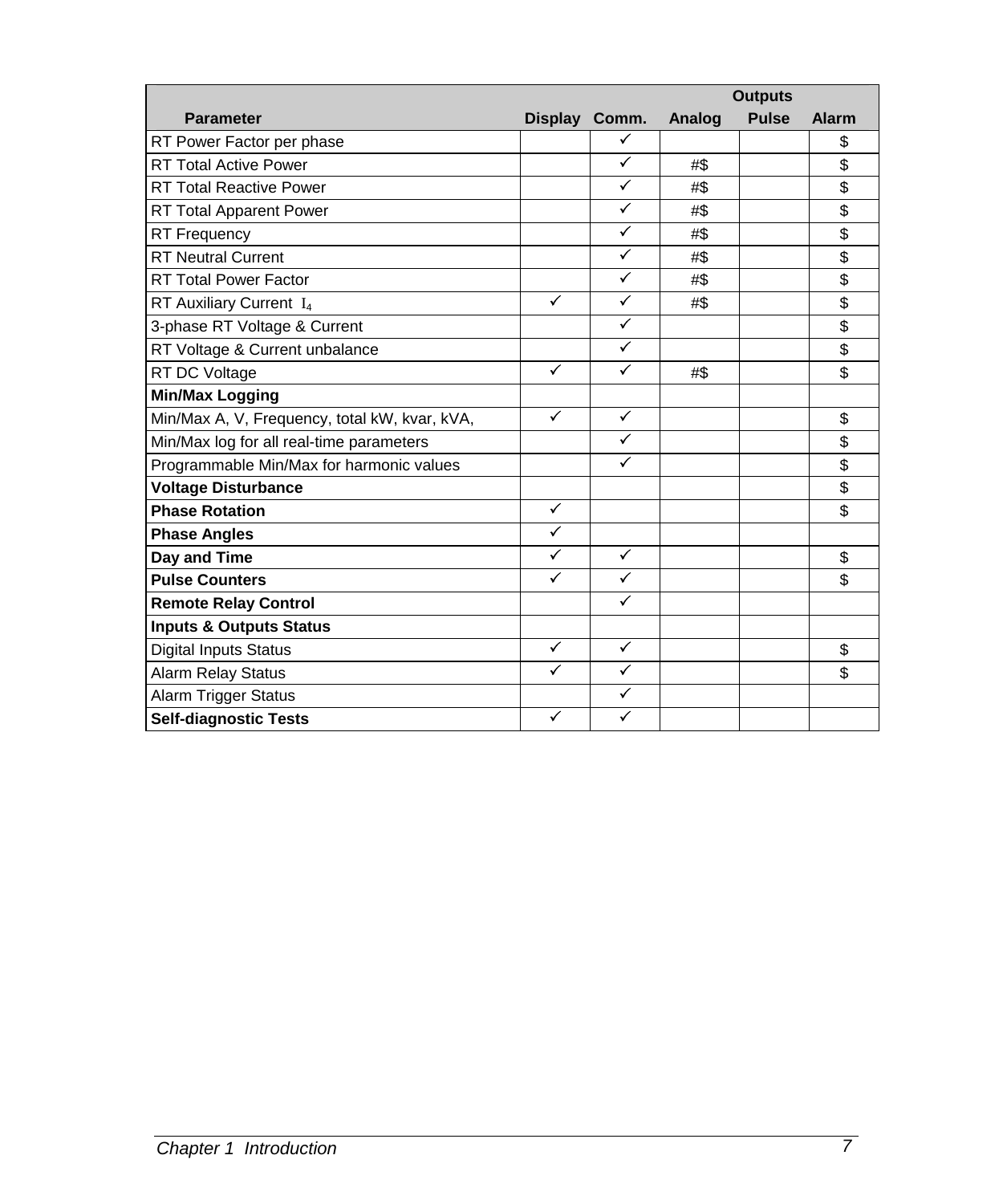| Parameter | Display | Comm. | Outputs | | |
|---|---|---|---|---|---|
| | | | Analog | Pulse | Alarm |
| RT Power Factor per phase | | ✓ | | | $ |
| RT Total Active Power | | ✓ | #$ | | $ |
| RT Total Reactive Power | | ✓ | #$ | | $ |
| RT Total Apparent Power | | ✓ | #$ | | $ |
| RT Frequency | | ✓ | #$ | | $ |
| RT Neutral Current | | ✓ | #$ | | $ |
| RT Total Power Factor | | ✓ | #$ | | $ |
| RT Auxiliary Current $I_4$ | ✓ | ✓ | #$ | | $ |
| 3-phase RT Voltage & Current | | ✓ | | | $ |
| RT Voltage & Current unbalance | | ✓ | | | $ |
| RT DC Voltage | ✓ | ✓ | #$ | | $ |
| **Min/Max Logging** | | | | | |
| Min/Max A, V, Frequency, total kW, kvar, kVA, | ✓ | ✓ | | | $ |
| Min/Max log for all real-time parameters | | ✓ | | | $ |
| Programmable Min/Max for harmonic values | | ✓ | | | $ |
| **Voltage Disturbance** | | | | | $ |
| **Phase Rotation** | ✓ | | | | $ |
| **Phase Angles** | ✓ | | | | |
| **Day and Time** | ✓ | ✓ | | | $ |
| **Pulse Counters** | ✓ | ✓ | | | $ |
| **Remote Relay Control** | | ✓ | | | |
| **Inputs & Outputs Status** | | | | | |
| Digital Inputs Status | ✓ | ✓ | | | $ |
| Alarm Relay Status | ✓ | ✓ | | | $ |
| Alarm Trigger Status | | ✓ | | | |
| **Self-diagnostic Tests** | ✓ | ✓ | | | |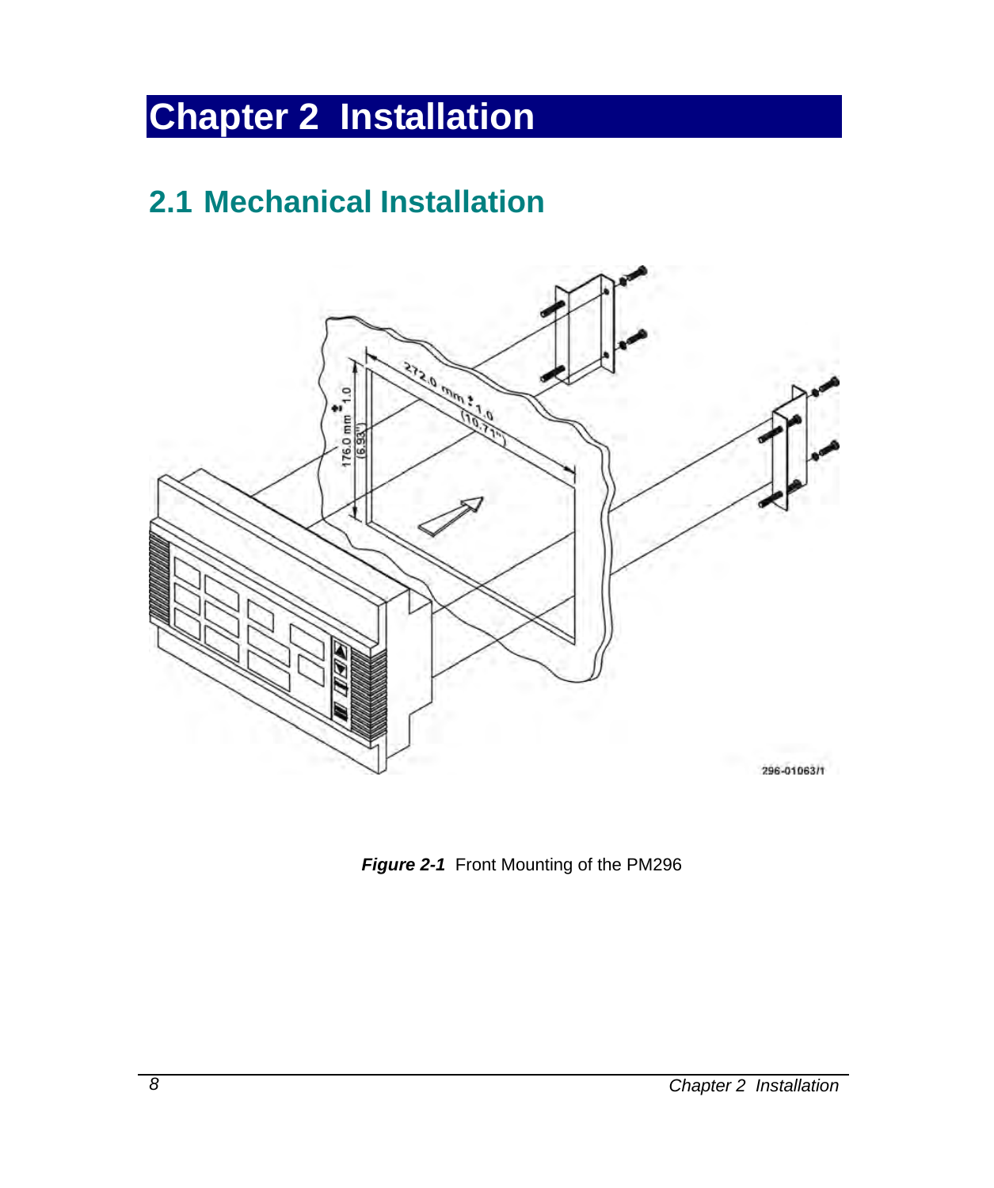# Chapter 2 Installation

## 2.1 Mechanical Installation

***Figure 2-1*** Front Mounting of the PM296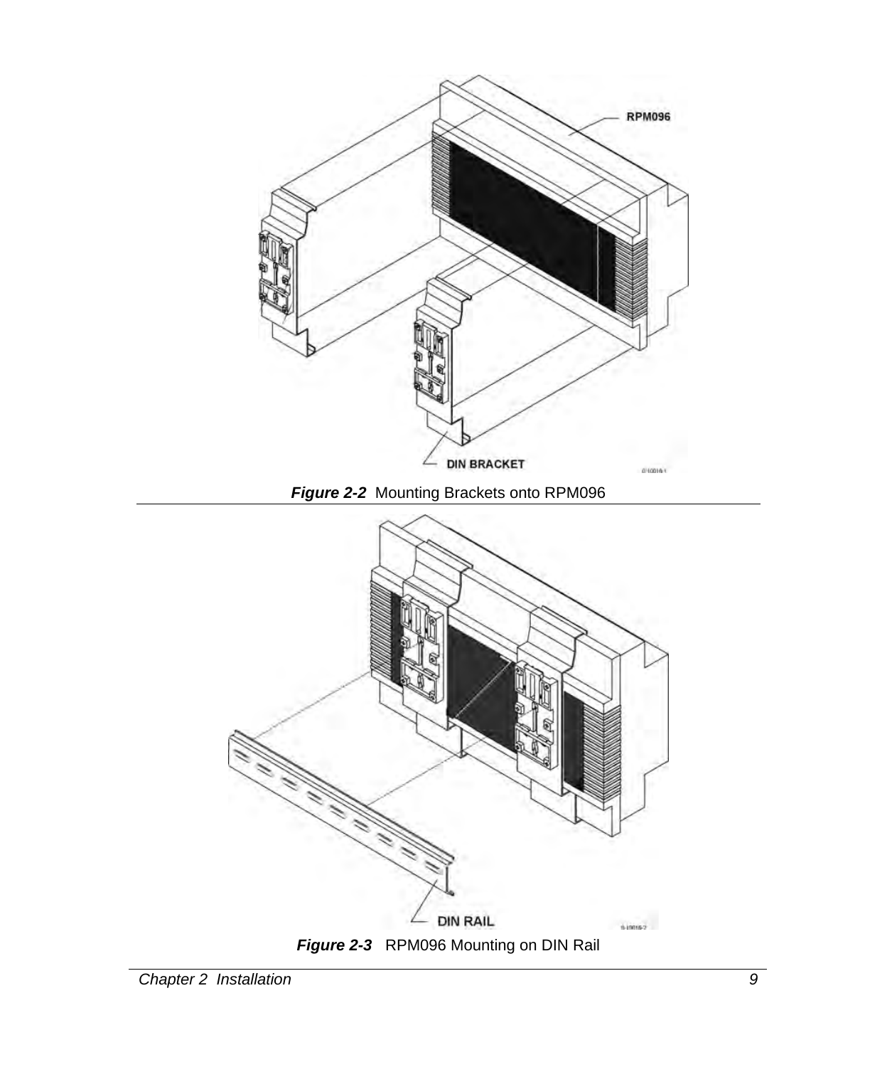***Figure 2-2*** Mounting Brackets onto RPM096

***Figure 2-3*** RPM096 Mounting on DIN Rail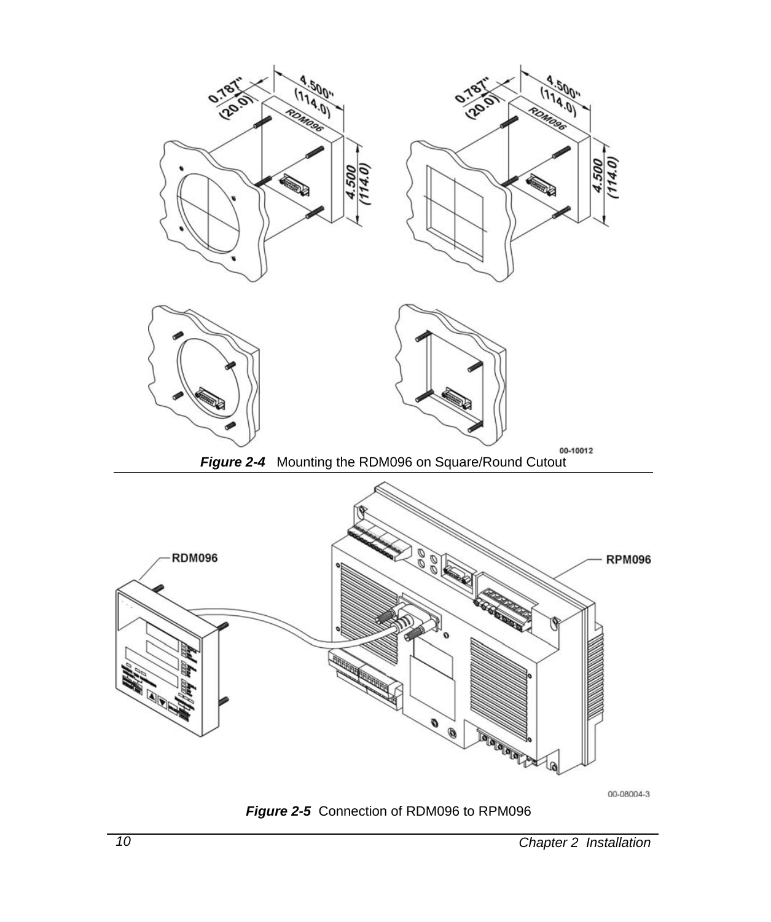***Figure 2-4*** Mounting the RDM096 on Square/Round Cutout

***Figure 2-5*** Connection of RDM096 to RPM096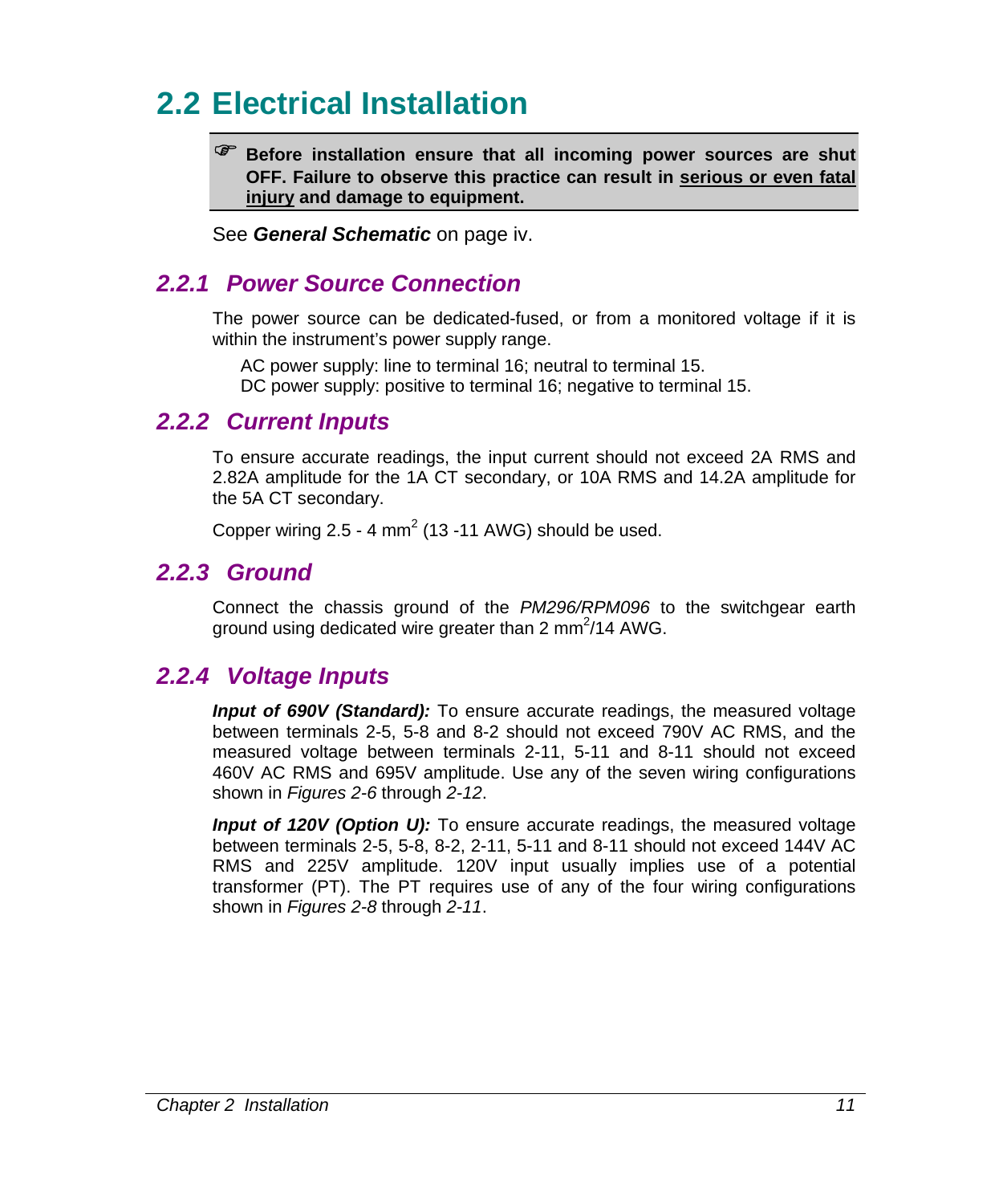## 2.2 Electrical Installation

> ☞ **Before installation ensure that all incoming power sources are shut OFF. Failure to observe this practice can result in serious or even fatal injury and damage to equipment.**

See ***General Schematic*** on page iv.

### *2.2.1 Power Source Connection*

The power source can be dedicated-fused, or from a monitored voltage if it is within the instrument's power supply range.

AC power supply: line to terminal 16; neutral to terminal 15.
DC power supply: positive to terminal 16; negative to terminal 15.

### *2.2.2 Current Inputs*

To ensure accurate readings, the input current should not exceed 2A RMS and 2.82A amplitude for the 1A CT secondary, or 10A RMS and 14.2A amplitude for the 5A CT secondary.

Copper wiring 2.5 - 4 $mm^2$ (13 -11 AWG) should be used.

### *2.2.3 Ground*

Connect the chassis ground of the *PM296/RPM096* to the switchgear earth ground using dedicated wire greater than 2 $mm^2$/14 AWG.

### *2.2.4 Voltage Inputs*

***Input of 690V (Standard):*** To ensure accurate readings, the measured voltage between terminals 2-5, 5-8 and 8-2 should not exceed 790V AC RMS, and the measured voltage between terminals 2-11, 5-11 and 8-11 should not exceed 460V AC RMS and 695V amplitude. Use any of the seven wiring configurations shown in *Figures 2-6* through *2-12*.

***Input of 120V (Option U):*** To ensure accurate readings, the measured voltage between terminals 2-5, 5-8, 8-2, 2-11, 5-11 and 8-11 should not exceed 144V AC RMS and 225V amplitude. 120V input usually implies use of a potential transformer (PT). The PT requires use of any of the four wiring configurations shown in *Figures 2-8* through *2-11*.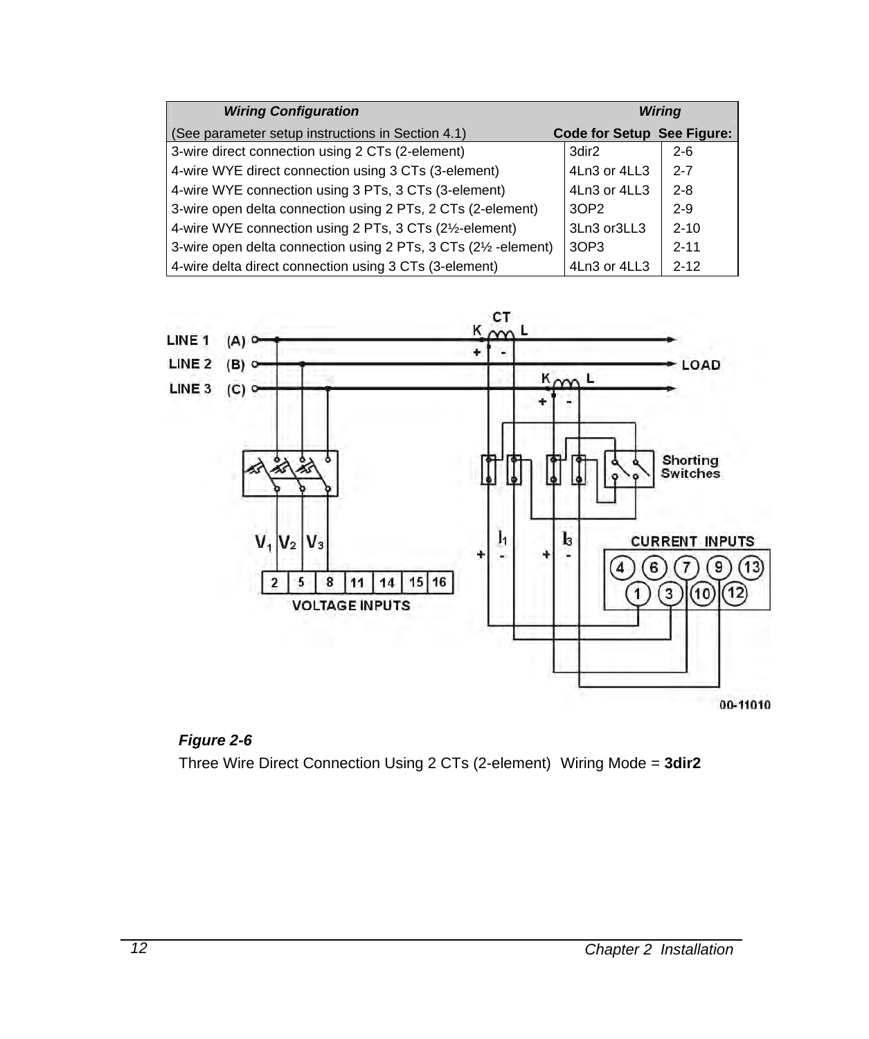| Wiring Configuration (See parameter setup instructions in Section 4.1) | Wiring Code for Setup | See Figure: |
| --- | --- | --- |
| 3-wire direct connection using 2 CTs (2-element) | 3dir2 | 2-6 |
| 4-wire WYE direct connection using 3 CTs (3-element) | 4Ln3 or 4LL3 | 2-7 |
| 4-wire WYE connection using 3 PTs, 3 CTs (3-element) | 4Ln3 or 4LL3 | 2-8 |
| 3-wire open delta connection using 2 PTs, 2 CTs (2-element) | 3OP2 | 2-9 |
| 4-wire WYE connection using 2 PTs, 3 CTs (2½-element) | 3Ln3 or3LL3 | 2-10 |
| 3-wire open delta connection using 2 PTs, 3 CTs (2½ -element) | 3OP3 | 2-11 |
| 4-wire delta direct connection using 3 CTs (3-element) | 4Ln3 or 4LL3 | 2-12 |

***Figure 2-6***

Three Wire Direct Connection Using 2 CTs (2-element)  Wiring Mode = **3dir2**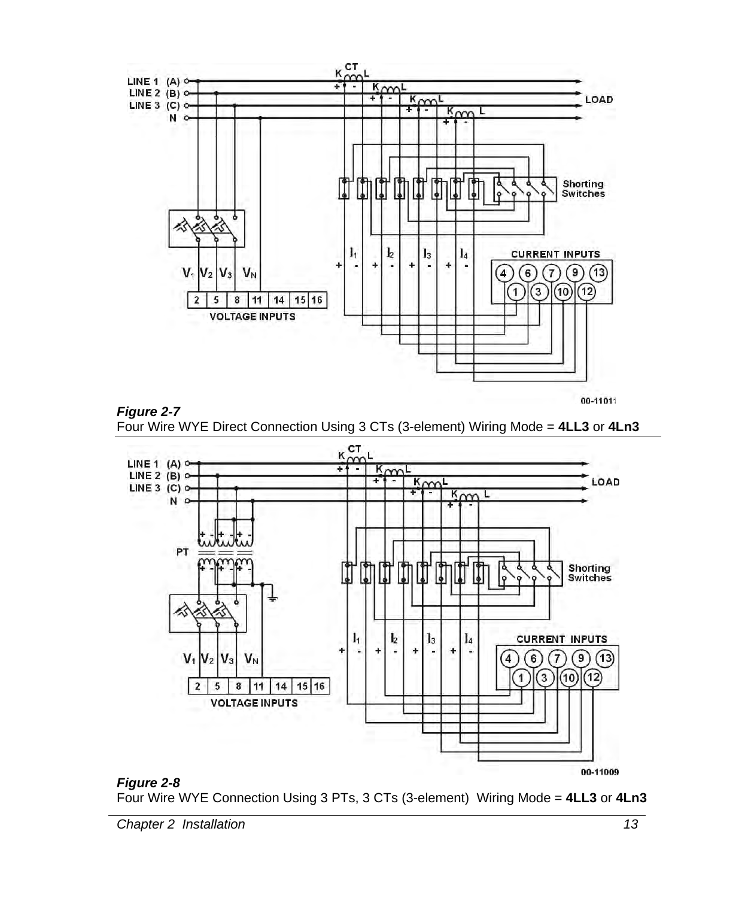***Figure 2-7***
Four Wire WYE Direct Connection Using 3 CTs (3-element) Wiring Mode = **4LL3** or **4Ln3**

***Figure 2-8***
Four Wire WYE Connection Using 3 PTs, 3 CTs (3-element) Wiring Mode = **4LL3** or **4Ln3**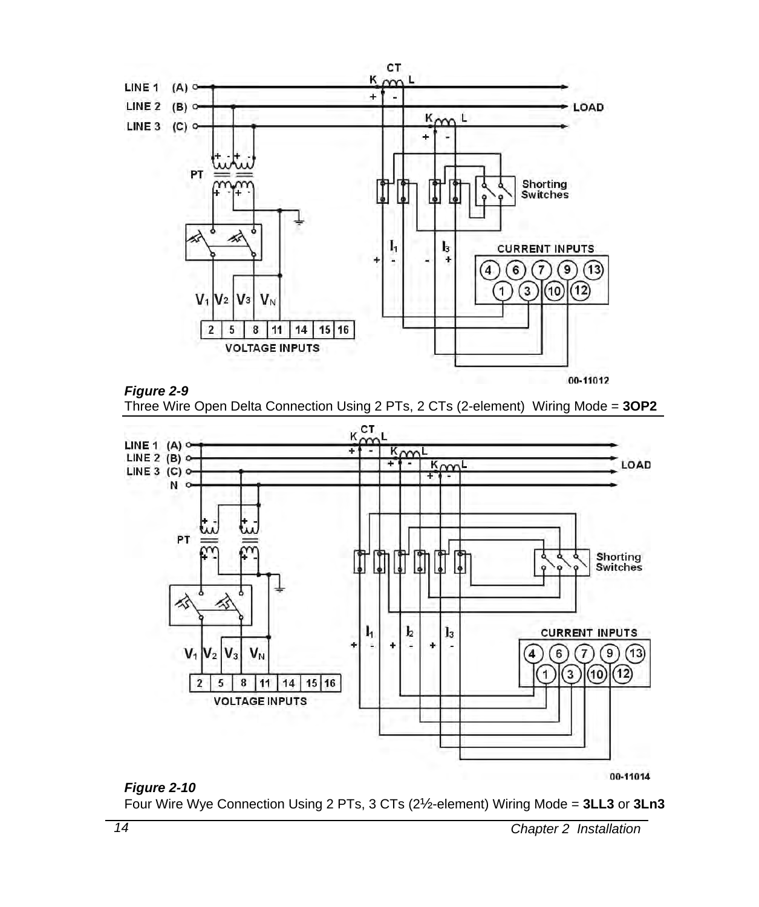*Figure 2-9*
Three Wire Open Delta Connection Using 2 PTs, 2 CTs (2-element) Wiring Mode = **3OP2**

*Figure 2-10*
Four Wire Wye Connection Using 2 PTs, 3 CTs (2½-element) Wiring Mode = **3LL3** or **3Ln3**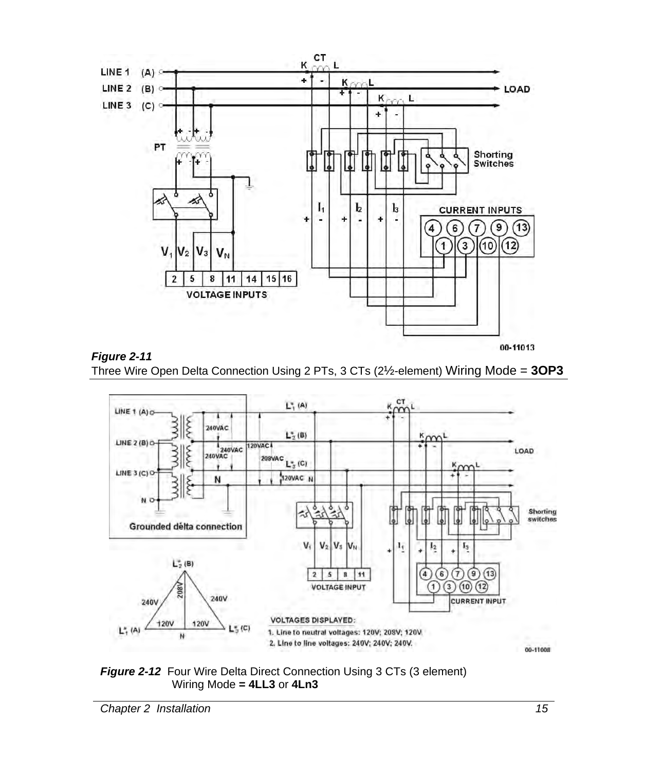***Figure 2-11***
Three Wire Open Delta Connection Using 2 PTs, 3 CTs (2½-element) Wiring Mode = **3OP3**

***Figure 2-12*** Four Wire Delta Direct Connection Using 3 CTs (3 element)
Wiring Mode **= 4LL3** or **4Ln3**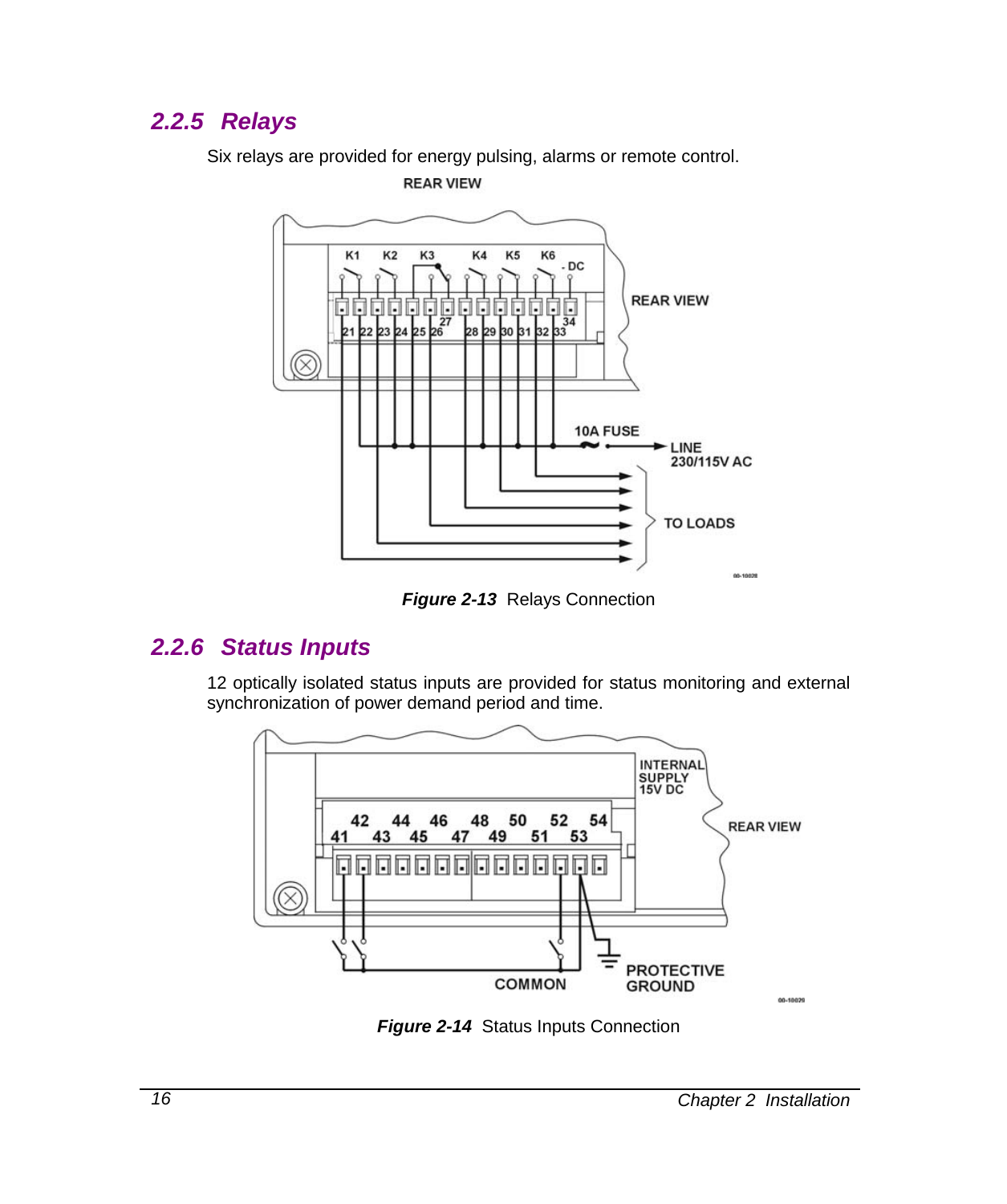### 2.2.5 Relays

Six relays are provided for energy pulsing, alarms or remote control.

***Figure 2-13*** Relays Connection

### 2.2.6 Status Inputs

12 optically isolated status inputs are provided for status monitoring and external synchronization of power demand period and time.

***Figure 2-14*** Status Inputs Connection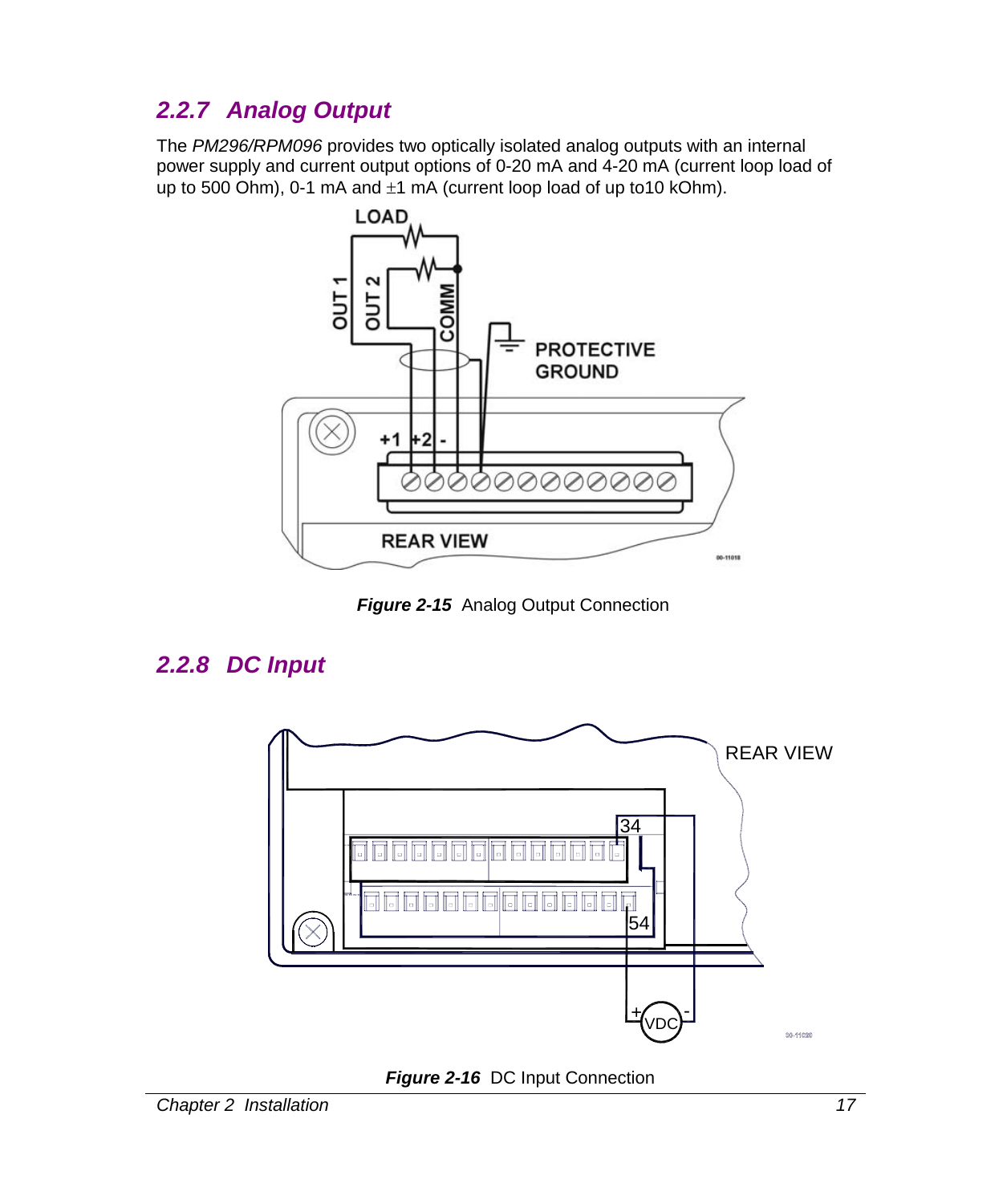## 2.2.7 Analog Output

The *PM296/RPM096* provides two optically isolated analog outputs with an internal power supply and current output options of 0-20 mA and 4-20 mA (current loop load of up to 500 Ohm), 0-1 mA and ±1 mA (current loop load of up to10 kOhm).

***Figure 2-15*** Analog Output Connection

## 2.2.8 DC Input

***Figure 2-16*** DC Input Connection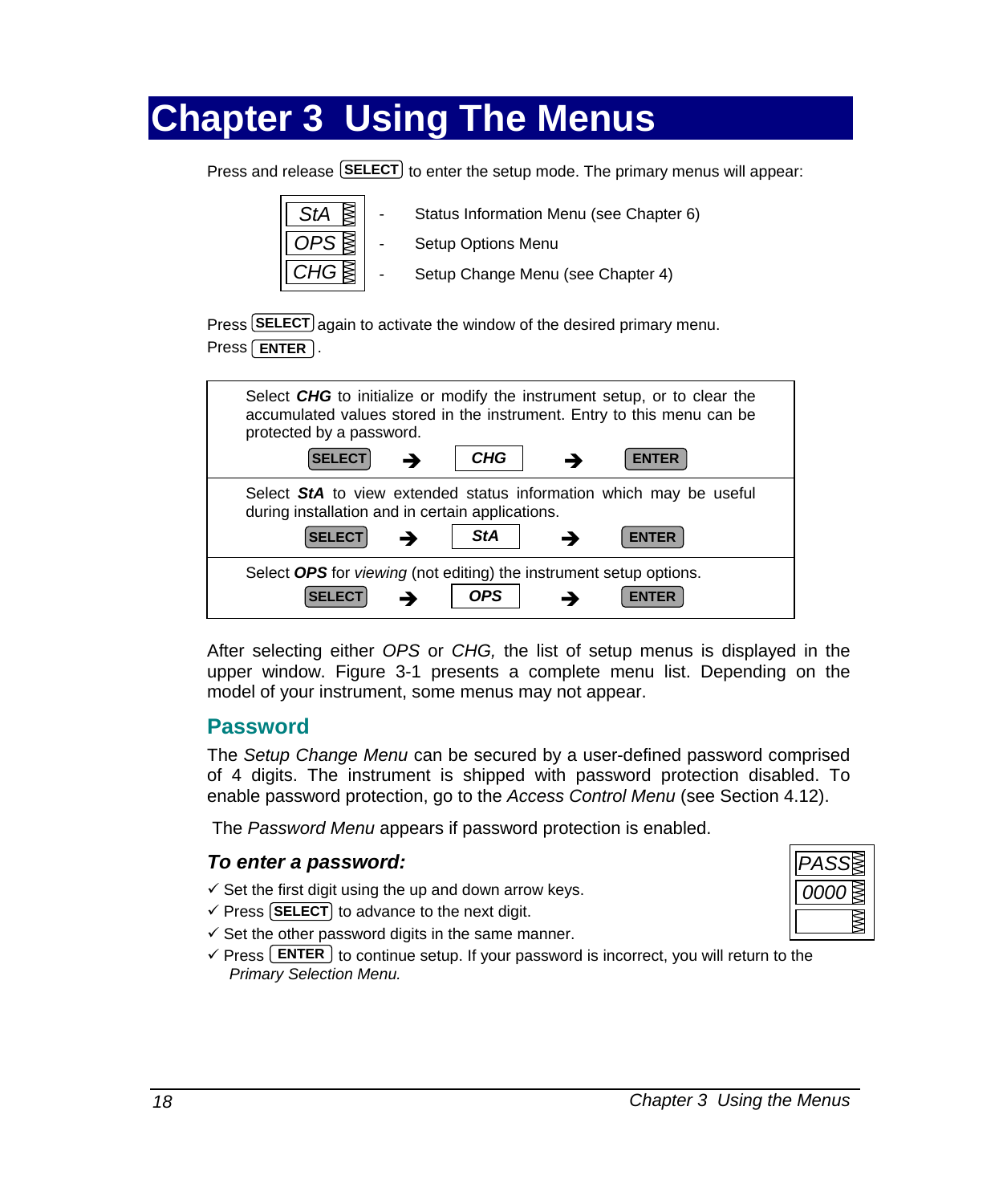# Chapter 3 Using The Menus

Press and release **SELECT** to enter the setup mode. The primary menus will appear:

| | | |
|---|---|---|
| *StA* | - | Status Information Menu (see Chapter 6) |
| *OPS* | - | Setup Options Menu |
| *CHG* | - | Setup Change Menu (see Chapter 4) |

Press **SELECT** again to activate the window of the desired primary menu.
Press **ENTER**.

| |
|---|
| Select ***CHG*** to initialize or modify the instrument setup, or to clear the accumulated values stored in the instrument. Entry to this menu can be protected by a password.<br>**SELECT** → ***CHG*** → **ENTER** |
| Select ***StA*** to view extended status information which may be useful during installation and in certain applications.<br>**SELECT** → ***StA*** → **ENTER** |
| Select ***OPS*** for *viewing* (not editing) the instrument setup options.<br>**SELECT** → ***OPS*** → **ENTER** |

After selecting either *OPS* or *CHG,* the list of setup menus is displayed in the upper window. Figure 3-1 presents a complete menu list. Depending on the model of your instrument, some menus may not appear.

## Password

The *Setup Change Menu* can be secured by a user-defined password comprised of 4 digits. The instrument is shipped with password protection disabled. To enable password protection, go to the *Access Control Menu* (see Section 4.12).

The *Password Menu* appears if password protection is enabled.

*PASS*
*0000*

### *To enter a password:*

- ✓ Set the first digit using the up and down arrow keys.
- ✓ Press **SELECT** to advance to the next digit.
- ✓ Set the other password digits in the same manner.
- ✓ Press **ENTER** to continue setup. If your password is incorrect, you will return to the *Primary Selection Menu.*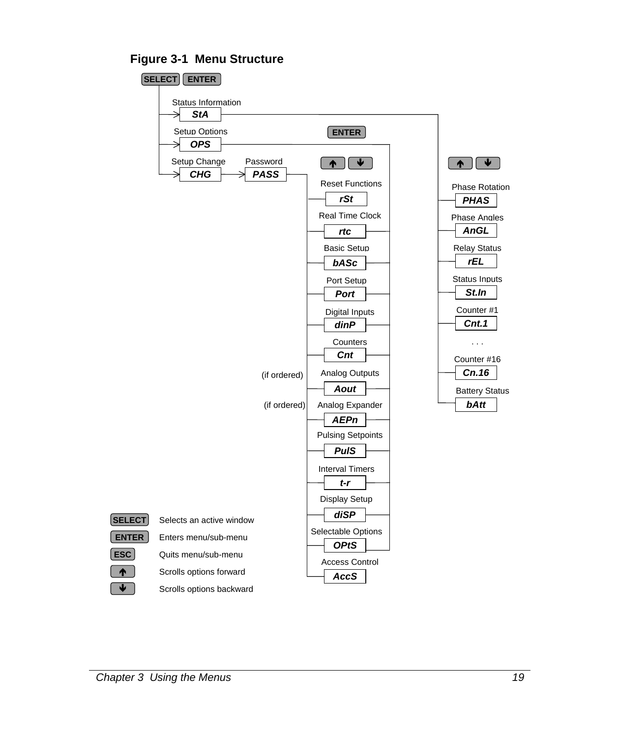# Figure 3-1 Menu Structure

SELECT ENTER

- Status Information — **StA**
  - (↑ ↓)
  - Phase Rotation — **PHAS**
  - Phase Angles — **AnGL**
  - Relay Status — **rEL**
  - Status Inputs — **St.In**
  - Counter #1 — **Cnt.1**
  - . . .
  - Counter #16 — **Cn.16**
  - Battery Status — **bAtt**
- Setup Options — **OPS** (ENTER)
- Setup Change — **CHG** → Password — **PASS**
  - (↑ ↓)
  - Reset Functions — **rSt**
  - Real Time Clock — **rtc**
  - Basic Setup — **bASc**
  - Port Setup — **Port**
  - Digital Inputs — **dinP**
  - Counters — **Cnt**
  - (if ordered) Analog Outputs — **Aout**
  - (if ordered) Analog Expander — **AEPn**
  - Pulsing Setpoints — **PulS**
  - Interval Timers — **t-r**
  - Display Setup — **diSP**
  - Selectable Options — **OPtS**
  - Access Control — **AccS**

| Key | Function |
|---|---|
| SELECT | Selects an active window |
| ENTER | Enters menu/sub-menu |
| ESC | Quits menu/sub-menu |
| ↑ | Scrolls options forward |
| ↓ | Scrolls options backward |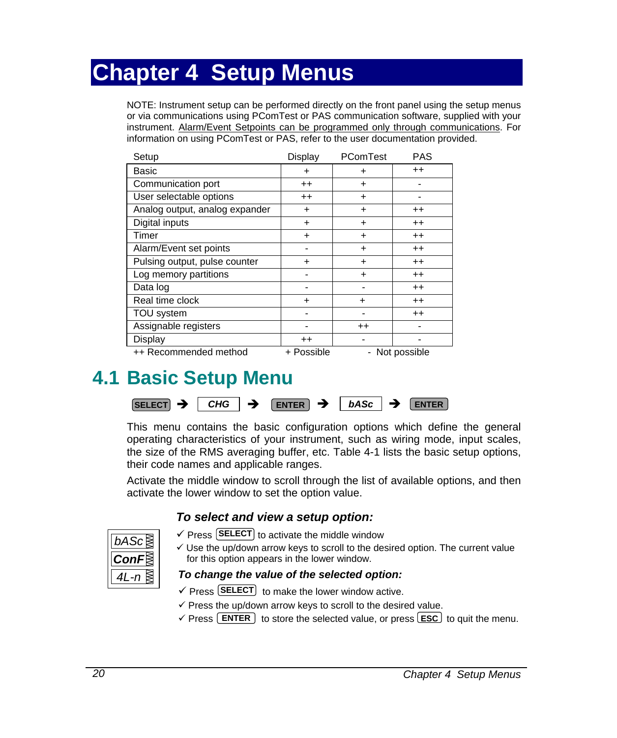# Chapter 4 Setup Menus

NOTE: Instrument setup can be performed directly on the front panel using the setup menus or via communications using PComTest or PAS communication software, supplied with your instrument. Alarm/Event Setpoints can be programmed only through communications. For information on using PComTest or PAS, refer to the user documentation provided.

| Setup | Display | PComTest | PAS |
|---|---|---|---|
| Basic | + | + | ++ |
| Communication port | ++ | + | - |
| User selectable options | ++ | + | - |
| Analog output, analog expander | + | + | ++ |
| Digital inputs | + | + | ++ |
| Timer | + | + | ++ |
| Alarm/Event set points | - | + | ++ |
| Pulsing output, pulse counter | + | + | ++ |
| Log memory partitions | - | + | ++ |
| Data log | - | - | ++ |
| Real time clock | + | + | ++ |
| TOU system | - | - | ++ |
| Assignable registers | - | ++ | - |
| Display | ++ | - | - |

++ Recommended method + Possible - Not possible

## 4.1 Basic Setup Menu

SELECT ➔ CHG ➔ ENTER ➔ bASc ➔ ENTER

This menu contains the basic configuration options which define the general operating characteristics of your instrument, such as wiring mode, input scales, the size of the RMS averaging buffer, etc. Table 4-1 lists the basic setup options, their code names and applicable ranges.

Activate the middle window to scroll through the list of available options, and then activate the lower window to set the option value.

bASc
ConF
4L-n

### *To select and view a setup option:*

- ✓ Press SELECT to activate the middle window
- ✓ Use the up/down arrow keys to scroll to the desired option. The current value for this option appears in the lower window.

### *To change the value of the selected option:*

- ✓ Press SELECT to make the lower window active.
- ✓ Press the up/down arrow keys to scroll to the desired value.
- ✓ Press ENTER to store the selected value, or press ESC to quit the menu.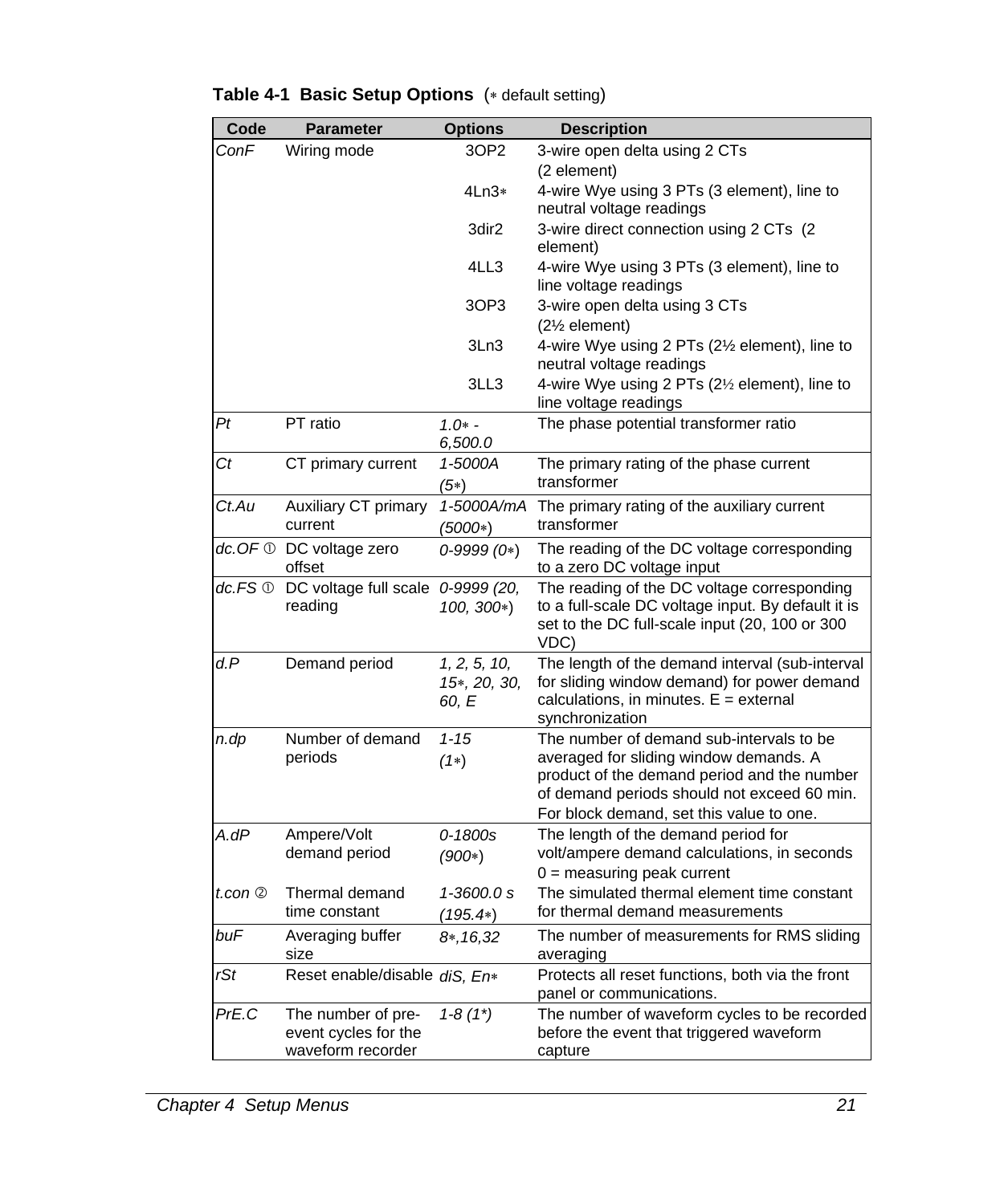**Table 4-1 Basic Setup Options** (∗ default setting)

| Code | Parameter | Options | Description |
|---|---|---|---|
| *ConF* | Wiring mode | 3OP2 | 3-wire open delta using 2 CTs (2 element) |
| | | 4Ln3∗ | 4-wire Wye using 3 PTs (3 element), line to neutral voltage readings |
| | | 3dir2 | 3-wire direct connection using 2 CTs (2 element) |
| | | 4LL3 | 4-wire Wye using 3 PTs (3 element), line to line voltage readings |
| | | 3OP3 | 3-wire open delta using 3 CTs (2½ element) |
| | | 3Ln3 | 4-wire Wye using 2 PTs (2½ element), line to neutral voltage readings |
| | | 3LL3 | 4-wire Wye using 2 PTs (2½ element), line to line voltage readings |
| *Pt* | PT ratio | *1.0∗ - 6,500.0* | The phase potential transformer ratio |
| *Ct* | CT primary current | *1-5000A (5∗)* | The primary rating of the phase current transformer |
| *Ct.Au* | Auxiliary CT primary current | *1-5000A/mA (5000∗)* | The primary rating of the auxiliary current transformer |
| *dc.OF* ① | DC voltage zero offset | *0-9999 (0∗)* | The reading of the DC voltage corresponding to a zero DC voltage input |
| *dc.FS* ① | DC voltage full scale reading | *0-9999 (20, 100, 300∗)* | The reading of the DC voltage corresponding to a full-scale DC voltage input. By default it is set to the DC full-scale input (20, 100 or 300 VDC) |
| *d.P* | Demand period | *1, 2, 5, 10, 15∗, 20, 30, 60, E* | The length of the demand interval (sub-interval for sliding window demand) for power demand calculations, in minutes. E = external synchronization |
| *n.dp* | Number of demand periods | *1-15 (1∗)* | The number of demand sub-intervals to be averaged for sliding window demands. A product of the demand period and the number of demand periods should not exceed 60 min. For block demand, set this value to one. |
| *A.dP* | Ampere/Volt demand period | *0-1800s (900∗)* | The length of the demand period for volt/ampere demand calculations, in seconds 0 = measuring peak current |
| *t.con* ② | Thermal demand time constant | *1-3600.0 s (195.4∗)* | The simulated thermal element time constant for thermal demand measurements |
| *buF* | Averaging buffer size | *8∗,16,32* | The number of measurements for RMS sliding averaging |
| *rSt* | Reset enable/disable | *diS, En∗* | Protects all reset functions, both via the front panel or communications. |
| *PrE.C* | The number of pre-event cycles for the waveform recorder | *1-8 (1\*)* | The number of waveform cycles to be recorded before the event that triggered waveform capture |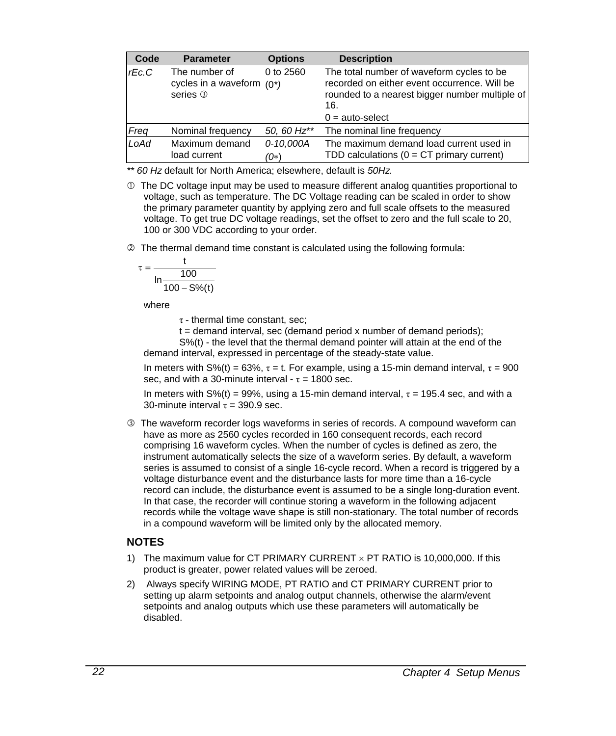| Code | Parameter | Options | Description |
|---|---|---|---|
| *rEc.C* | The number of cycles in a waveform series ③ | 0 to 2560 (0*) | The total number of waveform cycles to be recorded on either event occurrence. Will be rounded to a nearest bigger number multiple of 16.<br>0 = auto-select |
| *Freq* | Nominal frequency | *50, 60 Hz*** | The nominal line frequency |
| *LoAd* | Maximum demand load current | *0-10,000A (0*)* | The maximum demand load current used in TDD calculations (0 = CT primary current) |

** *60 Hz* default for North America; elsewhere, default is *50Hz.*

① The DC voltage input may be used to measure different analog quantities proportional to voltage, such as temperature. The DC Voltage reading can be scaled in order to show the primary parameter quantity by applying zero and full scale offsets to the measured voltage. To get true DC voltage readings, set the offset to zero and the full scale to 20, 100 or 300 VDC according to your order.

② The thermal demand time constant is calculated using the following formula:

$$\tau = \frac{t}{\ln \frac{100}{100 - S\%(t)}}$$

where

$\tau$ - thermal time constant, sec;

t = demand interval, sec (demand period x number of demand periods);

S%(t) - the level that the thermal demand pointer will attain at the end of the demand interval, expressed in percentage of the steady-state value.

In meters with S%(t) = 63%, $\tau$ = t. For example, using a 15-min demand interval, $\tau$ = 900 sec, and with a 30-minute interval - $\tau$ = 1800 sec.

In meters with S%(t) = 99%, using a 15-min demand interval, $\tau$ = 195.4 sec, and with a 30-minute interval $\tau$ = 390.9 sec.

③ The waveform recorder logs waveforms in series of records. A compound waveform can have as more as 2560 cycles recorded in 160 consequent records, each record comprising 16 waveform cycles. When the number of cycles is defined as zero, the instrument automatically selects the size of a waveform series. By default, a waveform series is assumed to consist of a single 16-cycle record. When a record is triggered by a voltage disturbance event and the disturbance lasts for more time than a 16-cycle record can include, the disturbance event is assumed to be a single long-duration event. In that case, the recorder will continue storing a waveform in the following adjacent records while the voltage wave shape is still non-stationary. The total number of records in a compound waveform will be limited only by the allocated memory.

## NOTES

1) The maximum value for CT PRIMARY CURRENT × PT RATIO is 10,000,000. If this product is greater, power related values will be zeroed.

2) Always specify WIRING MODE, PT RATIO and CT PRIMARY CURRENT prior to setting up alarm setpoints and analog output channels, otherwise the alarm/event setpoints and analog outputs which use these parameters will automatically be disabled.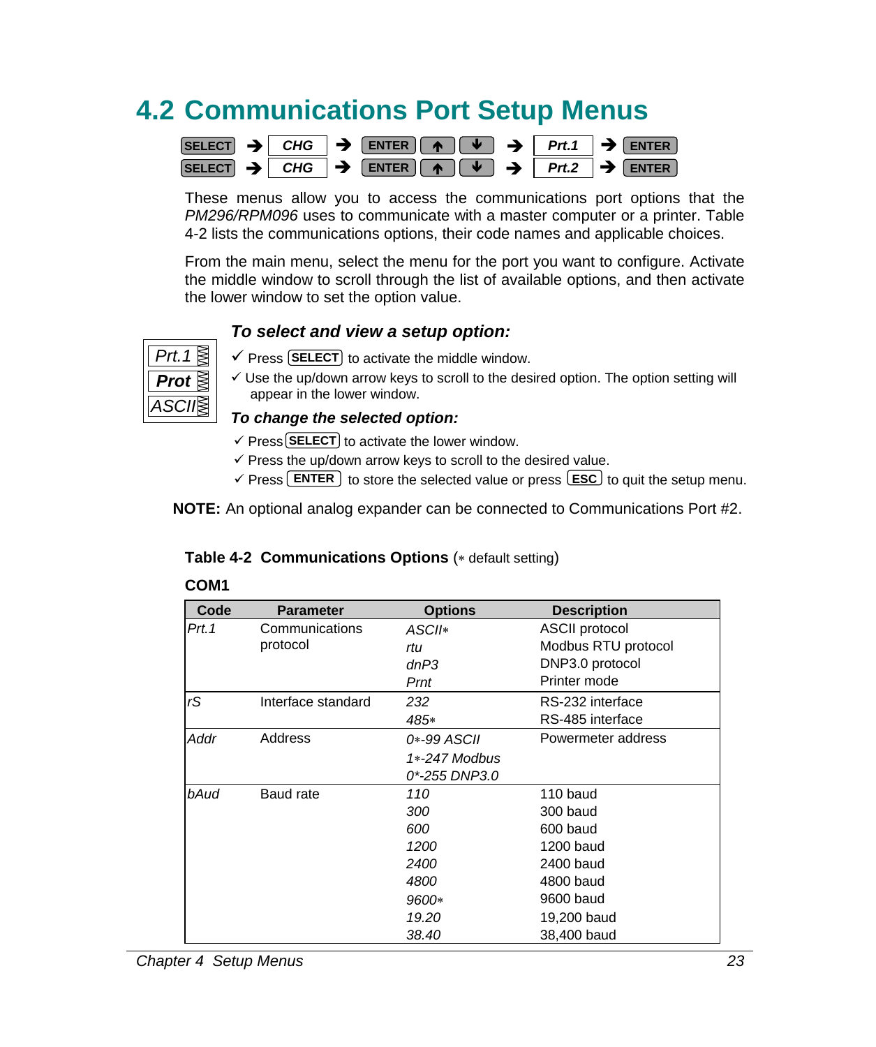# 4.2 Communications Port Setup Menus

SELECT ➔ *CHG* ➔ ENTER ↑ ↓ ➔ *Prt.1* ➔ ENTER

SELECT ➔ *CHG* ➔ ENTER ↑ ↓ ➔ *Prt.2* ➔ ENTER

These menus allow you to access the communications port options that the *PM296/RPM096* uses to communicate with a master computer or a printer. Table 4-2 lists the communications options, their code names and applicable choices.

From the main menu, select the menu for the port you want to configure. Activate the middle window to scroll through the list of available options, and then activate the lower window to set the option value.

*Prt.1*
***Prot***
*ASCII*

### *To select and view a setup option:*

- ✓ Press SELECT to activate the middle window.
- ✓ Use the up/down arrow keys to scroll to the desired option. The option setting will appear in the lower window.

### *To change the selected option:*

- ✓ Press SELECT to activate the lower window.
- ✓ Press the up/down arrow keys to scroll to the desired value.
- ✓ Press ENTER to store the selected value or press ESC to quit the setup menu.

**NOTE:** An optional analog expander can be connected to Communications Port #2.

**Table 4-2 Communications Options** (∗ default setting)

**COM1**

| Code | Parameter | Options | Description |
|---|---|---|---|
| *Prt.1* | Communications protocol | *ASCII∗* | ASCII protocol |
| | | *rtu* | Modbus RTU protocol |
| | | *dnP3* | DNP3.0 protocol |
| | | *Prnt* | Printer mode |
| *rS* | Interface standard | *232* | RS-232 interface |
| | | *485∗* | RS-485 interface |
| *Addr* | Address | *0∗-99 ASCII* | Powermeter address |
| | | *1∗-247 Modbus* | |
| | | *0*-255 DNP3.0* | |
| *bAud* | Baud rate | *110* | 110 baud |
| | | *300* | 300 baud |
| | | *600* | 600 baud |
| | | *1200* | 1200 baud |
| | | *2400* | 2400 baud |
| | | *4800* | 4800 baud |
| | | *9600∗* | 9600 baud |
| | | *19.20* | 19,200 baud |
| | | *38.40* | 38,400 baud |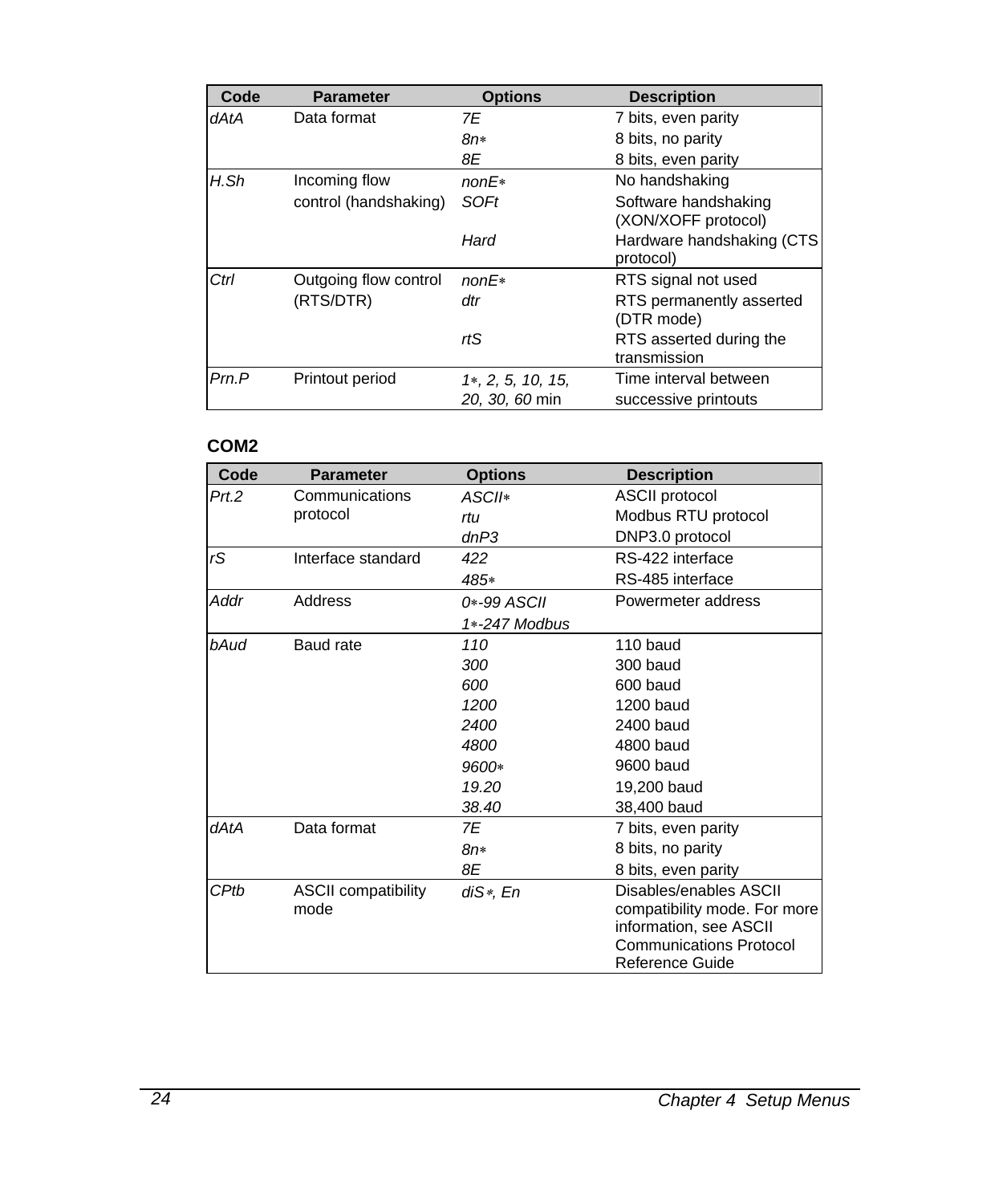| Code | Parameter | Options | Description |
|---|---|---|---|
| *dAtA* | Data format | *7E* | 7 bits, even parity |
| | | *8n*∗ | 8 bits, no parity |
| | | *8E* | 8 bits, even parity |
| *H.Sh* | Incoming flow control (handshaking) | *nonE*∗ | No handshaking |
| | | *SOFt* | Software handshaking (XON/XOFF protocol) |
| | | *Hard* | Hardware handshaking (CTS protocol) |
| *Ctrl* | Outgoing flow control (RTS/DTR) | *nonE*∗ | RTS signal not used |
| | | *dtr* | RTS permanently asserted (DTR mode) |
| | | *rtS* | RTS asserted during the transmission |
| *Prn.P* | Printout period | *1*∗*, 2, 5, 10, 15, 20, 30, 60* min | Time interval between successive printouts |

**COM2**

| Code | Parameter | Options | Description |
|---|---|---|---|
| *Prt.2* | Communications protocol | *ASCII*∗ | ASCII protocol |
| | | *rtu* | Modbus RTU protocol |
| | | *dnP3* | DNP3.0 protocol |
| *rS* | Interface standard | *422* | RS-422 interface |
| | | *485*∗ | RS-485 interface |
| *Addr* | Address | *0*∗*-99 ASCII* | Powermeter address |
| | | *1*∗*-247 Modbus* | |
| *bAud* | Baud rate | *110* | 110 baud |
| | | *300* | 300 baud |
| | | *600* | 600 baud |
| | | *1200* | 1200 baud |
| | | *2400* | 2400 baud |
| | | *4800* | 4800 baud |
| | | *9600*∗ | 9600 baud |
| | | *19.20* | 19,200 baud |
| | | *38.40* | 38,400 baud |
| *dAtA* | Data format | *7E* | 7 bits, even parity |
| | | *8n*∗ | 8 bits, no parity |
| | | *8E* | 8 bits, even parity |
| *CPtb* | ASCII compatibility mode | *diS*∗*, En* | Disables/enables ASCII compatibility mode. For more information, see ASCII Communications Protocol Reference Guide |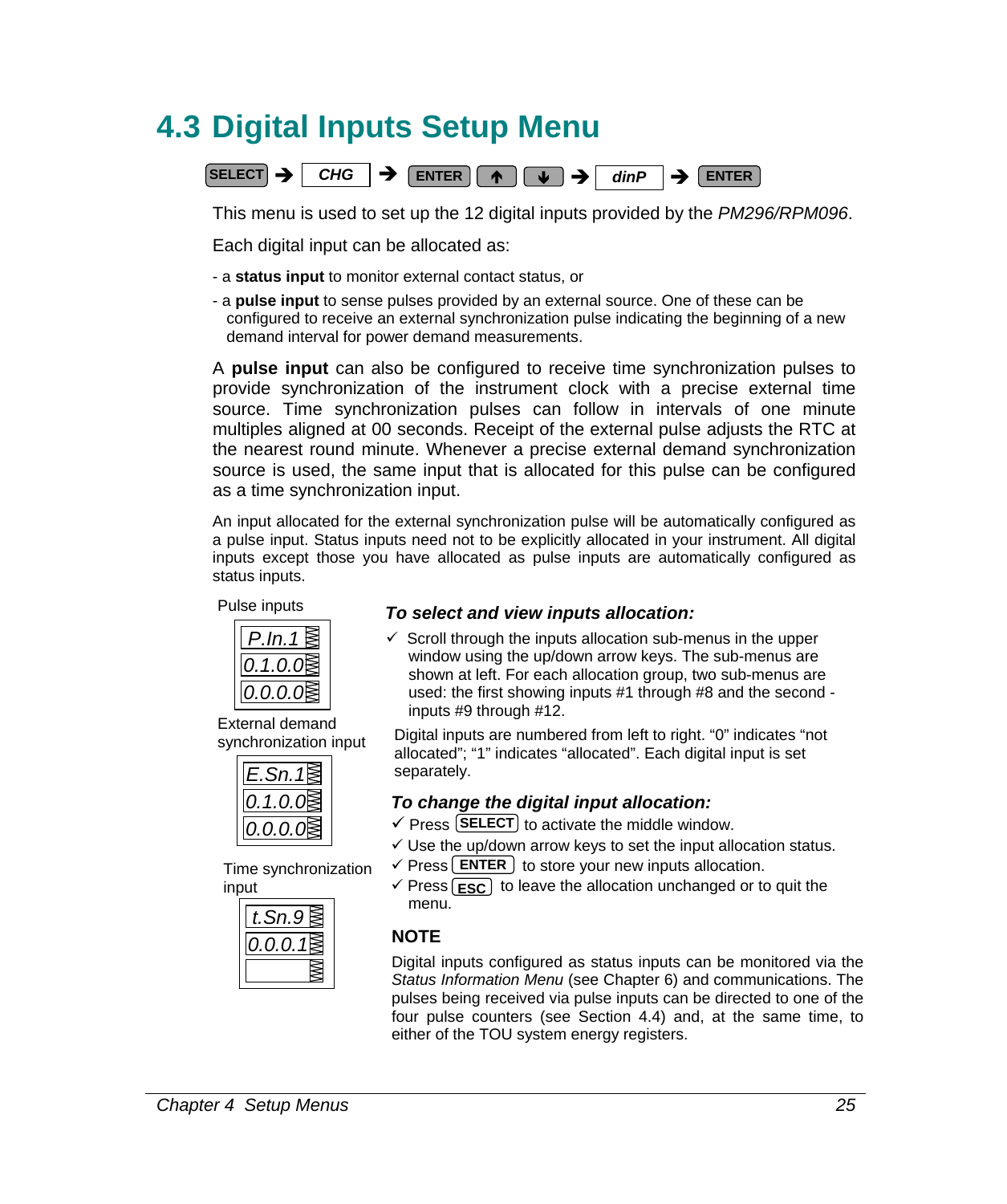## 4.3 Digital Inputs Setup Menu

**SELECT** → **CHG** → **ENTER** **↑** **↓** → ***dinP*** → **ENTER**

This menu is used to set up the 12 digital inputs provided by the *PM296/RPM096*.

Each digital input can be allocated as:

- a **status input** to monitor external contact status, or

- a **pulse input** to sense pulses provided by an external source. One of these can be configured to receive an external synchronization pulse indicating the beginning of a new demand interval for power demand measurements.

A **pulse input** can also be configured to receive time synchronization pulses to provide synchronization of the instrument clock with a precise external time source. Time synchronization pulses can follow in intervals of one minute multiples aligned at 00 seconds. Receipt of the external pulse adjusts the RTC at the nearest round minute. Whenever a precise external demand synchronization source is used, the same input that is allocated for this pulse can be configured as a time synchronization input.

An input allocated for the external synchronization pulse will be automatically configured as a pulse input. Status inputs need not to be explicitly allocated in your instrument. All digital inputs except those you have allocated as pulse inputs are automatically configured as status inputs.

Pulse inputs

| P.In.1 |
|---|
| 0.1.0.0 |
| 0.0.0.0 |

External demand synchronization input

| E.Sn.1 |
|---|
| 0.1.0.0 |
| 0.0.0.0 |

Time synchronization input

| t.Sn.9 |
|---|
| 0.0.0.1 |
| |

### *To select and view inputs allocation:*

✓ Scroll through the inputs allocation sub-menus in the upper window using the up/down arrow keys. The sub-menus are shown at left. For each allocation group, two sub-menus are used: the first showing inputs #1 through #8 and the second - inputs #9 through #12.

Digital inputs are numbered from left to right. "0" indicates "not allocated"; "1" indicates "allocated". Each digital input is set separately.

### *To change the digital input allocation:*

✓ Press **SELECT** to activate the middle window.

✓ Use the up/down arrow keys to set the input allocation status.

✓ Press **ENTER** to store your new inputs allocation.

✓ Press **ESC** to leave the allocation unchanged or to quit the menu.

**NOTE**

Digital inputs configured as status inputs can be monitored via the *Status Information Menu* (see Chapter 6) and communications. The pulses being received via pulse inputs can be directed to one of the four pulse counters (see Section 4.4) and, at the same time, to either of the TOU system energy registers.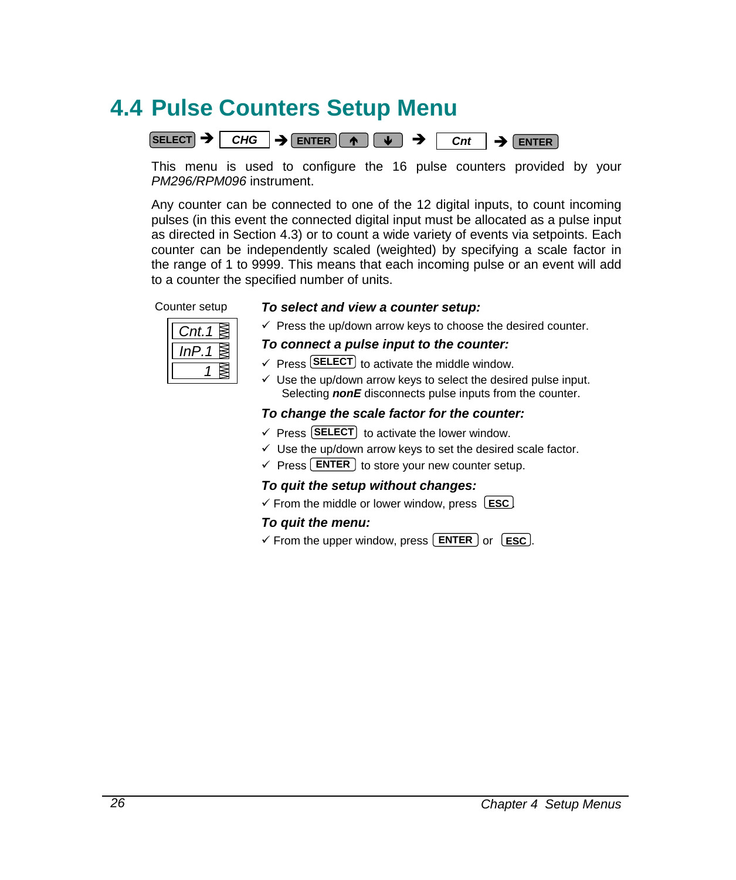## 4.4 Pulse Counters Setup Menu

SELECT ➔ *CHG* ➔ ENTER ↑ ↓ ➔ *Cnt* ➔ ENTER

This menu is used to configure the 16 pulse counters provided by your *PM296/RPM096* instrument.

Any counter can be connected to one of the 12 digital inputs, to count incoming pulses (in this event the connected digital input must be allocated as a pulse input as directed in Section 4.3) or to count a wide variety of events via setpoints. Each counter can be independently scaled (weighted) by specifying a scale factor in the range of 1 to 9999. This means that each incoming pulse or an event will add to a counter the specified number of units.

Counter setup

| *Cnt.1* |
|---|
| *InP.1* |
| *1* |

***To select and view a counter setup:***

- ✓ Press the up/down arrow keys to choose the desired counter.

***To connect a pulse input to the counter:***

- ✓ Press SELECT to activate the middle window.
- ✓ Use the up/down arrow keys to select the desired pulse input. Selecting ***nonE*** disconnects pulse inputs from the counter.

***To change the scale factor for the counter:***

- ✓ Press SELECT to activate the lower window.
- ✓ Use the up/down arrow keys to set the desired scale factor.
- ✓ Press ENTER to store your new counter setup.

***To quit the setup without changes:***

- ✓ From the middle or lower window, press ESC.

***To quit the menu:***

- ✓ From the upper window, press ENTER or ESC.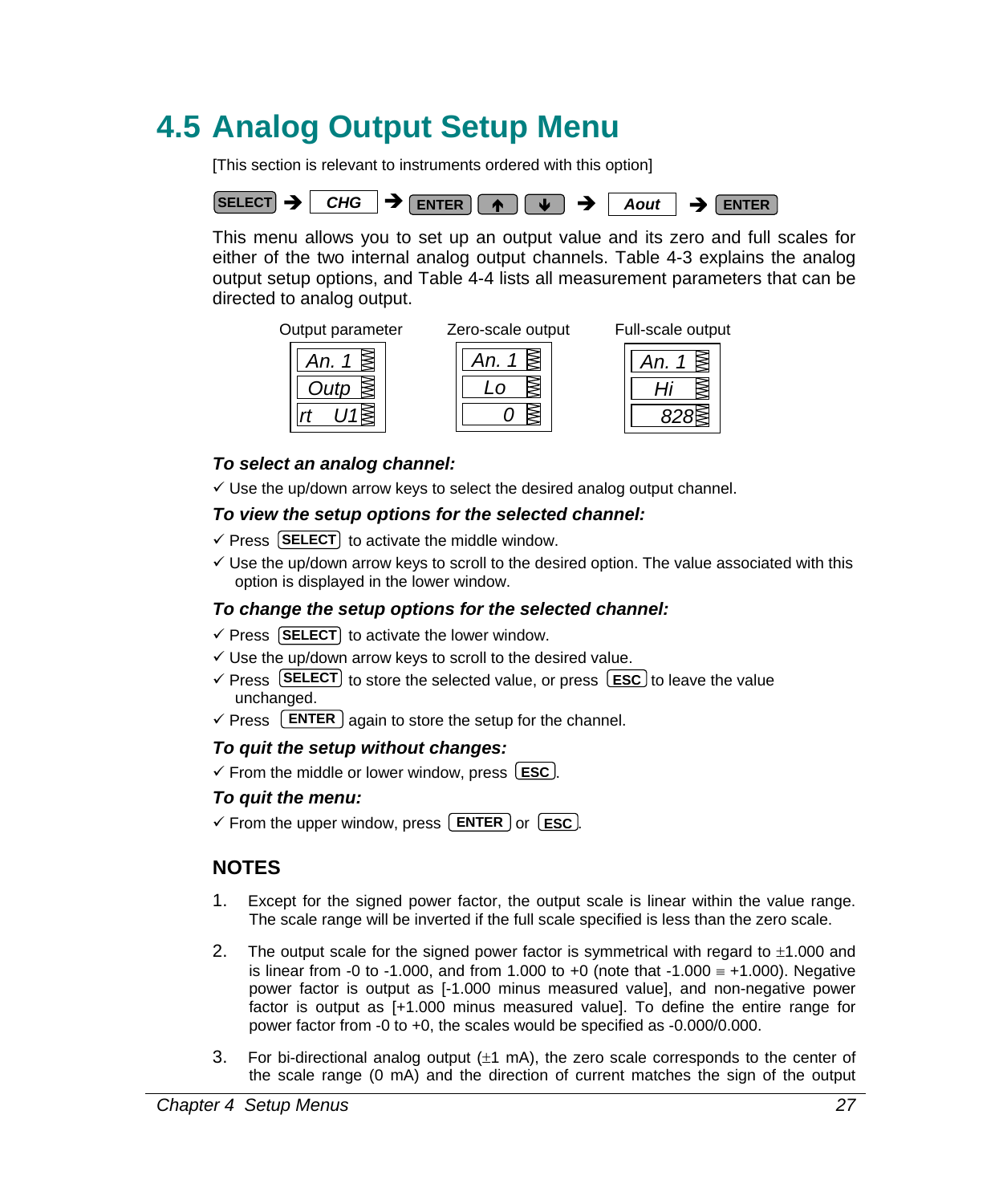## 4.5 Analog Output Setup Menu

[This section is relevant to instruments ordered with this option]

SELECT → CHG → ENTER ↑ ↓ → Aout → ENTER

This menu allows you to set up an output value and its zero and full scales for either of the two internal analog output channels. Table 4-3 explains the analog output setup options, and Table 4-4 lists all measurement parameters that can be directed to analog output.

| Output parameter | Zero-scale output | Full-scale output |
|---|---|---|
| An. 1 | An. 1 | An. 1 |
| Outp | Lo | Hi |
| rt U1 | 0 | 828 |

### *To select an analog channel:*

✓ Use the up/down arrow keys to select the desired analog output channel.

### *To view the setup options for the selected channel:*

✓ Press SELECT to activate the middle window.

✓ Use the up/down arrow keys to scroll to the desired option. The value associated with this option is displayed in the lower window.

### *To change the setup options for the selected channel:*

✓ Press SELECT to activate the lower window.

✓ Use the up/down arrow keys to scroll to the desired value.

✓ Press SELECT to store the selected value, or press ESC to leave the value unchanged.

✓ Press ENTER again to store the setup for the channel.

### *To quit the setup without changes:*

✓ From the middle or lower window, press ESC.

### *To quit the menu:*

✓ From the upper window, press ENTER or ESC.

## NOTES

1. Except for the signed power factor, the output scale is linear within the value range. The scale range will be inverted if the full scale specified is less than the zero scale.

2. The output scale for the signed power factor is symmetrical with regard to ±1.000 and is linear from -0 to -1.000, and from 1.000 to +0 (note that -1.000 ≡ +1.000). Negative power factor is output as [-1.000 minus measured value], and non-negative power factor is output as [+1.000 minus measured value]. To define the entire range for power factor from -0 to +0, the scales would be specified as -0.000/0.000.

3. For bi-directional analog output (±1 mA), the zero scale corresponds to the center of the scale range (0 mA) and the direction of current matches the sign of the output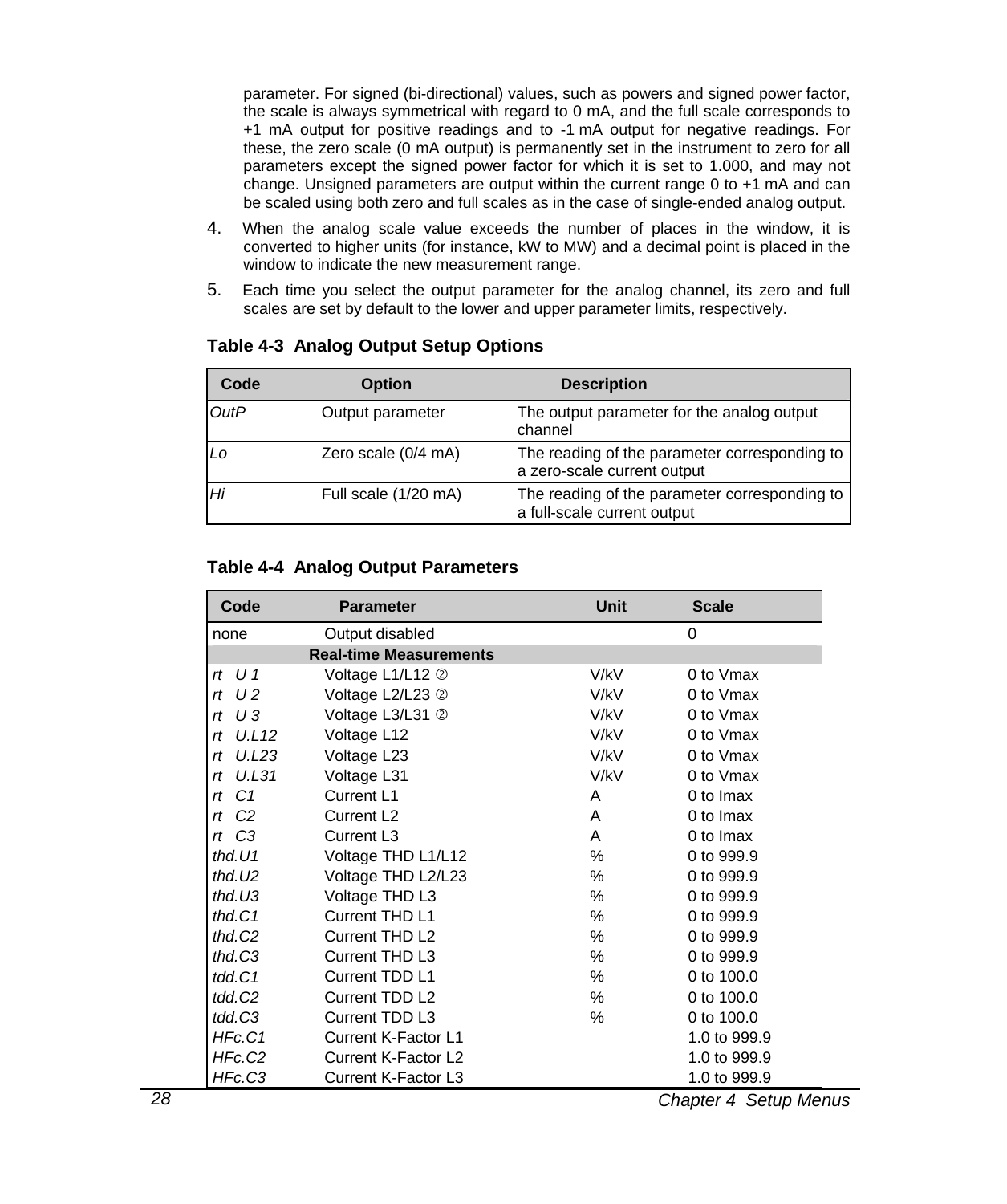parameter. For signed (bi-directional) values, such as powers and signed power factor, the scale is always symmetrical with regard to 0 mA, and the full scale corresponds to +1 mA output for positive readings and to -1 mA output for negative readings. For these, the zero scale (0 mA output) is permanently set in the instrument to zero for all parameters except the signed power factor for which it is set to 1.000, and may not change. Unsigned parameters are output within the current range 0 to +1 mA and can be scaled using both zero and full scales as in the case of single-ended analog output.

4. When the analog scale value exceeds the number of places in the window, it is converted to higher units (for instance, kW to MW) and a decimal point is placed in the window to indicate the new measurement range.

5. Each time you select the output parameter for the analog channel, its zero and full scales are set by default to the lower and upper parameter limits, respectively.

**Table 4-3  Analog Output Setup Options**

| Code | Option | Description |
|---|---|---|
| *OutP* | Output parameter | The output parameter for the analog output channel |
| *Lo* | Zero scale (0/4 mA) | The reading of the parameter corresponding to a zero-scale current output |
| *Hi* | Full scale (1/20 mA) | The reading of the parameter corresponding to a full-scale current output |

**Table 4-4  Analog Output Parameters**

| Code | Parameter | Unit | Scale |
|---|---|---|---|
| none | Output disabled | | 0 |
| | **Real-time Measurements** | | |
| *rt U 1* | Voltage L1/L12 ② | V/kV | 0 to Vmax |
| *rt U 2* | Voltage L2/L23 ② | V/kV | 0 to Vmax |
| *rt U 3* | Voltage L3/L31 ② | V/kV | 0 to Vmax |
| *rt U.L12* | Voltage L12 | V/kV | 0 to Vmax |
| *rt U.L23* | Voltage L23 | V/kV | 0 to Vmax |
| *rt U.L31* | Voltage L31 | V/kV | 0 to Vmax |
| *rt C1* | Current L1 | A | 0 to Imax |
| *rt C2* | Current L2 | A | 0 to Imax |
| *rt C3* | Current L3 | A | 0 to Imax |
| *thd.U1* | Voltage THD L1/L12 | % | 0 to 999.9 |
| *thd.U2* | Voltage THD L2/L23 | % | 0 to 999.9 |
| *thd.U3* | Voltage THD L3 | % | 0 to 999.9 |
| *thd.C1* | Current THD L1 | % | 0 to 999.9 |
| *thd.C2* | Current THD L2 | % | 0 to 999.9 |
| *thd.C3* | Current THD L3 | % | 0 to 999.9 |
| *tdd.C1* | Current TDD L1 | % | 0 to 100.0 |
| *tdd.C2* | Current TDD L2 | % | 0 to 100.0 |
| *tdd.C3* | Current TDD L3 | % | 0 to 100.0 |
| *HFc.C1* | Current K-Factor L1 | | 1.0 to 999.9 |
| *HFc.C2* | Current K-Factor L2 | | 1.0 to 999.9 |
| *HFc.C3* | Current K-Factor L3 | | 1.0 to 999.9 |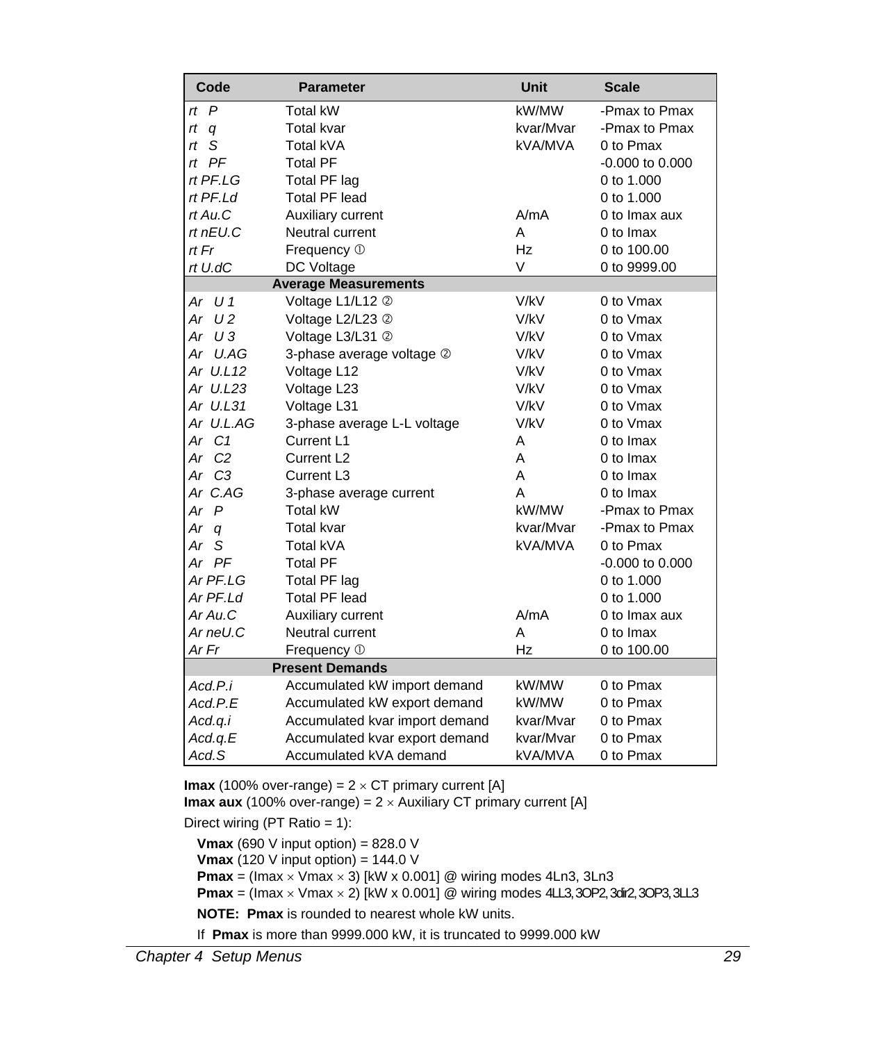| Code | Parameter | Unit | Scale |
|---|---|---|---|
| *rt P* | Total kW | kW/MW | -Pmax to Pmax |
| *rt q* | Total kvar | kvar/Mvar | -Pmax to Pmax |
| *rt S* | Total kVA | kVA/MVA | 0 to Pmax |
| *rt PF* | Total PF | | -0.000 to 0.000 |
| *rt PF.LG* | Total PF lag | | 0 to 1.000 |
| *rt PF.Ld* | Total PF lead | | 0 to 1.000 |
| *rt Au.C* | Auxiliary current | A/mA | 0 to Imax aux |
| *rt nEU.C* | Neutral current | A | 0 to Imax |
| *rt Fr* | Frequency ① | Hz | 0 to 100.00 |
| *rt U.dC* | DC Voltage | V | 0 to 9999.00 |
| | **Average Measurements** | | |
| *Ar U 1* | Voltage L1/L12 ② | V/kV | 0 to Vmax |
| *Ar U 2* | Voltage L2/L23 ② | V/kV | 0 to Vmax |
| *Ar U 3* | Voltage L3/L31 ② | V/kV | 0 to Vmax |
| *Ar U.AG* | 3-phase average voltage ② | V/kV | 0 to Vmax |
| *Ar U.L12* | Voltage L12 | V/kV | 0 to Vmax |
| *Ar U.L23* | Voltage L23 | V/kV | 0 to Vmax |
| *Ar U.L31* | Voltage L31 | V/kV | 0 to Vmax |
| *Ar U.L.AG* | 3-phase average L-L voltage | V/kV | 0 to Vmax |
| *Ar C1* | Current L1 | A | 0 to Imax |
| *Ar C2* | Current L2 | A | 0 to Imax |
| *Ar C3* | Current L3 | A | 0 to Imax |
| *Ar C.AG* | 3-phase average current | A | 0 to Imax |
| *Ar P* | Total kW | kW/MW | -Pmax to Pmax |
| *Ar q* | Total kvar | kvar/Mvar | -Pmax to Pmax |
| *Ar S* | Total kVA | kVA/MVA | 0 to Pmax |
| *Ar PF* | Total PF | | -0.000 to 0.000 |
| *Ar PF.LG* | Total PF lag | | 0 to 1.000 |
| *Ar PF.Ld* | Total PF lead | | 0 to 1.000 |
| *Ar Au.C* | Auxiliary current | A/mA | 0 to Imax aux |
| *Ar neU.C* | Neutral current | A | 0 to Imax |
| *Ar Fr* | Frequency ① | Hz | 0 to 100.00 |
| | **Present Demands** | | |
| *Acd.P.i* | Accumulated kW import demand | kW/MW | 0 to Pmax |
| *Acd.P.E* | Accumulated kW export demand | kW/MW | 0 to Pmax |
| *Acd.q.i* | Accumulated kvar import demand | kvar/Mvar | 0 to Pmax |
| *Acd.q.E* | Accumulated kvar export demand | kvar/Mvar | 0 to Pmax |
| *Acd.S* | Accumulated kVA demand | kVA/MVA | 0 to Pmax |

**Imax** (100% over-range) = 2 × CT primary current [A]
**Imax aux** (100% over-range) = 2 × Auxiliary CT primary current [A]

Direct wiring (PT Ratio = 1):

**Vmax** (690 V input option) = 828.0 V
**Vmax** (120 V input option) = 144.0 V
**Pmax** = (Imax × Vmax × 3) [kW x 0.001] @ wiring modes 4Ln3, 3Ln3
**Pmax** = (Imax × Vmax × 2) [kW x 0.001] @ wiring modes 4LL3, 3OP2, 3dir2, 3OP3, 3LL3

**NOTE: Pmax** is rounded to nearest whole kW units.

If **Pmax** is more than 9999.000 kW, it is truncated to 9999.000 kW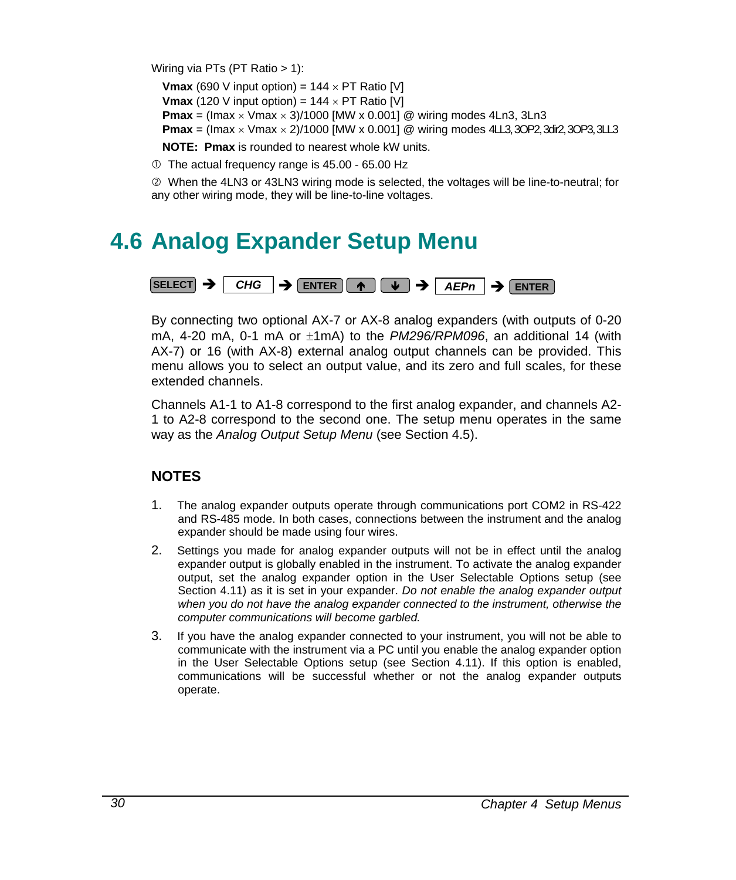Wiring via PTs (PT Ratio > 1):

**Vmax** (690 V input option) = 144 × PT Ratio [V]
**Vmax** (120 V input option) = 144 × PT Ratio [V]
**Pmax** = (Imax × Vmax × 3)/1000 [MW x 0.001] @ wiring modes 4Ln3, 3Ln3
**Pmax** = (Imax × Vmax × 2)/1000 [MW x 0.001] @ wiring modes 4LL3, 3OP2, 3dir2, 3OP3, 3LL3

**NOTE: Pmax** is rounded to nearest whole kW units.

① The actual frequency range is 45.00 - 65.00 Hz

② When the 4LN3 or 43LN3 wiring mode is selected, the voltages will be line-to-neutral; for any other wiring mode, they will be line-to-line voltages.

## 4.6 Analog Expander Setup Menu

**SELECT** → ***CHG*** → **ENTER** **↑** **↓** → ***AEPn*** → **ENTER**

By connecting two optional AX-7 or AX-8 analog expanders (with outputs of 0-20 mA, 4-20 mA, 0-1 mA or ±1mA) to the *PM296/RPM096*, an additional 14 (with AX-7) or 16 (with AX-8) external analog output channels can be provided. This menu allows you to select an output value, and its zero and full scales, for these extended channels.

Channels A1-1 to A1-8 correspond to the first analog expander, and channels A2-1 to A2-8 correspond to the second one. The setup menu operates in the same way as the *Analog Output Setup Menu* (see Section 4.5).

### NOTES

1. The analog expander outputs operate through communications port COM2 in RS-422 and RS-485 mode. In both cases, connections between the instrument and the analog expander should be made using four wires.
2. Settings you made for analog expander outputs will not be in effect until the analog expander output is globally enabled in the instrument. To activate the analog expander output, set the analog expander option in the User Selectable Options setup (see Section 4.11) as it is set in your expander. *Do not enable the analog expander output when you do not have the analog expander connected to the instrument, otherwise the computer communications will become garbled.*
3. If you have the analog expander connected to your instrument, you will not be able to communicate with the instrument via a PC until you enable the analog expander option in the User Selectable Options setup (see Section 4.11). If this option is enabled, communications will be successful whether or not the analog expander outputs operate.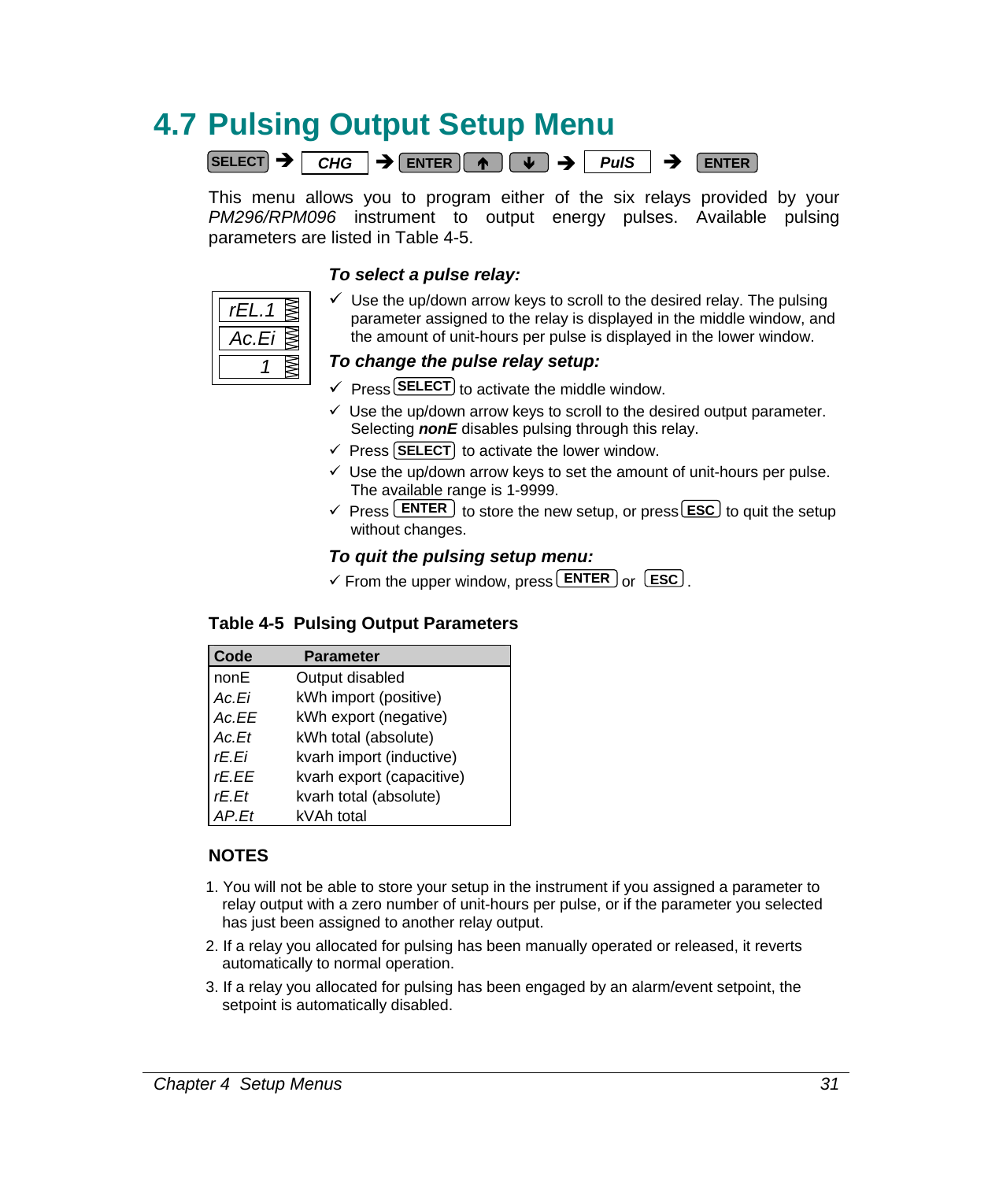# 4.7 Pulsing Output Setup Menu

SELECT → *CHG* → ENTER ↑ ↓ → *PulS* → ENTER

This menu allows you to program either of the six relays provided by your *PM296/RPM096* instrument to output energy pulses. Available pulsing parameters are listed in Table 4-5.

*rEL.1*
*Ac.Ei*
*1*

***To select a pulse relay:***

- ✓ Use the up/down arrow keys to scroll to the desired relay. The pulsing parameter assigned to the relay is displayed in the middle window, and the amount of unit-hours per pulse is displayed in the lower window.

***To change the pulse relay setup:***

- ✓ Press SELECT to activate the middle window.
- ✓ Use the up/down arrow keys to scroll to the desired output parameter. Selecting ***nonE*** disables pulsing through this relay.
- ✓ Press SELECT to activate the lower window.
- ✓ Use the up/down arrow keys to set the amount of unit-hours per pulse. The available range is 1-9999.
- ✓ Press ENTER to store the new setup, or press ESC to quit the setup without changes.

***To quit the pulsing setup menu:***

- ✓ From the upper window, press ENTER or ESC.

**Table 4-5 Pulsing Output Parameters**

| Code | Parameter |
|---|---|
| nonE | Output disabled |
| *Ac.Ei* | kWh import (positive) |
| *Ac.EE* | kWh export (negative) |
| *Ac.Et* | kWh total (absolute) |
| *rE.Ei* | kvarh import (inductive) |
| *rE.EE* | kvarh export (capacitive) |
| *rE.Et* | kvarh total (absolute) |
| *AP.Et* | kVAh total |

**NOTES**

1. You will not be able to store your setup in the instrument if you assigned a parameter to relay output with a zero number of unit-hours per pulse, or if the parameter you selected has just been assigned to another relay output.
2. If a relay you allocated for pulsing has been manually operated or released, it reverts automatically to normal operation.
3. If a relay you allocated for pulsing has been engaged by an alarm/event setpoint, the setpoint is automatically disabled.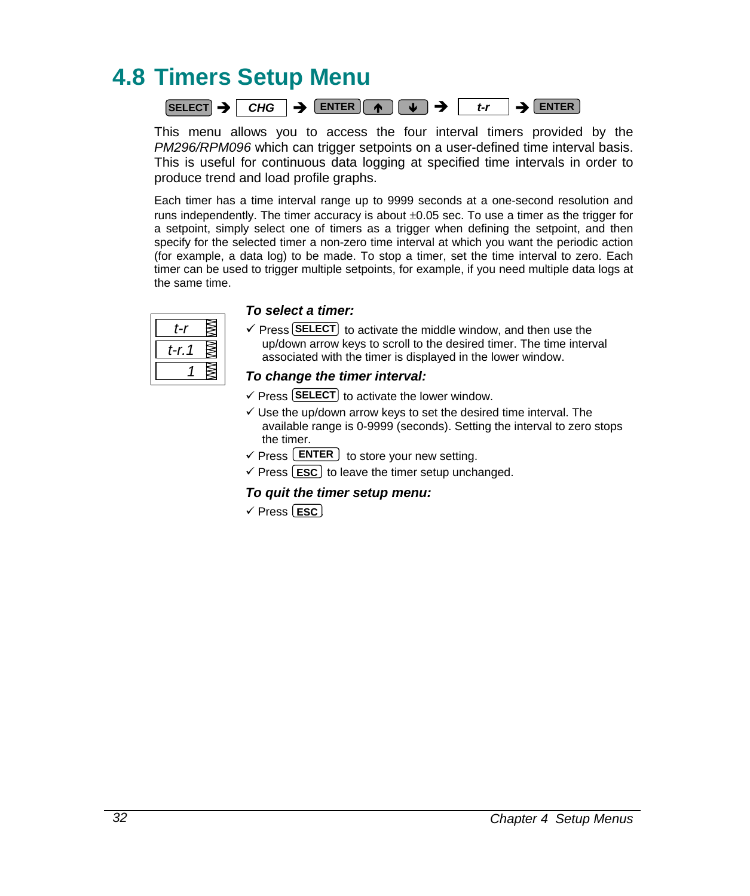## 4.8 Timers Setup Menu

SELECT → *CHG* → ENTER ↑ ↓ → *t-r* → ENTER

This menu allows you to access the four interval timers provided by the *PM296/RPM096* which can trigger setpoints on a user-defined time interval basis. This is useful for continuous data logging at specified time intervals in order to produce trend and load profile graphs.

Each timer has a time interval range up to 9999 seconds at a one-second resolution and runs independently. The timer accuracy is about ±0.05 sec. To use a timer as the trigger for a setpoint, simply select one of timers as a trigger when defining the setpoint, and then specify for the selected timer a non-zero time interval at which you want the periodic action (for example, a data log) to be made. To stop a timer, set the time interval to zero. Each timer can be used to trigger multiple setpoints, for example, if you need multiple data logs at the same time.

| *t-r* |
|---|
| *t-r.1* |
| *1* |

***To select a timer:***

✓ Press SELECT to activate the middle window, and then use the up/down arrow keys to scroll to the desired timer. The time interval associated with the timer is displayed in the lower window.

***To change the timer interval:***

✓ Press SELECT to activate the lower window.

✓ Use the up/down arrow keys to set the desired time interval. The available range is 0-9999 (seconds). Setting the interval to zero stops the timer.

✓ Press ENTER to store your new setting.

✓ Press ESC to leave the timer setup unchanged.

***To quit the timer setup menu:***

✓ Press ESC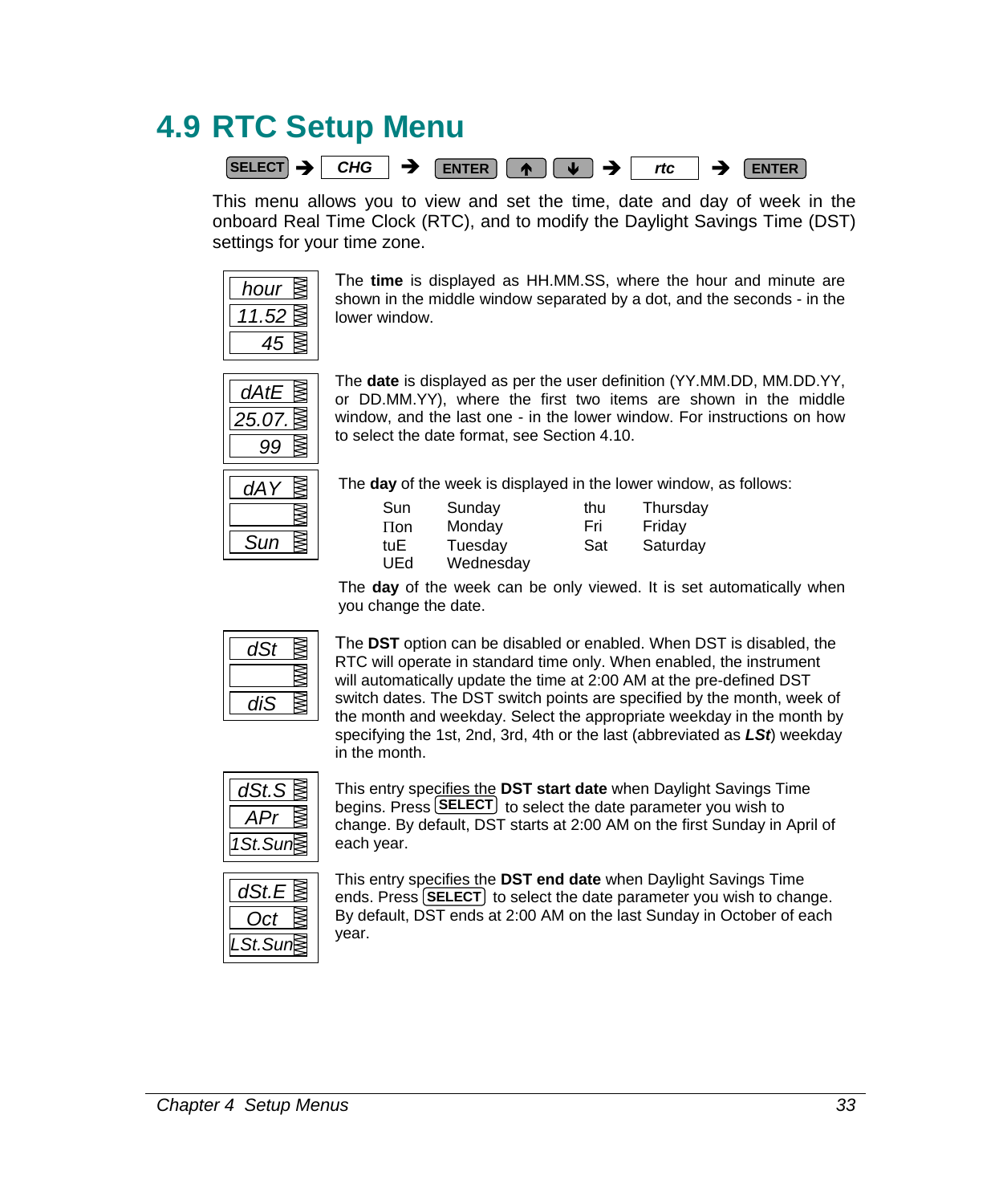# 4.9 RTC Setup Menu

**SELECT** ➔ *CHG* ➔ **ENTER** **↑** **↓** ➔ *rtc* ➔ **ENTER**

This menu allows you to view and set the time, date and day of week in the onboard Real Time Clock (RTC), and to modify the Daylight Savings Time (DST) settings for your time zone.

| *hour* |
|---|
| *11.52* |
| *45* |

The **time** is displayed as HH.MM.SS, where the hour and minute are shown in the middle window separated by a dot, and the seconds - in the lower window.

| *dAtE* |
|---|
| *25.07.* |
| *99* |

The **date** is displayed as per the user definition (YY.MM.DD, MM.DD.YY, or DD.MM.YY), where the first two items are shown in the middle window, and the last one - in the lower window. For instructions on how to select the date format, see Section 4.10.

| *dAY* |
|---|
| |
| *Sun* |

The **day** of the week is displayed in the lower window, as follows:

| | | | |
|---|---|---|---|
| Sun | Sunday | thu | Thursday |
| Πon | Monday | Fri | Friday |
| tuE | Tuesday | Sat | Saturday |
| UEd | Wednesday | | |

The **day** of the week can be only viewed. It is set automatically when you change the date.

| *dSt* |
|---|
| |
| *diS* |

The **DST** option can be disabled or enabled. When DST is disabled, the RTC will operate in standard time only. When enabled, the instrument will automatically update the time at 2:00 AM at the pre-defined DST switch dates. The DST switch points are specified by the month, week of the month and weekday. Select the appropriate weekday in the month by specifying the 1st, 2nd, 3rd, 4th or the last (abbreviated as ***LSt***) weekday in the month.

| *dSt.S* |
|---|
| *APr* |
| *1St.Sun* |

This entry specifies the **DST start date** when Daylight Savings Time begins. Press **SELECT** to select the date parameter you wish to change. By default, DST starts at 2:00 AM on the first Sunday in April of each year.

| *dSt.E* |
|---|
| *Oct* |
| *LSt.Sun* |

This entry specifies the **DST end date** when Daylight Savings Time ends. Press **SELECT** to select the date parameter you wish to change. By default, DST ends at 2:00 AM on the last Sunday in October of each year.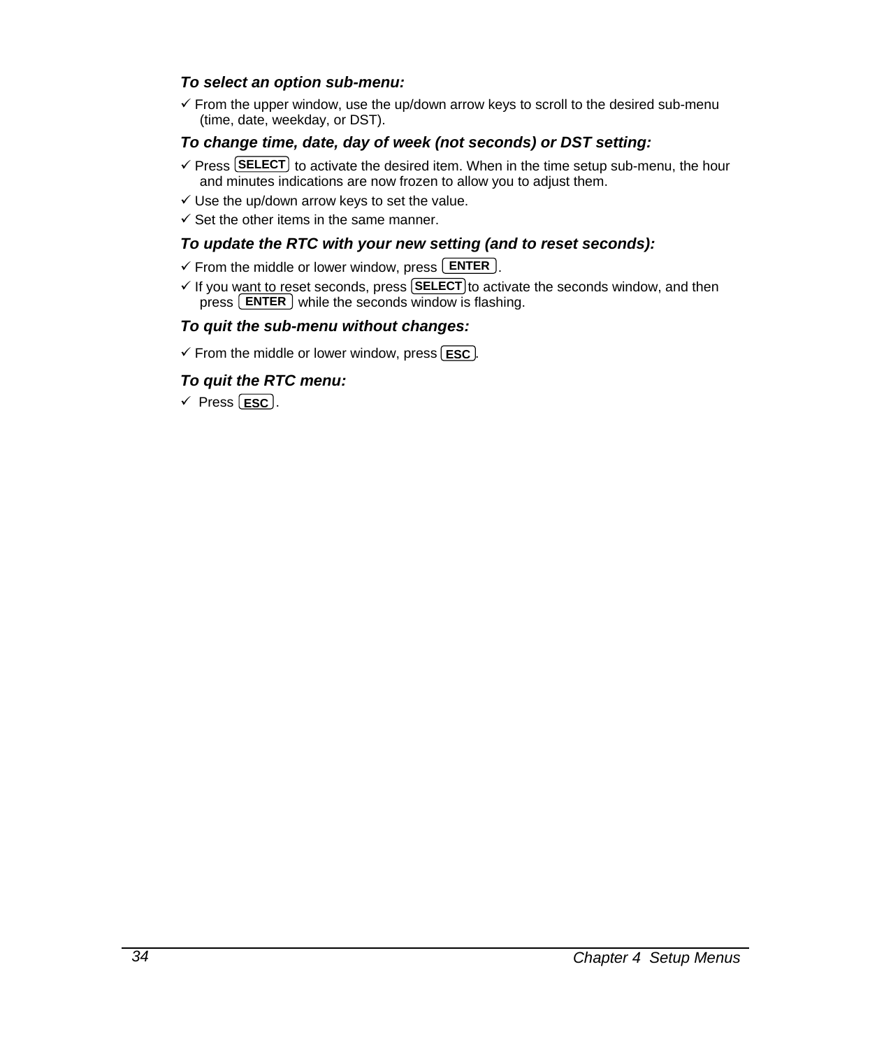***To select an option sub-menu:***

✓ From the upper window, use the up/down arrow keys to scroll to the desired sub-menu (time, date, weekday, or DST).

***To change time, date, day of week (not seconds) or DST setting:***

✓ Press **SELECT** to activate the desired item. When in the time setup sub-menu, the hour and minutes indications are now frozen to allow you to adjust them.

✓ Use the up/down arrow keys to set the value.

✓ Set the other items in the same manner.

***To update the RTC with your new setting (and to reset seconds):***

✓ From the middle or lower window, press **ENTER**.

✓ If you want to reset seconds, press **SELECT** to activate the seconds window, and then press **ENTER** while the seconds window is flashing.

***To quit the sub-menu without changes:***

✓ From the middle or lower window, press **ESC**.

***To quit the RTC menu:***

✓ Press **ESC**.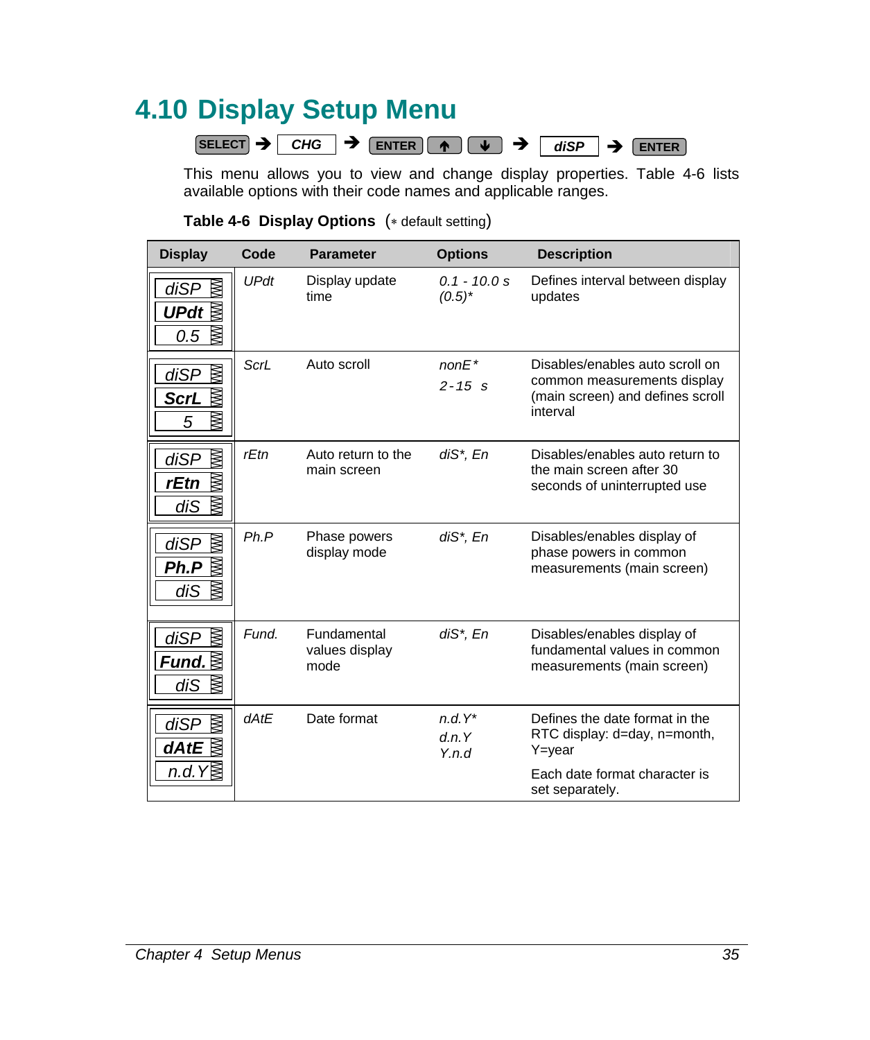## 4.10 Display Setup Menu

**SELECT** → *CHG* → **ENTER** **↑** **↓** → *diSP* → **ENTER**

This menu allows you to view and change display properties. Table 4-6 lists available options with their code names and applicable ranges.

**Table 4-6 Display Options** (* default setting)

| Display | Code | Parameter | Options | Description |
|---|---|---|---|---|
| diSP / UPdt / 0.5 | *UPdt* | Display update time | *0.1 - 10.0 s (0.5)** | Defines interval between display updates |
| diSP / ScrL / 5 | *ScrL* | Auto scroll | *nonE** <br> *2-15 s* | Disables/enables auto scroll on common measurements display (main screen) and defines scroll interval |
| diSP / rEtn / diS | *rEtn* | Auto return to the main screen | *diS*, En* | Disables/enables auto return to the main screen after 30 seconds of uninterrupted use |
| diSP / Ph.P / diS | *Ph.P* | Phase powers display mode | *diS*, En* | Disables/enables display of phase powers in common measurements (main screen) |
| diSP / Fund. / diS | *Fund.* | Fundamental values display mode | *diS*, En* | Disables/enables display of fundamental values in common measurements (main screen) |
| diSP / dAtE / n.d.Y | *dAtE* | Date format | *n.d.Y** <br> *d.n.Y* <br> *Y.n.d* | Defines the date format in the RTC display: d=day, n=month, Y=year <br> Each date format character is set separately. |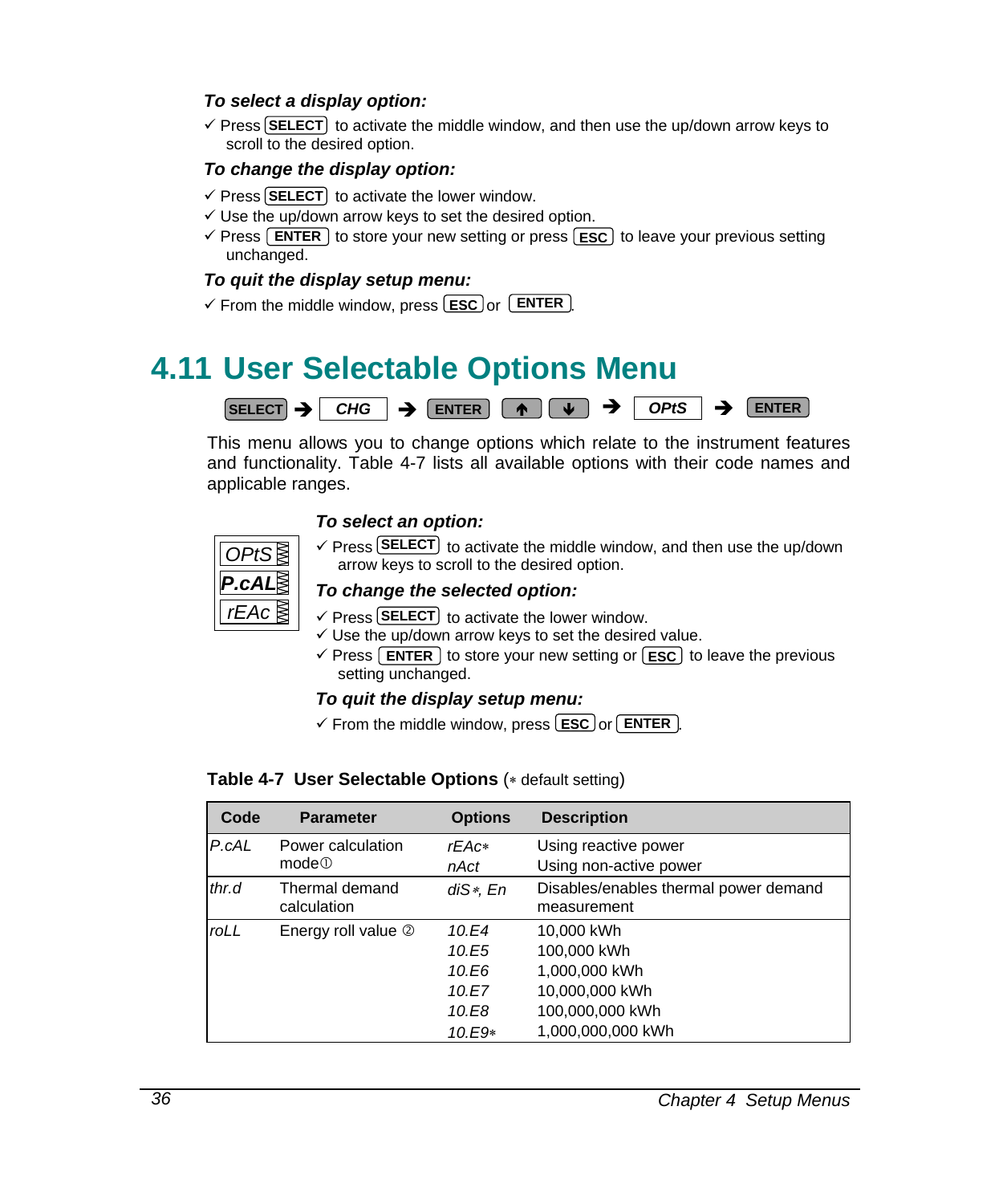***To select a display option:***

✓ Press SELECT to activate the middle window, and then use the up/down arrow keys to scroll to the desired option.

***To change the display option:***

✓ Press SELECT to activate the lower window.
✓ Use the up/down arrow keys to set the desired option.
✓ Press ENTER to store your new setting or press ESC to leave your previous setting unchanged.

***To quit the display setup menu:***

✓ From the middle window, press ESC or ENTER.

## 4.11 User Selectable Options Menu

SELECT ➔ *CHG* ➔ ENTER ↑ ↓ ➔ *OPtS* ➔ ENTER

This menu allows you to change options which relate to the instrument features and functionality. Table 4-7 lists all available options with their code names and applicable ranges.

*OPtS*
***P.cAL***
*rEAc*

***To select an option:***

✓ Press SELECT to activate the middle window, and then use the up/down arrow keys to scroll to the desired option.

***To change the selected option:***

✓ Press SELECT to activate the lower window.
✓ Use the up/down arrow keys to set the desired value.
✓ Press ENTER to store your new setting or ESC to leave the previous setting unchanged.

***To quit the display setup menu:***

✓ From the middle window, press ESC or ENTER.

**Table 4-7 User Selectable Options** (∗ default setting)

| Code | Parameter | Options | Description |
|---|---|---|---|
| *P.cAL* | Power calculation mode① | *rEAc*∗<br>*nAct* | Using reactive power<br>Using non-active power |
| *thr.d* | Thermal demand calculation | *diS*∗, *En* | Disables/enables thermal power demand measurement |
| *roLL* | Energy roll value ② | *10.E4*<br>*10.E5*<br>*10.E6*<br>*10.E7*<br>*10.E8*<br>*10.E9*∗ | 10,000 kWh<br>100,000 kWh<br>1,000,000 kWh<br>10,000,000 kWh<br>100,000,000 kWh<br>1,000,000,000 kWh |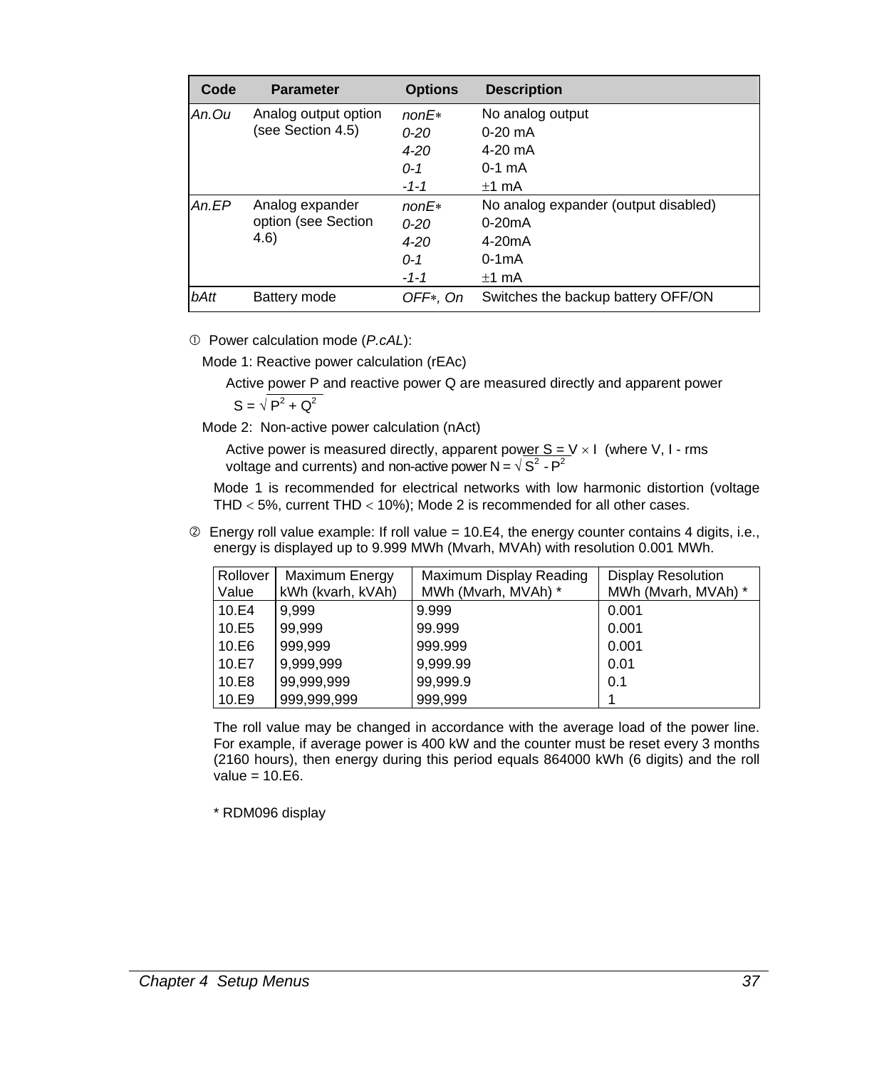| Code | Parameter | Options | Description |
|---|---|---|---|
| *An.Ou* | Analog output option (see Section 4.5) | *nonE∗*<br>*0-20*<br>*4-20*<br>*0-1*<br>*-1-1* | No analog output<br>0-20 mA<br>4-20 mA<br>0-1 mA<br>±1 mA |
| *An.EP* | Analog expander option (see Section 4.6) | *nonE∗*<br>*0-20*<br>*4-20*<br>*0-1*<br>*-1-1* | No analog expander (output disabled)<br>0-20mA<br>4-20mA<br>0-1mA<br>±1 mA |
| *bAtt* | Battery mode | *OFF∗, On* | Switches the backup battery OFF/ON |

① Power calculation mode (*P.cAL*):

Mode 1: Reactive power calculation (rEAc)

Active power P and reactive power Q are measured directly and apparent power $S = \sqrt{P^2 + Q^2}$

Mode 2: Non-active power calculation (nAct)

Active power is measured directly, apparent power $S = V \times I$ (where V, I - rms voltage and currents) and non-active power $N = \sqrt{S^2 - P^2}$

Mode 1 is recommended for electrical networks with low harmonic distortion (voltage THD < 5%, current THD < 10%); Mode 2 is recommended for all other cases.

② Energy roll value example: If roll value = 10.E4, the energy counter contains 4 digits, i.e., energy is displayed up to 9.999 MWh (Mvarh, MVAh) with resolution 0.001 MWh.

| Rollover Value | Maximum Energy kWh (kvarh, kVAh) | Maximum Display Reading MWh (Mvarh, MVAh) * | Display Resolution MWh (Mvarh, MVAh) * |
|---|---|---|---|
| 10.E4 | 9,999 | 9.999 | 0.001 |
| 10.E5 | 99,999 | 99.999 | 0.001 |
| 10.E6 | 999,999 | 999.999 | 0.001 |
| 10.E7 | 9,999,999 | 9,999.99 | 0.01 |
| 10.E8 | 99,999,999 | 99,999.9 | 0.1 |
| 10.E9 | 999,999,999 | 999,999 | 1 |

The roll value may be changed in accordance with the average load of the power line. For example, if average power is 400 kW and the counter must be reset every 3 months (2160 hours), then energy during this period equals 864000 kWh (6 digits) and the roll value = 10.E6.

\* RDM096 display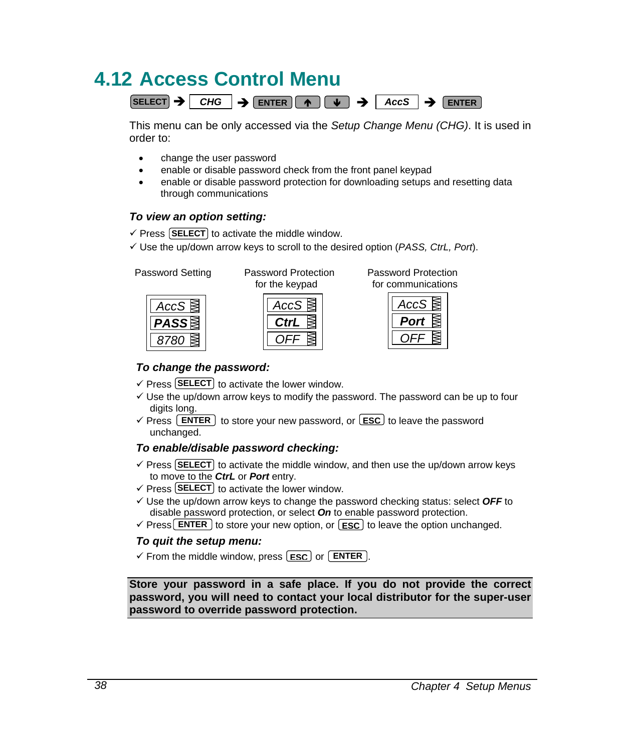# 4.12 Access Control Menu

SELECT → *CHG* → ENTER ↑ ↓ → *AccS* → ENTER

This menu can be only accessed via the *Setup Change Menu (CHG)*. It is used in order to:

- change the user password
- enable or disable password check from the front panel keypad
- enable or disable password protection for downloading setups and resetting data through communications

### *To view an option setting:*

✓ Press SELECT to activate the middle window.
✓ Use the up/down arrow keys to scroll to the desired option (*PASS, CtrL, Port*).

| Password Setting | Password Protection for the keypad | Password Protection for communications |
|---|---|---|
| *AccS* | *AccS* | *AccS* |
| ***PASS*** | ***CtrL*** | ***Port*** |
| *8780* | *OFF* | *OFF* |

### *To change the password:*

✓ Press SELECT to activate the lower window.
✓ Use the up/down arrow keys to modify the password. The password can be up to four digits long.
✓ Press ENTER to store your new password, or ESC to leave the password unchanged.

### *To enable/disable password checking:*

✓ Press SELECT to activate the middle window, and then use the up/down arrow keys to move to the ***CtrL*** or ***Port*** entry.
✓ Press SELECT to activate the lower window.
✓ Use the up/down arrow keys to change the password checking status: select ***OFF*** to disable password protection, or select ***On*** to enable password protection.
✓ Press ENTER to store your new option, or ESC to leave the option unchanged.

### *To quit the setup menu:*

✓ From the middle window, press ESC or ENTER.

**Store your password in a safe place. If you do not provide the correct password, you will need to contact your local distributor for the super-user password to override password protection.**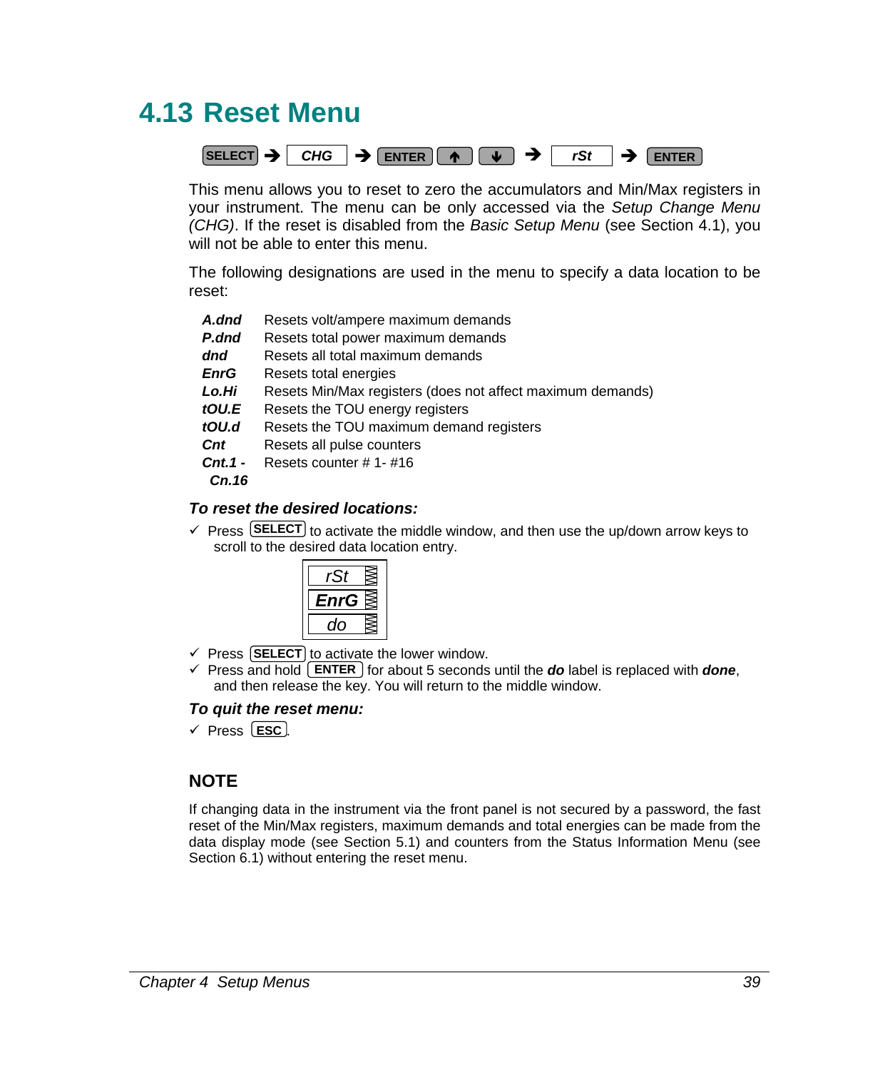## 4.13 Reset Menu

SELECT → CHG → ENTER ↑ ↓ → rSt → ENTER

This menu allows you to reset to zero the accumulators and Min/Max registers in your instrument. The menu can be only accessed via the *Setup Change Menu (CHG)*. If the reset is disabled from the *Basic Setup Menu* (see Section 4.1), you will not be able to enter this menu.

The following designations are used in the menu to specify a data location to be reset:

| | |
|---|---|
| ***A.dnd*** | Resets volt/ampere maximum demands |
| ***P.dnd*** | Resets total power maximum demands |
| ***dnd*** | Resets all total maximum demands |
| ***EnrG*** | Resets total energies |
| ***Lo.Hi*** | Resets Min/Max registers (does not affect maximum demands) |
| ***tOU.E*** | Resets the TOU energy registers |
| ***tOU.d*** | Resets the TOU maximum demand registers |
| ***Cnt*** | Resets all pulse counters |
| ***Cnt.1 - Cn.16*** | Resets counter # 1- #16 |

### *To reset the desired locations:*

- ✓ Press SELECT to activate the middle window, and then use the up/down arrow keys to scroll to the desired data location entry.

| |
|---|
| *rSt* |
| ***EnrG*** |
| *do* |

- ✓ Press SELECT to activate the lower window.
- ✓ Press and hold ENTER for about 5 seconds until the ***do*** label is replaced with ***done***, and then release the key. You will return to the middle window.

### *To quit the reset menu:*

- ✓ Press ESC.

### NOTE

If changing data in the instrument via the front panel is not secured by a password, the fast reset of the Min/Max registers, maximum demands and total energies can be made from the data display mode (see Section 5.1) and counters from the Status Information Menu (see Section 6.1) without entering the reset menu.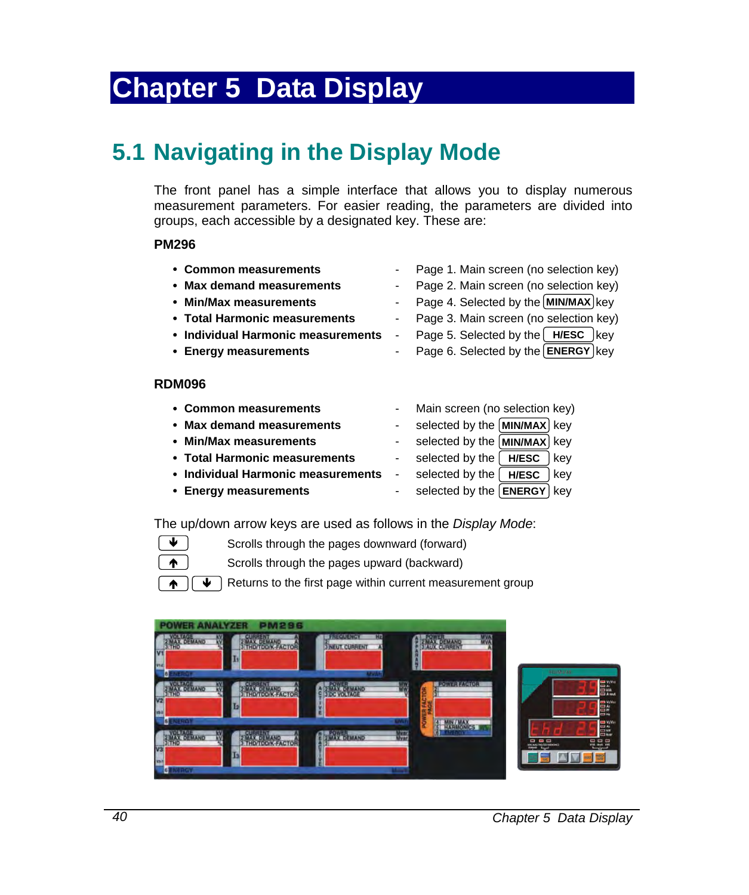# Chapter 5 Data Display

## 5.1 Navigating in the Display Mode

The front panel has a simple interface that allows you to display numerous measurement parameters. For easier reading, the parameters are divided into groups, each accessible by a designated key. These are:

**PM296**

- **Common measurements** - Page 1. Main screen (no selection key)
- **Max demand measurements** - Page 2. Main screen (no selection key)
- **Min/Max measurements** - Page 4. Selected by the MIN/MAX key
- **Total Harmonic measurements** - Page 3. Main screen (no selection key)
- **Individual Harmonic measurements** - Page 5. Selected by the H/ESC key
- **Energy measurements** - Page 6. Selected by the ENERGY key

**RDM096**

- **Common measurements** - Main screen (no selection key)
- **Max demand measurements** - selected by the MIN/MAX key
- **Min/Max measurements** - selected by the MIN/MAX key
- **Total Harmonic measurements** - selected by the H/ESC key
- **Individual Harmonic measurements** - selected by the H/ESC key
- **Energy measurements** - selected by the ENERGY key

The up/down arrow keys are used as follows in the *Display Mode*:

| Key | Action |
|---|---|
| ↓ | Scrolls through the pages downward (forward) |
| ↑ | Scrolls through the pages upward (backward) |
| ↑ ↓ | Returns to the first page within current measurement group |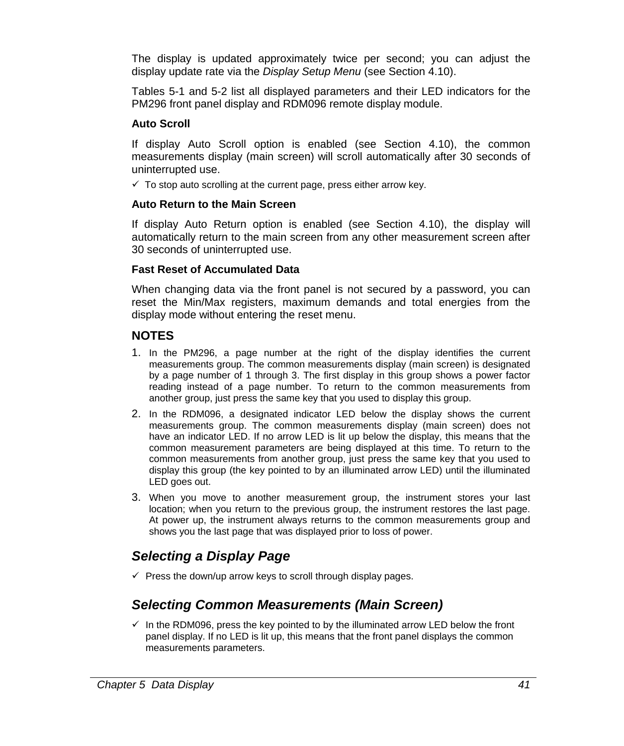The display is updated approximately twice per second; you can adjust the display update rate via the *Display Setup Menu* (see Section 4.10).

Tables 5-1 and 5-2 list all displayed parameters and their LED indicators for the PM296 front panel display and RDM096 remote display module.

**Auto Scroll**

If display Auto Scroll option is enabled (see Section 4.10), the common measurements display (main screen) will scroll automatically after 30 seconds of uninterrupted use.

✓ To stop auto scrolling at the current page, press either arrow key.

**Auto Return to the Main Screen**

If display Auto Return option is enabled (see Section 4.10), the display will automatically return to the main screen from any other measurement screen after 30 seconds of uninterrupted use.

**Fast Reset of Accumulated Data**

When changing data via the front panel is not secured by a password, you can reset the Min/Max registers, maximum demands and total energies from the display mode without entering the reset menu.

**NOTES**

1. In the PM296, a page number at the right of the display identifies the current measurements group. The common measurements display (main screen) is designated by a page number of 1 through 3. The first display in this group shows a power factor reading instead of a page number. To return to the common measurements from another group, just press the same key that you used to display this group.
2. In the RDM096, a designated indicator LED below the display shows the current measurements group. The common measurements display (main screen) does not have an indicator LED. If no arrow LED is lit up below the display, this means that the common measurement parameters are being displayed at this time. To return to the common measurements from another group, just press the same key that you used to display this group (the key pointed to by an illuminated arrow LED) until the illuminated LED goes out.
3. When you move to another measurement group, the instrument stores your last location; when you return to the previous group, the instrument restores the last page. At power up, the instrument always returns to the common measurements group and shows you the last page that was displayed prior to loss of power.

## *Selecting a Display Page*

✓ Press the down/up arrow keys to scroll through display pages.

## *Selecting Common Measurements (Main Screen)*

✓ In the RDM096, press the key pointed to by the illuminated arrow LED below the front panel display. If no LED is lit up, this means that the front panel displays the common measurements parameters.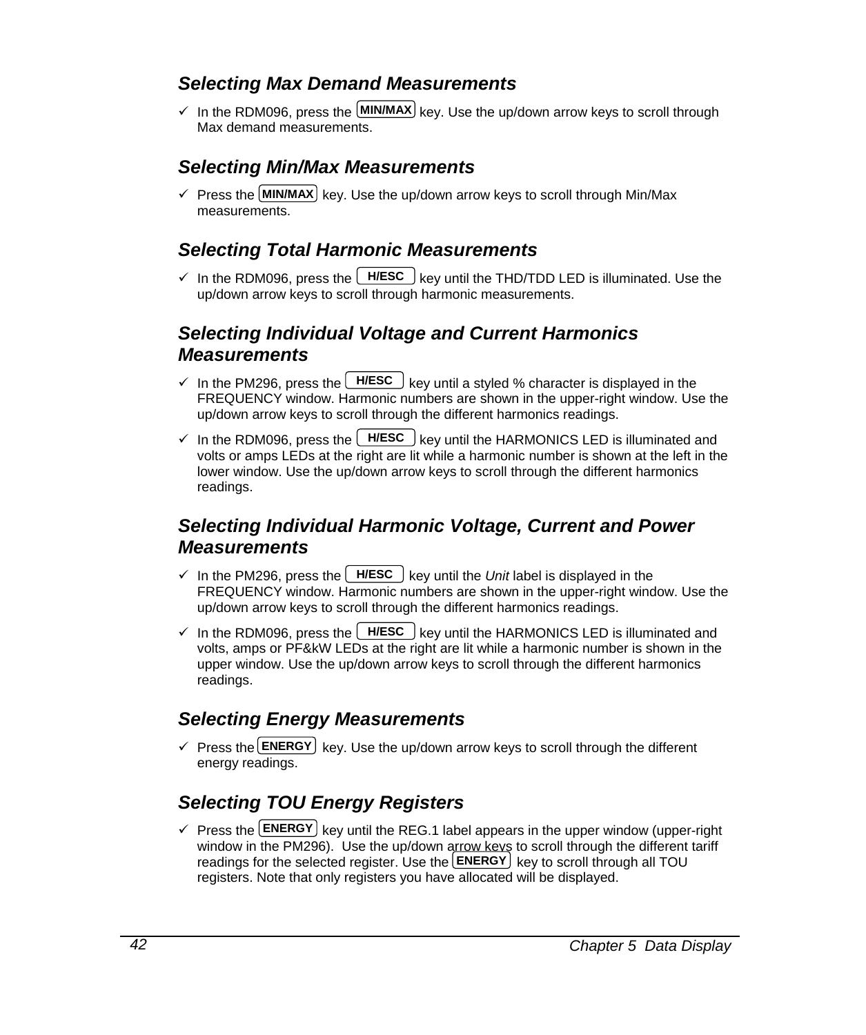### *Selecting Max Demand Measurements*

✓ In the RDM096, press the **MIN/MAX** key. Use the up/down arrow keys to scroll through Max demand measurements.

### *Selecting Min/Max Measurements*

✓ Press the **MIN/MAX** key. Use the up/down arrow keys to scroll through Min/Max measurements.

### *Selecting Total Harmonic Measurements*

✓ In the RDM096, press the **H/ESC** key until the THD/TDD LED is illuminated. Use the up/down arrow keys to scroll through harmonic measurements.

### *Selecting Individual Voltage and Current Harmonics Measurements*

✓ In the PM296, press the **H/ESC** key until a styled % character is displayed in the FREQUENCY window. Harmonic numbers are shown in the upper-right window. Use the up/down arrow keys to scroll through the different harmonics readings.

✓ In the RDM096, press the **H/ESC** key until the HARMONICS LED is illuminated and volts or amps LEDs at the right are lit while a harmonic number is shown at the left in the lower window. Use the up/down arrow keys to scroll through the different harmonics readings.

### *Selecting Individual Harmonic Voltage, Current and Power Measurements*

✓ In the PM296, press the **H/ESC** key until the *Unit* label is displayed in the FREQUENCY window. Harmonic numbers are shown in the upper-right window. Use the up/down arrow keys to scroll through the different harmonics readings.

✓ In the RDM096, press the **H/ESC** key until the HARMONICS LED is illuminated and volts, amps or PF&kW LEDs at the right are lit while a harmonic number is shown in the upper window. Use the up/down arrow keys to scroll through the different harmonics readings.

### *Selecting Energy Measurements*

✓ Press the **ENERGY** key. Use the up/down arrow keys to scroll through the different energy readings.

### *Selecting TOU Energy Registers*

✓ Press the **ENERGY** key until the REG.1 label appears in the upper window (upper-right window in the PM296). Use the up/down arrow keys to scroll through the different tariff readings for the selected register. Use the **ENERGY** key to scroll through all TOU registers. Note that only registers you have allocated will be displayed.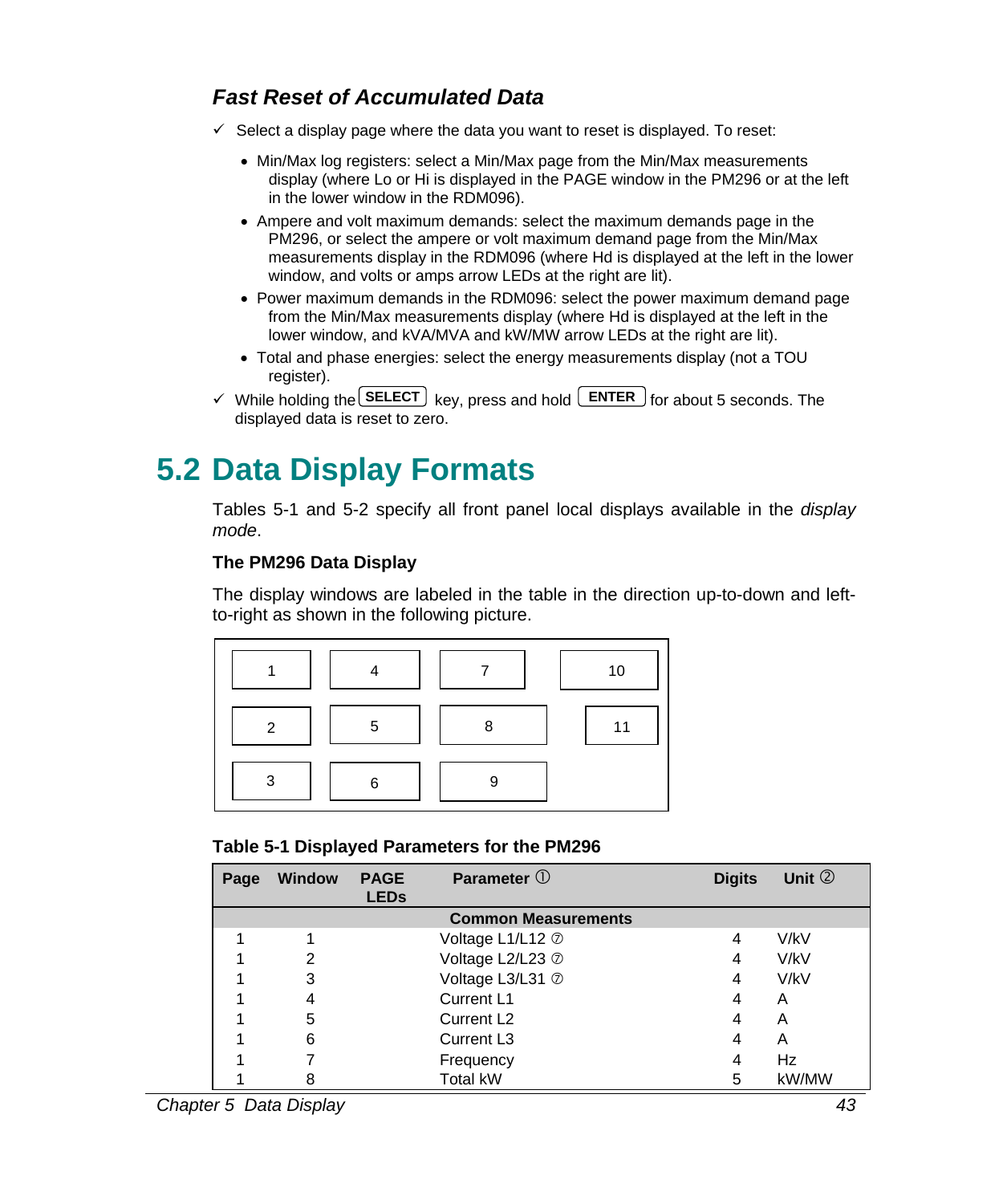### *Fast Reset of Accumulated Data*

✓ Select a display page where the data you want to reset is displayed. To reset:

- Min/Max log registers: select a Min/Max page from the Min/Max measurements display (where Lo or Hi is displayed in the PAGE window in the PM296 or at the left in the lower window in the RDM096).
- Ampere and volt maximum demands: select the maximum demands page in the PM296, or select the ampere or volt maximum demand page from the Min/Max measurements display in the RDM096 (where Hd is displayed at the left in the lower window, and volts or amps arrow LEDs at the right are lit).
- Power maximum demands in the RDM096: select the power maximum demand page from the Min/Max measurements display (where Hd is displayed at the left in the lower window, and kVA/MVA and kW/MW arrow LEDs at the right are lit).
- Total and phase energies: select the energy measurements display (not a TOU register).

✓ While holding the **SELECT** key, press and hold **ENTER** for about 5 seconds. The displayed data is reset to zero.

# 5.2 Data Display Formats

Tables 5-1 and 5-2 specify all front panel local displays available in the *display mode*.

**The PM296 Data Display**

The display windows are labeled in the table in the direction up-to-down and left-to-right as shown in the following picture.

| | | | |
|---|---|---|---|
| 1 | 4 | 7 | 10 |
| 2 | 5 | 8 | 11 |
| 3 | 6 | 9 | |

**Table 5-1 Displayed Parameters for the PM296**

| Page | Window | PAGE LEDs | Parameter ① | Digits | Unit ② |
|---|---|---|---|---|---|
| | | | **Common Measurements** | | |
| 1 | 1 | | Voltage L1/L12 ⑦ | 4 | V/kV |
| 1 | 2 | | Voltage L2/L23 ⑦ | 4 | V/kV |
| 1 | 3 | | Voltage L3/L31 ⑦ | 4 | V/kV |
| 1 | 4 | | Current L1 | 4 | A |
| 1 | 5 | | Current L2 | 4 | A |
| 1 | 6 | | Current L3 | 4 | A |
| 1 | 7 | | Frequency | 4 | Hz |
| 1 | 8 | | Total kW | 5 | kW/MW |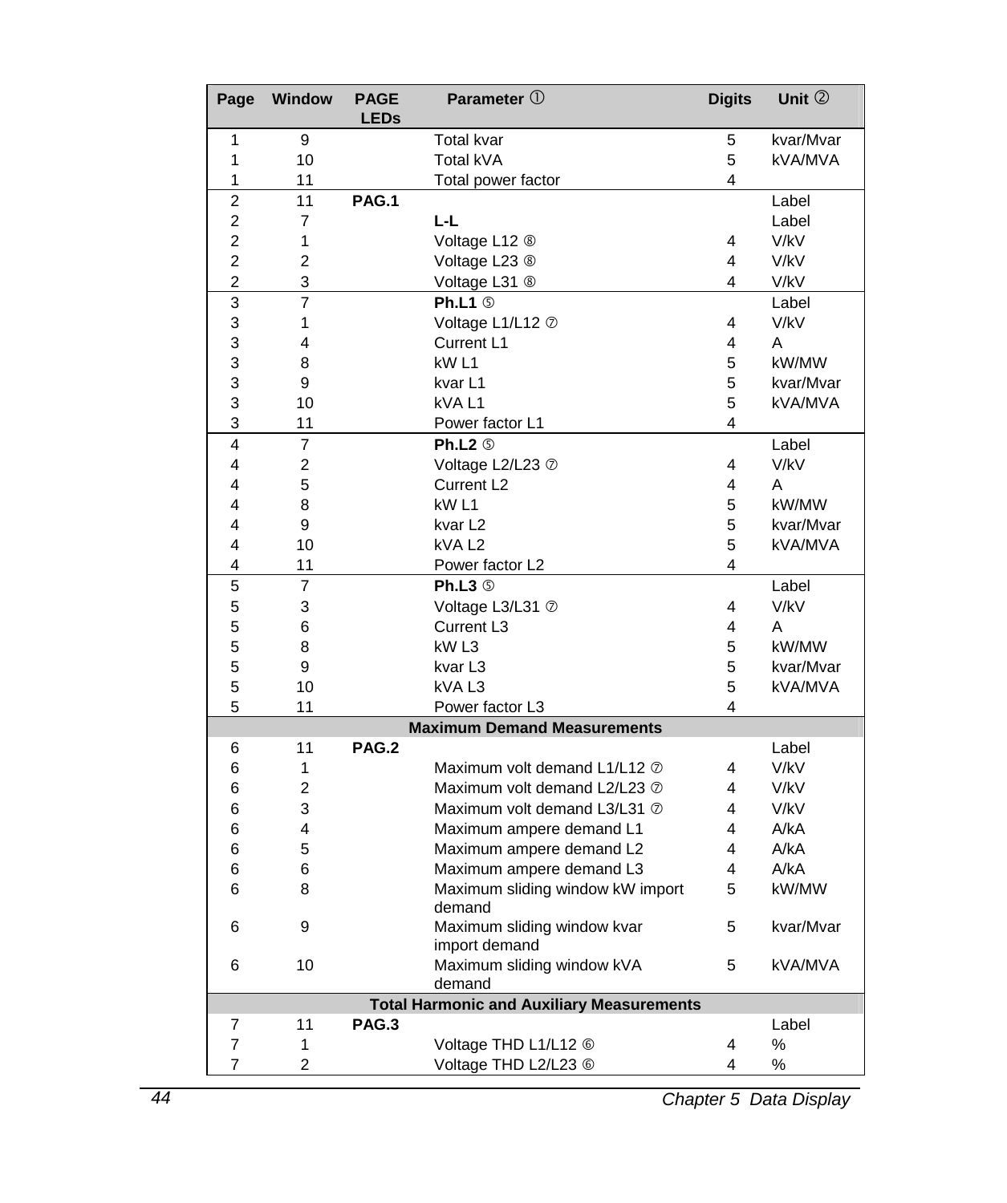| Page | Window | PAGE LEDs | Parameter ① | Digits | Unit ② |
|---|---|---|---|---|---|
| 1 | 9 | | Total kvar | 5 | kvar/Mvar |
| 1 | 10 | | Total kVA | 5 | kVA/MVA |
| 1 | 11 | | Total power factor | 4 | |
| 2 | 11 | **PAG.1** | | | Label |
| 2 | 7 | | **L-L** | | Label |
| 2 | 1 | | Voltage L12 ⑧ | 4 | V/kV |
| 2 | 2 | | Voltage L23 ⑧ | 4 | V/kV |
| 2 | 3 | | Voltage L31 ⑧ | 4 | V/kV |
| 3 | 7 | | **Ph.L1** ⑤ | | Label |
| 3 | 1 | | Voltage L1/L12 ⑦ | 4 | V/kV |
| 3 | 4 | | Current L1 | 4 | A |
| 3 | 8 | | kW L1 | 5 | kW/MW |
| 3 | 9 | | kvar L1 | 5 | kvar/Mvar |
| 3 | 10 | | kVA L1 | 5 | kVA/MVA |
| 3 | 11 | | Power factor L1 | 4 | |
| 4 | 7 | | **Ph.L2** ⑤ | | Label |
| 4 | 2 | | Voltage L2/L23 ⑦ | 4 | V/kV |
| 4 | 5 | | Current L2 | 4 | A |
| 4 | 8 | | kW L1 | 5 | kW/MW |
| 4 | 9 | | kvar L2 | 5 | kvar/Mvar |
| 4 | 10 | | kVA L2 | 5 | kVA/MVA |
| 4 | 11 | | Power factor L2 | 4 | |
| 5 | 7 | | **Ph.L3** ⑤ | | Label |
| 5 | 3 | | Voltage L3/L31 ⑦ | 4 | V/kV |
| 5 | 6 | | Current L3 | 4 | A |
| 5 | 8 | | kW L3 | 5 | kW/MW |
| 5 | 9 | | kvar L3 | 5 | kvar/Mvar |
| 5 | 10 | | kVA L3 | 5 | kVA/MVA |
| 5 | 11 | | Power factor L3 | 4 | |
| | | | **Maximum Demand Measurements** | | |
| 6 | 11 | **PAG.2** | | | Label |
| 6 | 1 | | Maximum volt demand L1/L12 ⑦ | 4 | V/kV |
| 6 | 2 | | Maximum volt demand L2/L23 ⑦ | 4 | V/kV |
| 6 | 3 | | Maximum volt demand L3/L31 ⑦ | 4 | V/kV |
| 6 | 4 | | Maximum ampere demand L1 | 4 | A/kA |
| 6 | 5 | | Maximum ampere demand L2 | 4 | A/kA |
| 6 | 6 | | Maximum ampere demand L3 | 4 | A/kA |
| 6 | 8 | | Maximum sliding window kW import demand | 5 | kW/MW |
| 6 | 9 | | Maximum sliding window kvar import demand | 5 | kvar/Mvar |
| 6 | 10 | | Maximum sliding window kVA demand | 5 | kVA/MVA |
| | | | **Total Harmonic and Auxiliary Measurements** | | |
| 7 | 11 | **PAG.3** | | | Label |
| 7 | 1 | | Voltage THD L1/L12 ⑥ | 4 | % |
| 7 | 2 | | Voltage THD L2/L23 ⑥ | 4 | % |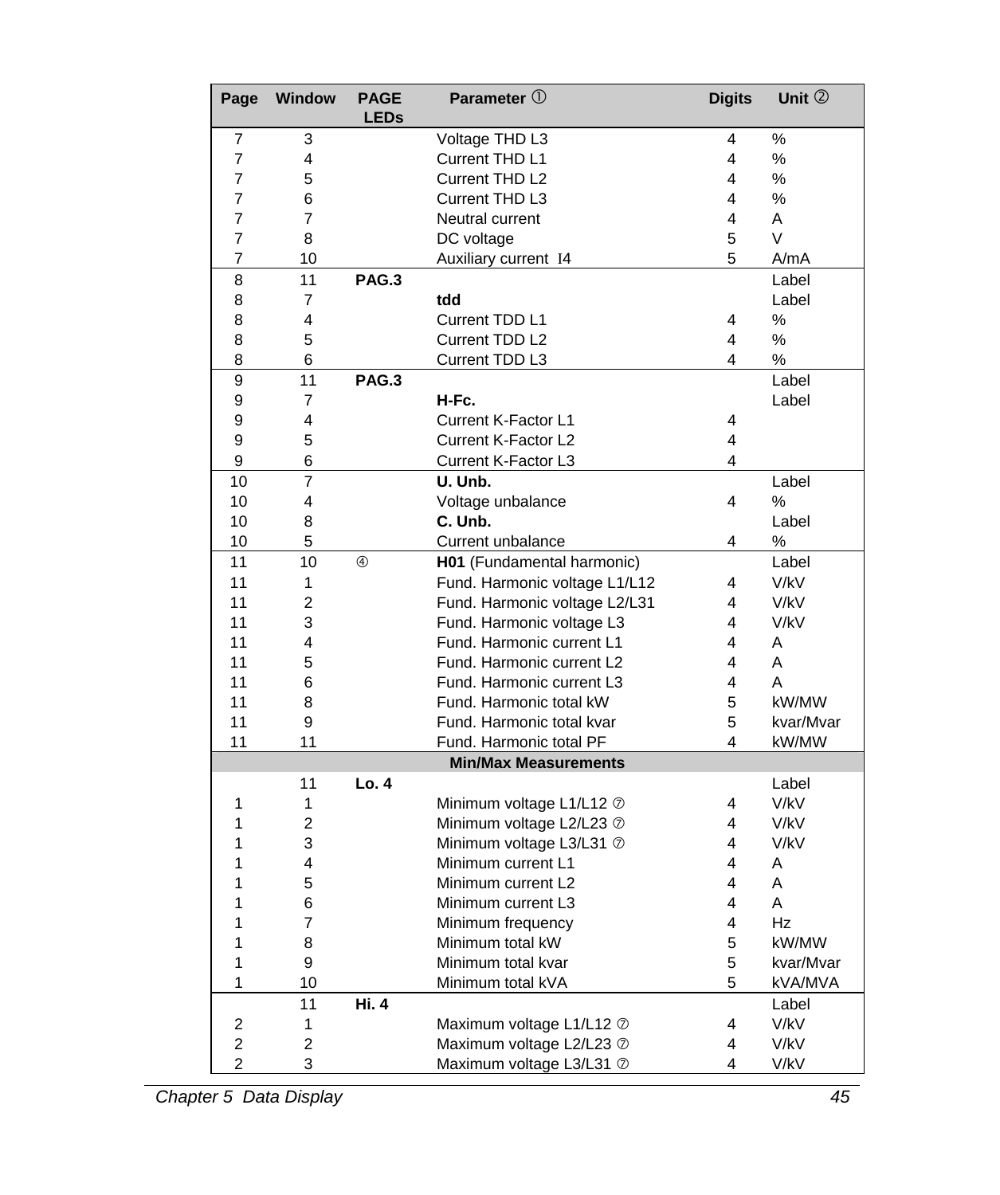| Page | Window | PAGE LEDs | Parameter ① | Digits | Unit ② |
|---|---|---|---|---|---|
| 7 | 3 | | Voltage THD L3 | 4 | % |
| 7 | 4 | | Current THD L1 | 4 | % |
| 7 | 5 | | Current THD L2 | 4 | % |
| 7 | 6 | | Current THD L3 | 4 | % |
| 7 | 7 | | Neutral current | 4 | A |
| 7 | 8 | | DC voltage | 5 | V |
| 7 | 10 | | Auxiliary current I4 | 5 | A/mA |
| 8 | 11 | **PAG.3** | | | Label |
| 8 | 7 | | **tdd** | | Label |
| 8 | 4 | | Current TDD L1 | 4 | % |
| 8 | 5 | | Current TDD L2 | 4 | % |
| 8 | 6 | | Current TDD L3 | 4 | % |
| 9 | 11 | **PAG.3** | | | Label |
| 9 | 7 | | **H-Fc.** | | Label |
| 9 | 4 | | Current K-Factor L1 | 4 | |
| 9 | 5 | | Current K-Factor L2 | 4 | |
| 9 | 6 | | Current K-Factor L3 | 4 | |
| 10 | 7 | | **U. Unb.** | | Label |
| 10 | 4 | | Voltage unbalance | 4 | % |
| 10 | 8 | | **C. Unb.** | | Label |
| 10 | 5 | | Current unbalance | 4 | % |
| 11 | 10 | ④ | **H01** (Fundamental harmonic) | | Label |
| 11 | 1 | | Fund. Harmonic voltage L1/L12 | 4 | V/kV |
| 11 | 2 | | Fund. Harmonic voltage L2/L31 | 4 | V/kV |
| 11 | 3 | | Fund. Harmonic voltage L3 | 4 | V/kV |
| 11 | 4 | | Fund. Harmonic current L1 | 4 | A |
| 11 | 5 | | Fund. Harmonic current L2 | 4 | A |
| 11 | 6 | | Fund. Harmonic current L3 | 4 | A |
| 11 | 8 | | Fund. Harmonic total kW | 5 | kW/MW |
| 11 | 9 | | Fund. Harmonic total kvar | 5 | kvar/Mvar |
| 11 | 11 | | Fund. Harmonic total PF | 4 | kW/MW |
| | | | **Min/Max Measurements** | | |
| | 11 | **Lo. 4** | | | Label |
| 1 | 1 | | Minimum voltage L1/L12 ⑦ | 4 | V/kV |
| 1 | 2 | | Minimum voltage L2/L23 ⑦ | 4 | V/kV |
| 1 | 3 | | Minimum voltage L3/L31 ⑦ | 4 | V/kV |
| 1 | 4 | | Minimum current L1 | 4 | A |
| 1 | 5 | | Minimum current L2 | 4 | A |
| 1 | 6 | | Minimum current L3 | 4 | A |
| 1 | 7 | | Minimum frequency | 4 | Hz |
| 1 | 8 | | Minimum total kW | 5 | kW/MW |
| 1 | 9 | | Minimum total kvar | 5 | kvar/Mvar |
| 1 | 10 | | Minimum total kVA | 5 | kVA/MVA |
| | 11 | **Hi. 4** | | | Label |
| 2 | 1 | | Maximum voltage L1/L12 ⑦ | 4 | V/kV |
| 2 | 2 | | Maximum voltage L2/L23 ⑦ | 4 | V/kV |
| 2 | 3 | | Maximum voltage L3/L31 ⑦ | 4 | V/kV |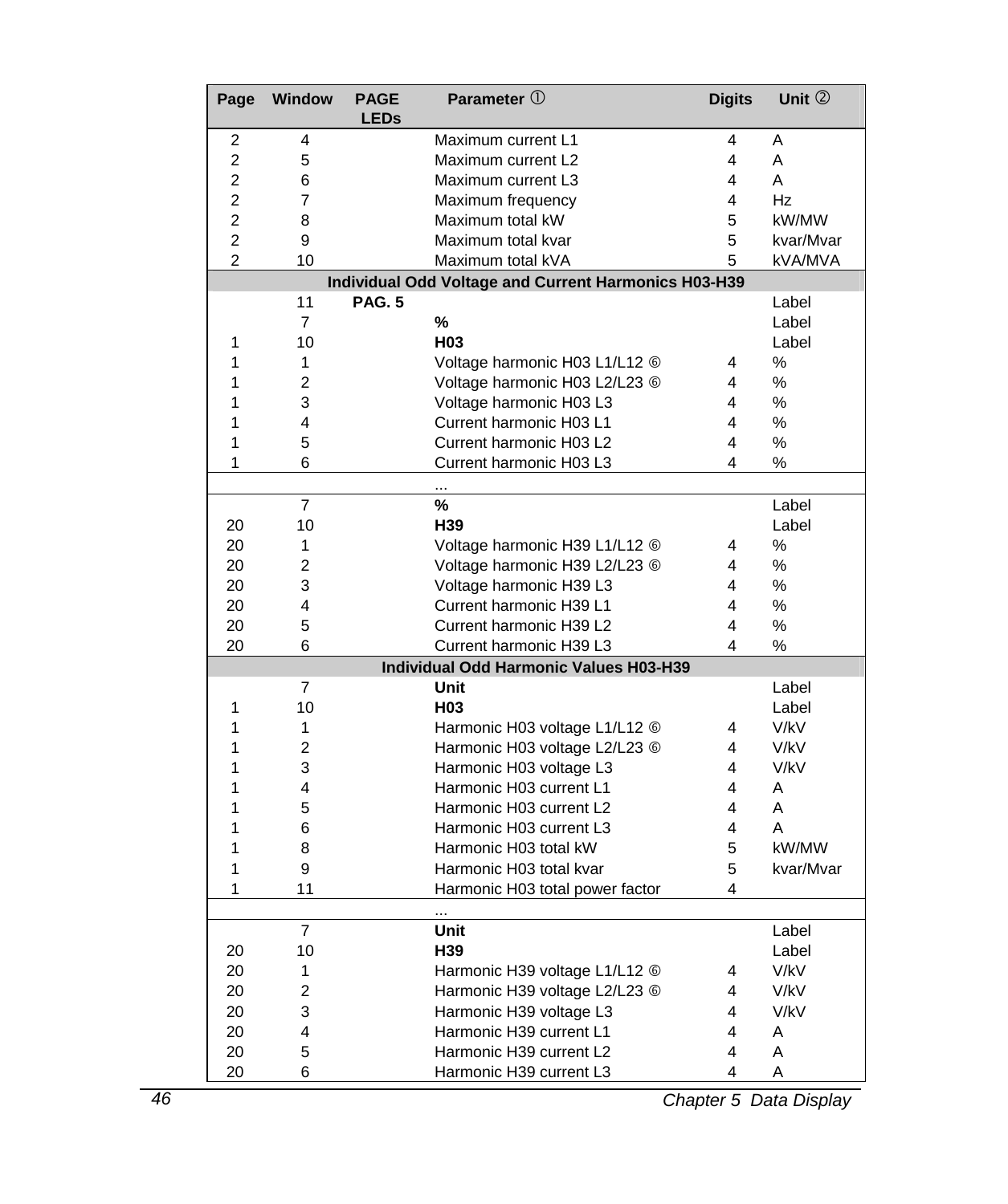| Page | Window | PAGE LEDs | Parameter ① | Digits | Unit ② |
|---|---|---|---|---|---|
| 2 | 4 | | Maximum current L1 | 4 | A |
| 2 | 5 | | Maximum current L2 | 4 | A |
| 2 | 6 | | Maximum current L3 | 4 | A |
| 2 | 7 | | Maximum frequency | 4 | Hz |
| 2 | 8 | | Maximum total kW | 5 | kW/MW |
| 2 | 9 | | Maximum total kvar | 5 | kvar/Mvar |
| 2 | 10 | | Maximum total kVA | 5 | kVA/MVA |
| | | | **Individual Odd Voltage and Current Harmonics H03-H39** | | |
| | 11 | **PAG. 5** | | | Label |
| | 7 | | **%** | | Label |
| 1 | 10 | | **H03** | | Label |
| 1 | 1 | | Voltage harmonic H03 L1/L12 ⑥ | 4 | % |
| 1 | 2 | | Voltage harmonic H03 L2/L23 ⑥ | 4 | % |
| 1 | 3 | | Voltage harmonic H03 L3 | 4 | % |
| 1 | 4 | | Current harmonic H03 L1 | 4 | % |
| 1 | 5 | | Current harmonic H03 L2 | 4 | % |
| 1 | 6 | | Current harmonic H03 L3 | 4 | % |
| | | | ... | | |
| | 7 | | **%** | | Label |
| 20 | 10 | | **H39** | | Label |
| 20 | 1 | | Voltage harmonic H39 L1/L12 ⑥ | 4 | % |
| 20 | 2 | | Voltage harmonic H39 L2/L23 ⑥ | 4 | % |
| 20 | 3 | | Voltage harmonic H39 L3 | 4 | % |
| 20 | 4 | | Current harmonic H39 L1 | 4 | % |
| 20 | 5 | | Current harmonic H39 L2 | 4 | % |
| 20 | 6 | | Current harmonic H39 L3 | 4 | % |
| | | | **Individual Odd Harmonic Values H03-H39** | | |
| | 7 | | **Unit** | | Label |
| 1 | 10 | | **H03** | | Label |
| 1 | 1 | | Harmonic H03 voltage L1/L12 ⑥ | 4 | V/kV |
| 1 | 2 | | Harmonic H03 voltage L2/L23 ⑥ | 4 | V/kV |
| 1 | 3 | | Harmonic H03 voltage L3 | 4 | V/kV |
| 1 | 4 | | Harmonic H03 current L1 | 4 | A |
| 1 | 5 | | Harmonic H03 current L2 | 4 | A |
| 1 | 6 | | Harmonic H03 current L3 | 4 | A |
| 1 | 8 | | Harmonic H03 total kW | 5 | kW/MW |
| 1 | 9 | | Harmonic H03 total kvar | 5 | kvar/Mvar |
| 1 | 11 | | Harmonic H03 total power factor | 4 | |
| | | | ... | | |
| | 7 | | **Unit** | | Label |
| 20 | 10 | | **H39** | | Label |
| 20 | 1 | | Harmonic H39 voltage L1/L12 ⑥ | 4 | V/kV |
| 20 | 2 | | Harmonic H39 voltage L2/L23 ⑥ | 4 | V/kV |
| 20 | 3 | | Harmonic H39 voltage L3 | 4 | V/kV |
| 20 | 4 | | Harmonic H39 current L1 | 4 | A |
| 20 | 5 | | Harmonic H39 current L2 | 4 | A |
| 20 | 6 | | Harmonic H39 current L3 | 4 | A |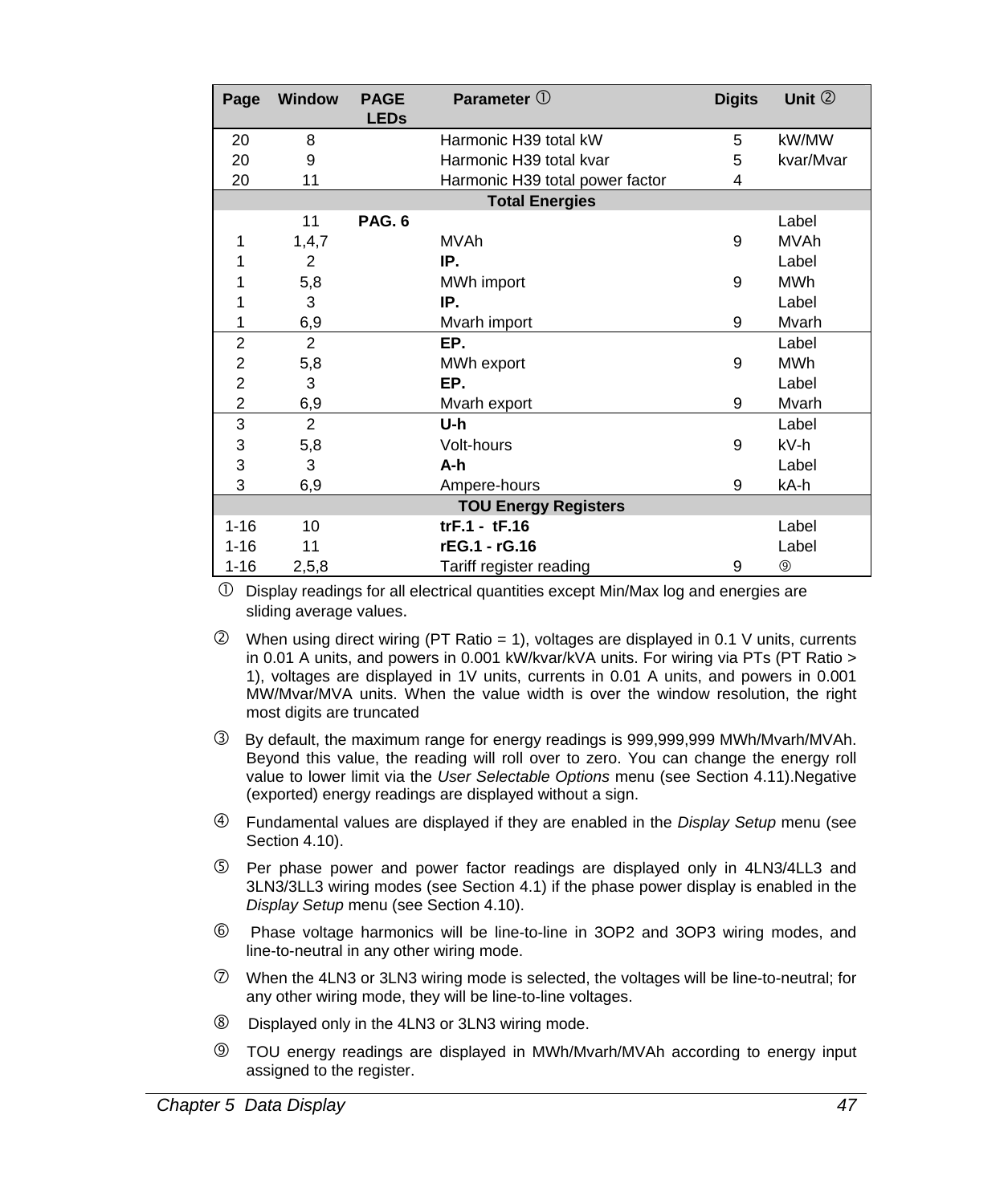| Page | Window | PAGE LEDs | Parameter ① | Digits | Unit ② |
|---|---|---|---|---|---|
| 20 | 8 | | Harmonic H39 total kW | 5 | kW/MW |
| 20 | 9 | | Harmonic H39 total kvar | 5 | kvar/Mvar |
| 20 | 11 | | Harmonic H39 total power factor | 4 | |
| **Total Energies** | | | | | |
| | 11 | **PAG. 6** | | | Label |
| 1 | 1,4,7 | | MVAh | 9 | MVAh |
| 1 | 2 | | **IP.** | | Label |
| 1 | 5,8 | | MWh import | 9 | MWh |
| 1 | 3 | | **IP.** | | Label |
| 1 | 6,9 | | Mvarh import | 9 | Mvarh |
| 2 | 2 | | **EP.** | | Label |
| 2 | 5,8 | | MWh export | 9 | MWh |
| 2 | 3 | | **EP.** | | Label |
| 2 | 6,9 | | Mvarh export | 9 | Mvarh |
| 3 | 2 | | **U-h** | | Label |
| 3 | 5,8 | | Volt-hours | 9 | kV-h |
| 3 | 3 | | **A-h** | | Label |
| 3 | 6,9 | | Ampere-hours | 9 | kA-h |
| **TOU Energy Registers** | | | | | |
| 1-16 | 10 | | **trF.1 - tF.16** | | Label |
| 1-16 | 11 | | **rEG.1 - rG.16** | | Label |
| 1-16 | 2,5,8 | | Tariff register reading | 9 | ⑨ |

① Display readings for all electrical quantities except Min/Max log and energies are sliding average values.

② When using direct wiring (PT Ratio = 1), voltages are displayed in 0.1 V units, currents in 0.01 A units, and powers in 0.001 kW/kvar/kVA units. For wiring via PTs (PT Ratio > 1), voltages are displayed in 1V units, currents in 0.01 A units, and powers in 0.001 MW/Mvar/MVA units. When the value width is over the window resolution, the right most digits are truncated

③ By default, the maximum range for energy readings is 999,999,999 MWh/Mvarh/MVAh. Beyond this value, the reading will roll over to zero. You can change the energy roll value to lower limit via the *User Selectable Options* menu (see Section 4.11).Negative (exported) energy readings are displayed without a sign.

④ Fundamental values are displayed if they are enabled in the *Display Setup* menu (see Section 4.10).

⑤ Per phase power and power factor readings are displayed only in 4LN3/4LL3 and 3LN3/3LL3 wiring modes (see Section 4.1) if the phase power display is enabled in the *Display Setup* menu (see Section 4.10).

⑥ Phase voltage harmonics will be line-to-line in 3OP2 and 3OP3 wiring modes, and line-to-neutral in any other wiring mode.

⑦ When the 4LN3 or 3LN3 wiring mode is selected, the voltages will be line-to-neutral; for any other wiring mode, they will be line-to-line voltages.

⑧ Displayed only in the 4LN3 or 3LN3 wiring mode.

⑨ TOU energy readings are displayed in MWh/Mvarh/MVAh according to energy input assigned to the register.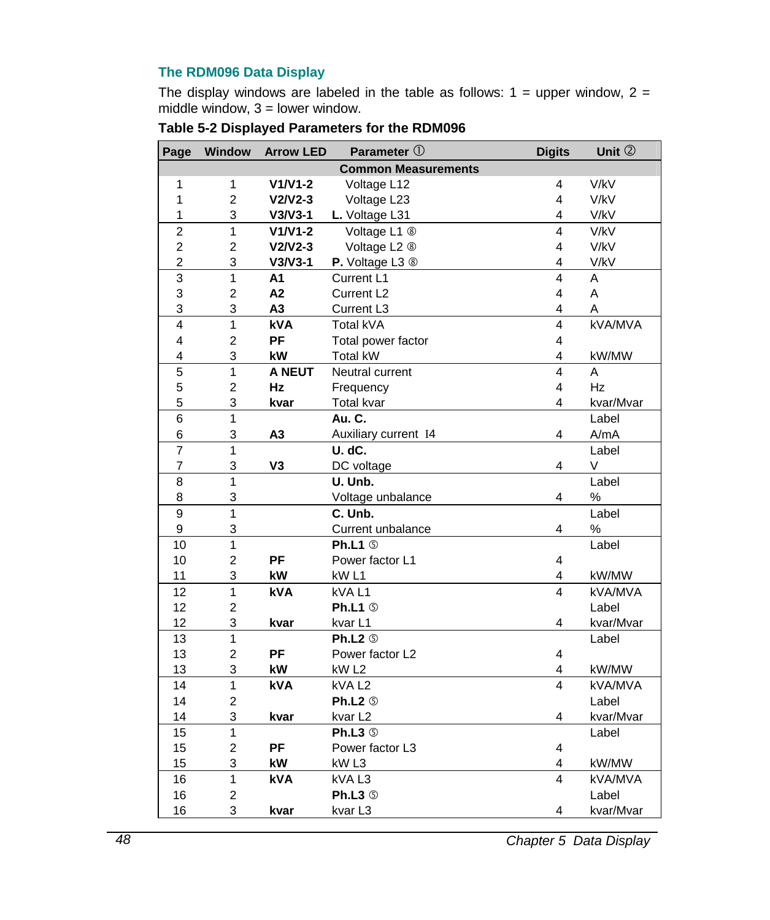### The RDM096 Data Display

The display windows are labeled in the table as follows: 1 = upper window, 2 = middle window, 3 = lower window.

**Table 5-2 Displayed Parameters for the RDM096**

| Page | Window | Arrow LED | Parameter ① | Digits | Unit ② |
|---|---|---|---|---|---|
| | | | **Common Measurements** | | |
| 1 | 1 | **V1/V1-2** | Voltage L12 | 4 | V/kV |
| 1 | 2 | **V2/V2-3** | Voltage L23 | 4 | V/kV |
| 1 | 3 | **V3/V3-1** | **L.** Voltage L31 | 4 | V/kV |
| 2 | 1 | **V1/V1-2** | Voltage L1 ⑧ | 4 | V/kV |
| 2 | 2 | **V2/V2-3** | Voltage L2 ⑧ | 4 | V/kV |
| 2 | 3 | **V3/V3-1** | **P.** Voltage L3 ⑧ | 4 | V/kV |
| 3 | 1 | **A1** | Current L1 | 4 | A |
| 3 | 2 | **A2** | Current L2 | 4 | A |
| 3 | 3 | **A3** | Current L3 | 4 | A |
| 4 | 1 | **kVA** | Total kVA | 4 | kVA/MVA |
| 4 | 2 | **PF** | Total power factor | 4 | |
| 4 | 3 | **kW** | Total kW | 4 | kW/MW |
| 5 | 1 | **A NEUT** | Neutral current | 4 | A |
| 5 | 2 | **Hz** | Frequency | 4 | Hz |
| 5 | 3 | **kvar** | Total kvar | 4 | kvar/Mvar |
| 6 | 1 | | **Au. C.** | | Label |
| 6 | 3 | **A3** | Auxiliary current I4 | 4 | A/mA |
| 7 | 1 | | **U. dC.** | | Label |
| 7 | 3 | **V3** | DC voltage | 4 | V |
| 8 | 1 | | **U. Unb.** | | Label |
| 8 | 3 | | Voltage unbalance | 4 | % |
| 9 | 1 | | **C. Unb.** | | Label |
| 9 | 3 | | Current unbalance | 4 | % |
| 10 | 1 | | **Ph.L1** ⑤ | | Label |
| 10 | 2 | **PF** | Power factor L1 | 4 | |
| 11 | 3 | **kW** | kW L1 | 4 | kW/MW |
| 12 | 1 | **kVA** | kVA L1 | 4 | kVA/MVA |
| 12 | 2 | | **Ph.L1** ⑤ | | Label |
| 12 | 3 | **kvar** | kvar L1 | 4 | kvar/Mvar |
| 13 | 1 | | **Ph.L2** ⑤ | | Label |
| 13 | 2 | **PF** | Power factor L2 | 4 | |
| 13 | 3 | **kW** | kW L2 | 4 | kW/MW |
| 14 | 1 | **kVA** | kVA L2 | 4 | kVA/MVA |
| 14 | 2 | | **Ph.L2** ⑤ | | Label |
| 14 | 3 | **kvar** | kvar L2 | 4 | kvar/Mvar |
| 15 | 1 | | **Ph.L3** ⑤ | | Label |
| 15 | 2 | **PF** | Power factor L3 | 4 | |
| 15 | 3 | **kW** | kW L3 | 4 | kW/MW |
| 16 | 1 | **kVA** | kVA L3 | 4 | kVA/MVA |
| 16 | 2 | | **Ph.L3** ⑤ | | Label |
| 16 | 3 | **kvar** | kvar L3 | 4 | kvar/Mvar |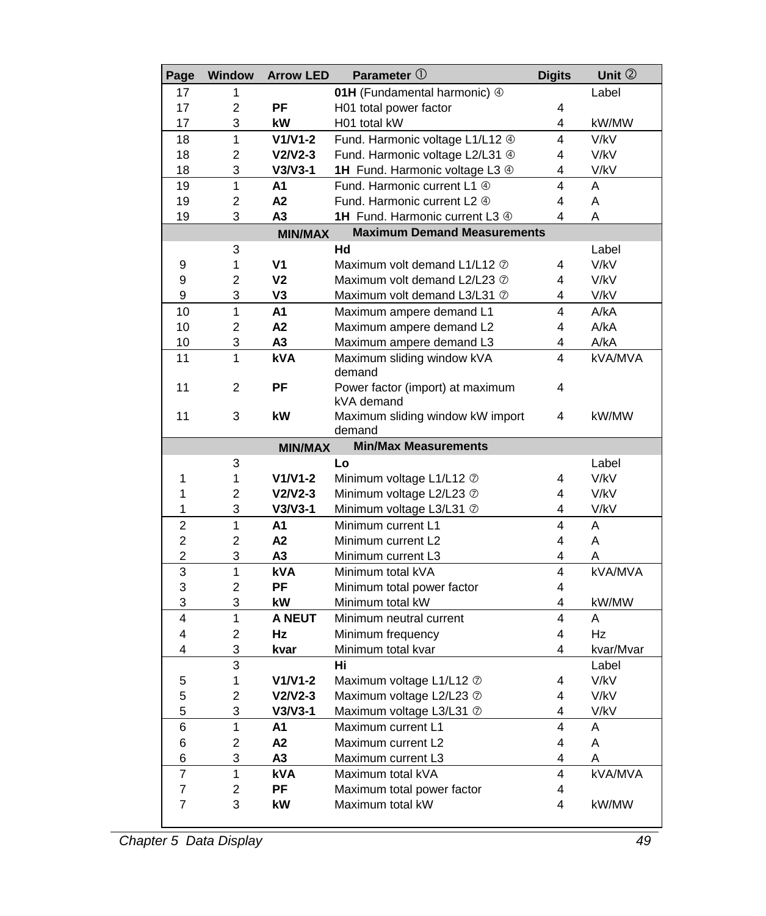| Page | Window | Arrow LED | Parameter ① | Digits | Unit ② |
|---|---|---|---|---|---|
| 17 | 1 | | **01H** (Fundamental harmonic) ④ | | Label |
| 17 | 2 | **PF** | H01 total power factor | 4 | |
| 17 | 3 | **kW** | H01 total kW | 4 | kW/MW |
| 18 | 1 | **V1/V1-2** | Fund. Harmonic voltage L1/L12 ④ | 4 | V/kV |
| 18 | 2 | **V2/V2-3** | Fund. Harmonic voltage L2/L31 ④ | 4 | V/kV |
| 18 | 3 | **V3/V3-1** | **1H** Fund. Harmonic voltage L3 ④ | 4 | V/kV |
| 19 | 1 | **A1** | Fund. Harmonic current L1 ④ | 4 | A |
| 19 | 2 | **A2** | Fund. Harmonic current L2 ④ | 4 | A |
| 19 | 3 | **A3** | **1H** Fund. Harmonic current L3 ④ | 4 | A |
| | | **MIN/MAX** | **Maximum Demand Measurements** | | |
| | 3 | | **Hd** | | Label |
| 9 | 1 | **V1** | Maximum volt demand L1/L12 ⑦ | 4 | V/kV |
| 9 | 2 | **V2** | Maximum volt demand L2/L23 ⑦ | 4 | V/kV |
| 9 | 3 | **V3** | Maximum volt demand L3/L31 ⑦ | 4 | V/kV |
| 10 | 1 | **A1** | Maximum ampere demand L1 | 4 | A/kA |
| 10 | 2 | **A2** | Maximum ampere demand L2 | 4 | A/kA |
| 10 | 3 | **A3** | Maximum ampere demand L3 | 4 | A/kA |
| 11 | 1 | **kVA** | Maximum sliding window kVA demand | 4 | kVA/MVA |
| 11 | 2 | **PF** | Power factor (import) at maximum kVA demand | 4 | |
| 11 | 3 | **kW** | Maximum sliding window kW import demand | 4 | kW/MW |
| | | **MIN/MAX** | **Min/Max Measurements** | | |
| | 3 | | **Lo** | | Label |
| 1 | 1 | **V1/V1-2** | Minimum voltage L1/L12 ⑦ | 4 | V/kV |
| 1 | 2 | **V2/V2-3** | Minimum voltage L2/L23 ⑦ | 4 | V/kV |
| 1 | 3 | **V3/V3-1** | Minimum voltage L3/L31 ⑦ | 4 | V/kV |
| 2 | 1 | **A1** | Minimum current L1 | 4 | A |
| 2 | 2 | **A2** | Minimum current L2 | 4 | A |
| 2 | 3 | **A3** | Minimum current L3 | 4 | A |
| 3 | 1 | **kVA** | Minimum total kVA | 4 | kVA/MVA |
| 3 | 2 | **PF** | Minimum total power factor | 4 | |
| 3 | 3 | **kW** | Minimum total kW | 4 | kW/MW |
| 4 | 1 | **A NEUT** | Minimum neutral current | 4 | A |
| 4 | 2 | **Hz** | Minimum frequency | 4 | Hz |
| 4 | 3 | **kvar** | Minimum total kvar | 4 | kvar/Mvar |
| | 3 | | **Hi** | | Label |
| 5 | 1 | **V1/V1-2** | Maximum voltage L1/L12 ⑦ | 4 | V/kV |
| 5 | 2 | **V2/V2-3** | Maximum voltage L2/L23 ⑦ | 4 | V/kV |
| 5 | 3 | **V3/V3-1** | Maximum voltage L3/L31 ⑦ | 4 | V/kV |
| 6 | 1 | **A1** | Maximum current L1 | 4 | A |
| 6 | 2 | **A2** | Maximum current L2 | 4 | A |
| 6 | 3 | **A3** | Maximum current L3 | 4 | A |
| 7 | 1 | **kVA** | Maximum total kVA | 4 | kVA/MVA |
| 7 | 2 | **PF** | Maximum total power factor | 4 | |
| 7 | 3 | **kW** | Maximum total kW | 4 | kW/MW |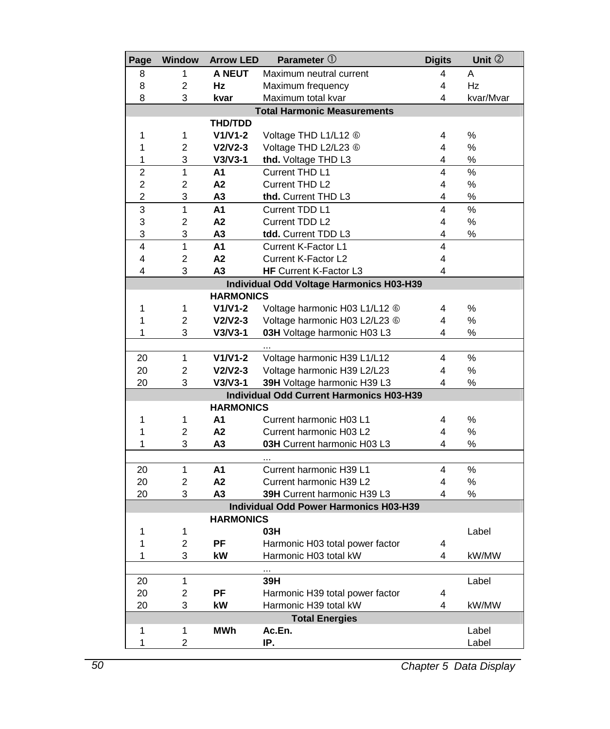| Page | Window | Arrow LED | Parameter ① | Digits | Unit ② |
|---|---|---|---|---|---|
| 8 | 1 | **A NEUT** | Maximum neutral current | 4 | A |
| 8 | 2 | **Hz** | Maximum frequency | 4 | Hz |
| 8 | 3 | **kvar** | Maximum total kvar | 4 | kvar/Mvar |
| | | | **Total Harmonic Measurements** | | |
| | | **THD/TDD** | | | |
| 1 | 1 | **V1/V1-2** | Voltage THD L1/L12 ⑥ | 4 | % |
| 1 | 2 | **V2/V2-3** | Voltage THD L2/L23 ⑥ | 4 | % |
| 1 | 3 | **V3/V3-1** | **thd.** Voltage THD L3 | 4 | % |
| 2 | 1 | **A1** | Current THD L1 | 4 | % |
| 2 | 2 | **A2** | Current THD L2 | 4 | % |
| 2 | 3 | **A3** | **thd.** Current THD L3 | 4 | % |
| 3 | 1 | **A1** | Current TDD L1 | 4 | % |
| 3 | 2 | **A2** | Current TDD L2 | 4 | % |
| 3 | 3 | **A3** | **tdd.** Current TDD L3 | 4 | % |
| 4 | 1 | **A1** | Current K-Factor L1 | 4 | |
| 4 | 2 | **A2** | Current K-Factor L2 | 4 | |
| 4 | 3 | **A3** | **HF** Current K-Factor L3 | 4 | |
| | | | **Individual Odd Voltage Harmonics H03-H39** | | |
| | | **HARMONICS** | | | |
| 1 | 1 | **V1/V1-2** | Voltage harmonic H03 L1/L12 ⑥ | 4 | % |
| 1 | 2 | **V2/V2-3** | Voltage harmonic H03 L2/L23 ⑥ | 4 | % |
| 1 | 3 | **V3/V3-1** | **03H** Voltage harmonic H03 L3 | 4 | % |
| | | | ... | | |
| 20 | 1 | **V1/V1-2** | Voltage harmonic H39 L1/L12 | 4 | % |
| 20 | 2 | **V2/V2-3** | Voltage harmonic H39 L2/L23 | 4 | % |
| 20 | 3 | **V3/V3-1** | **39H** Voltage harmonic H39 L3 | 4 | % |
| | | | **Individual Odd Current Harmonics H03-H39** | | |
| | | **HARMONICS** | | | |
| 1 | 1 | **A1** | Current harmonic H03 L1 | 4 | % |
| 1 | 2 | **A2** | Current harmonic H03 L2 | 4 | % |
| 1 | 3 | **A3** | **03H** Current harmonic H03 L3 | 4 | % |
| | | | ... | | |
| 20 | 1 | **A1** | Current harmonic H39 L1 | 4 | % |
| 20 | 2 | **A2** | Current harmonic H39 L2 | 4 | % |
| 20 | 3 | **A3** | **39H** Current harmonic H39 L3 | 4 | % |
| | | | **Individual Odd Power Harmonics H03-H39** | | |
| | | **HARMONICS** | | | |
| 1 | 1 | | **03H** | | Label |
| 1 | 2 | **PF** | Harmonic H03 total power factor | 4 | |
| 1 | 3 | **kW** | Harmonic H03 total kW | 4 | kW/MW |
| | | | ... | | |
| 20 | 1 | | **39H** | | Label |
| 20 | 2 | **PF** | Harmonic H39 total power factor | 4 | |
| 20 | 3 | **kW** | Harmonic H39 total kW | 4 | kW/MW |
| | | | **Total Energies** | | |
| 1 | 1 | **MWh** | **Ac.En.** | | Label |
| 1 | 2 | | **IP.** | | Label |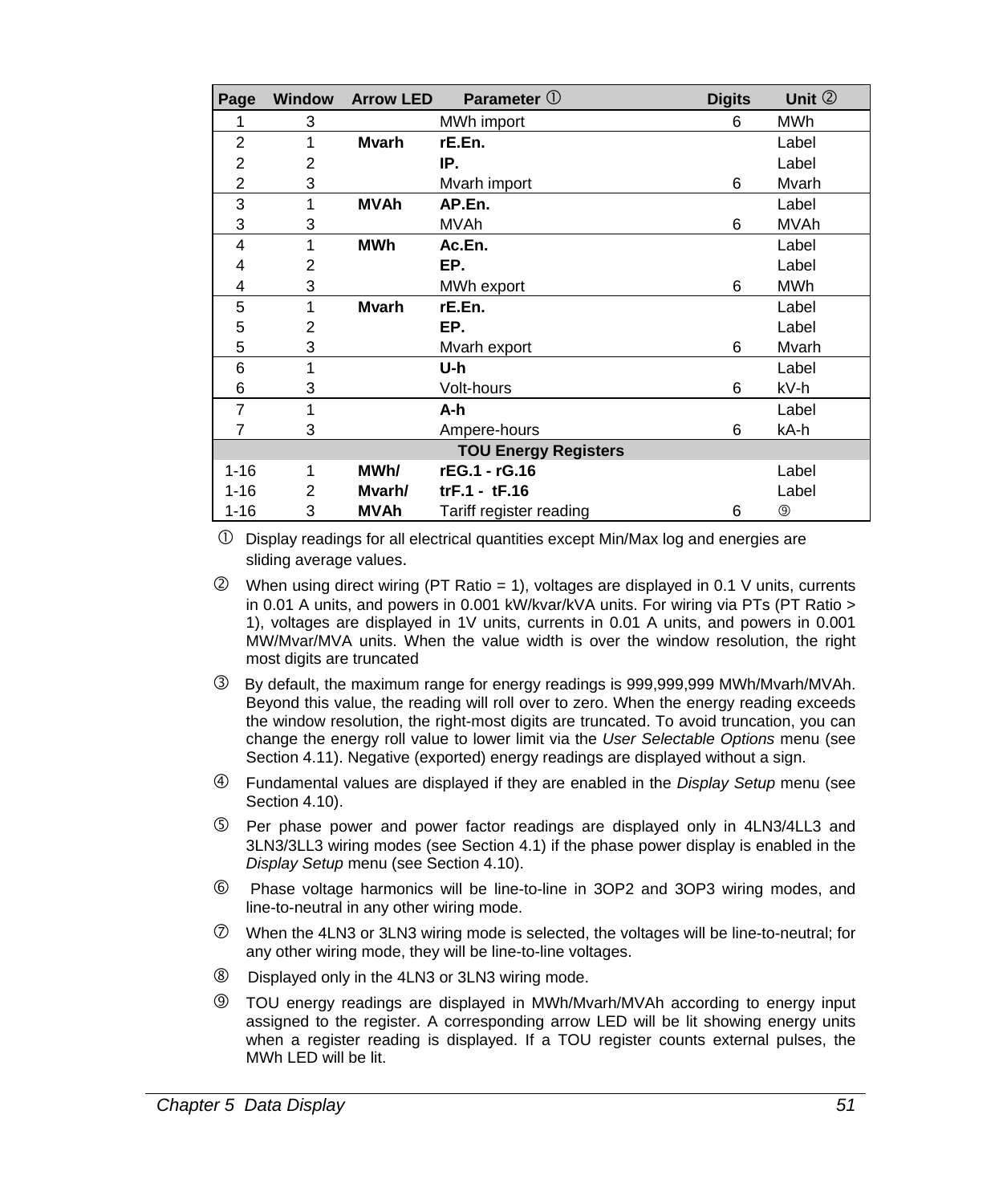| Page | Window | Arrow LED | Parameter ① | Digits | Unit ② |
|---|---|---|---|---|---|
| 1 | 3 | | MWh import | 6 | MWh |
| 2 | 1 | **Mvarh** | **rE.En.** | | Label |
| 2 | 2 | | **IP.** | | Label |
| 2 | 3 | | Mvarh import | 6 | Mvarh |
| 3 | 1 | **MVAh** | **AP.En.** | | Label |
| 3 | 3 | | MVAh | 6 | MVAh |
| 4 | 1 | **MWh** | **Ac.En.** | | Label |
| 4 | 2 | | **EP.** | | Label |
| 4 | 3 | | MWh export | 6 | MWh |
| 5 | 1 | **Mvarh** | **rE.En.** | | Label |
| 5 | 2 | | **EP.** | | Label |
| 5 | 3 | | Mvarh export | 6 | Mvarh |
| 6 | 1 | | **U-h** | | Label |
| 6 | 3 | | Volt-hours | 6 | kV-h |
| 7 | 1 | | **A-h** | | Label |
| 7 | 3 | | Ampere-hours | 6 | kA-h |
| | | | **TOU Energy Registers** | | |
| 1-16 | 1 | **MWh/** | **rEG.1 - rG.16** | | Label |
| 1-16 | 2 | **Mvarh/** | **trF.1 - tF.16** | | Label |
| 1-16 | 3 | **MVAh** | Tariff register reading | 6 | ⑨ |

① Display readings for all electrical quantities except Min/Max log and energies are sliding average values.

② When using direct wiring (PT Ratio = 1), voltages are displayed in 0.1 V units, currents in 0.01 A units, and powers in 0.001 kW/kvar/kVA units. For wiring via PTs (PT Ratio > 1), voltages are displayed in 1V units, currents in 0.01 A units, and powers in 0.001 MW/Mvar/MVA units. When the value width is over the window resolution, the right most digits are truncated

③ By default, the maximum range for energy readings is 999,999,999 MWh/Mvarh/MVAh. Beyond this value, the reading will roll over to zero. When the energy reading exceeds the window resolution, the right-most digits are truncated. To avoid truncation, you can change the energy roll value to lower limit via the *User Selectable Options* menu (see Section 4.11). Negative (exported) energy readings are displayed without a sign.

④ Fundamental values are displayed if they are enabled in the *Display Setup* menu (see Section 4.10).

⑤ Per phase power and power factor readings are displayed only in 4LN3/4LL3 and 3LN3/3LL3 wiring modes (see Section 4.1) if the phase power display is enabled in the *Display Setup* menu (see Section 4.10).

⑥ Phase voltage harmonics will be line-to-line in 3OP2 and 3OP3 wiring modes, and line-to-neutral in any other wiring mode.

⑦ When the 4LN3 or 3LN3 wiring mode is selected, the voltages will be line-to-neutral; for any other wiring mode, they will be line-to-line voltages.

⑧ Displayed only in the 4LN3 or 3LN3 wiring mode.

⑨ TOU energy readings are displayed in MWh/Mvarh/MVAh according to energy input assigned to the register. A corresponding arrow LED will be lit showing energy units when a register reading is displayed. If a TOU register counts external pulses, the MWh LED will be lit.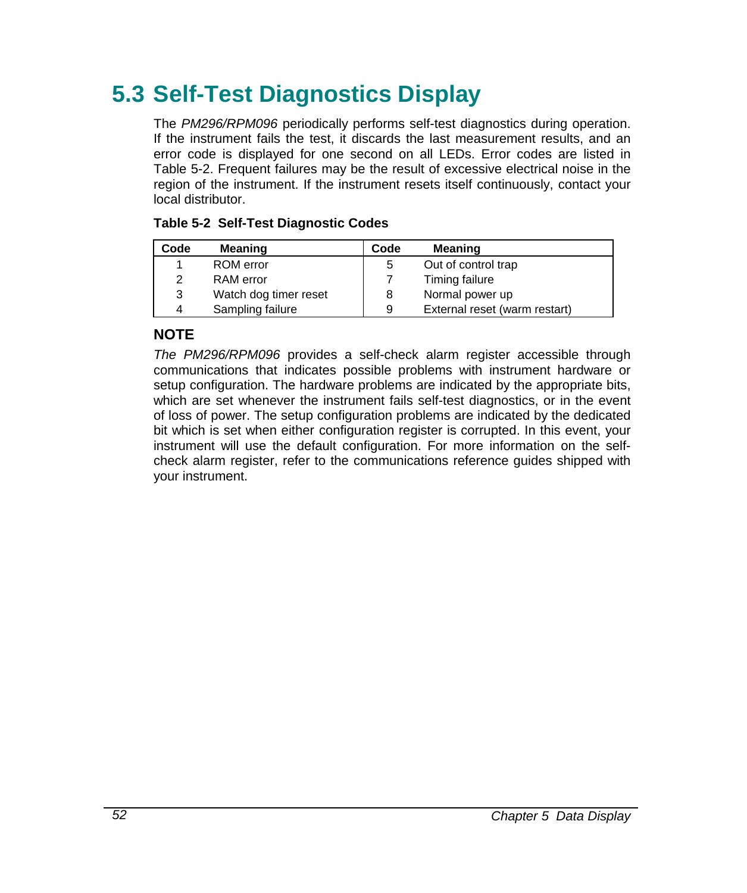## 5.3 Self-Test Diagnostics Display

The *PM296/RPM096* periodically performs self-test diagnostics during operation. If the instrument fails the test, it discards the last measurement results, and an error code is displayed for one second on all LEDs. Error codes are listed in Table 5-2. Frequent failures may be the result of excessive electrical noise in the region of the instrument. If the instrument resets itself continuously, contact your local distributor.

**Table 5-2 Self-Test Diagnostic Codes**

| Code | Meaning | Code | Meaning |
|---|---|---|---|
| 1 | ROM error | 5 | Out of control trap |
| 2 | RAM error | 7 | Timing failure |
| 3 | Watch dog timer reset | 8 | Normal power up |
| 4 | Sampling failure | 9 | External reset (warm restart) |

**NOTE**

*The PM296/RPM096* provides a self-check alarm register accessible through communications that indicates possible problems with instrument hardware or setup configuration. The hardware problems are indicated by the appropriate bits, which are set whenever the instrument fails self-test diagnostics, or in the event of loss of power. The setup configuration problems are indicated by the dedicated bit which is set when either configuration register is corrupted. In this event, your instrument will use the default configuration. For more information on the self-check alarm register, refer to the communications reference guides shipped with your instrument.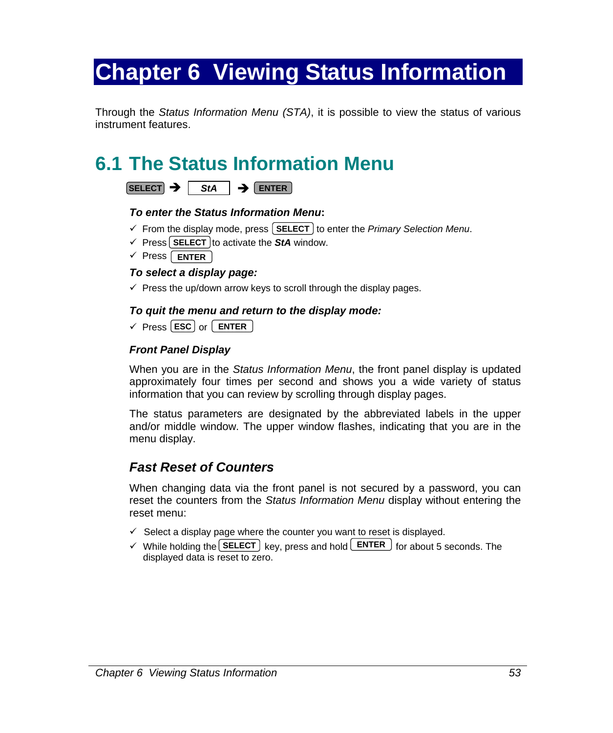# Chapter 6 Viewing Status Information

Through the *Status Information Menu (STA)*, it is possible to view the status of various instrument features.

## 6.1 The Status Information Menu

SELECT ➔ ***StA*** ➔ ENTER

***To enter the Status Information Menu*:**

- ✓ From the display mode, press SELECT to enter the *Primary Selection Menu*.
- ✓ Press SELECT to activate the ***StA*** window.
- ✓ Press ENTER

***To select a display page:***

- ✓ Press the up/down arrow keys to scroll through the display pages.

***To quit the menu and return to the display mode:***

- ✓ Press ESC or ENTER

***Front Panel Display***

When you are in the *Status Information Menu*, the front panel display is updated approximately four times per second and shows you a wide variety of status information that you can review by scrolling through display pages.

The status parameters are designated by the abbreviated labels in the upper and/or middle window. The upper window flashes, indicating that you are in the menu display.

### *Fast Reset of Counters*

When changing data via the front panel is not secured by a password, you can reset the counters from the *Status Information Menu* display without entering the reset menu:

- ✓ Select a display page where the counter you want to reset is displayed.
- ✓ While holding the SELECT key, press and hold ENTER for about 5 seconds. The displayed data is reset to zero.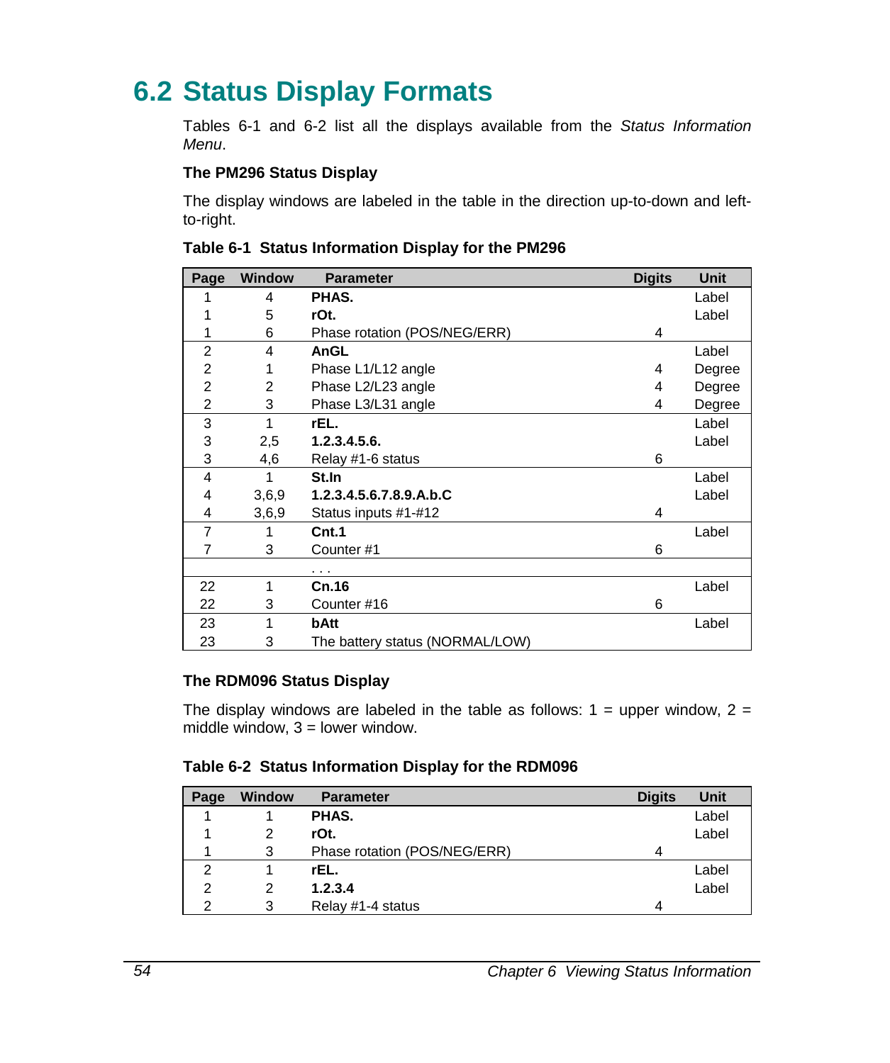## 6.2 Status Display Formats

Tables 6-1 and 6-2 list all the displays available from the *Status Information Menu*.

**The PM296 Status Display**

The display windows are labeled in the table in the direction up-to-down and left-to-right.

**Table 6-1 Status Information Display for the PM296**

| Page | Window | Parameter | Digits | Unit |
|---|---|---|---|---|
| 1 | 4 | **PHAS.** | | Label |
| 1 | 5 | **rOt.** | | Label |
| 1 | 6 | Phase rotation (POS/NEG/ERR) | 4 | |
| 2 | 4 | **AnGL** | | Label |
| 2 | 1 | Phase L1/L12 angle | 4 | Degree |
| 2 | 2 | Phase L2/L23 angle | 4 | Degree |
| 2 | 3 | Phase L3/L31 angle | 4 | Degree |
| 3 | 1 | **rEL.** | | Label |
| 3 | 2,5 | **1.2.3.4.5.6.** | | Label |
| 3 | 4,6 | Relay #1-6 status | 6 | |
| 4 | 1 | **St.In** | | Label |
| 4 | 3,6,9 | **1.2.3.4.5.6.7.8.9.A.b.C** | | Label |
| 4 | 3,6,9 | Status inputs #1-#12 | 4 | |
| 7 | 1 | **Cnt.1** | | Label |
| 7 | 3 | Counter #1 | 6 | |
| | | . . . | | |
| 22 | 1 | **Cn.16** | | Label |
| 22 | 3 | Counter #16 | 6 | |
| 23 | 1 | **bAtt** | | Label |
| 23 | 3 | The battery status (NORMAL/LOW) | | |

**The RDM096 Status Display**

The display windows are labeled in the table as follows: 1 = upper window, 2 = middle window, 3 = lower window.

**Table 6-2 Status Information Display for the RDM096**

| Page | Window | Parameter | Digits | Unit |
|---|---|---|---|---|
| 1 | 1 | **PHAS.** | | Label |
| 1 | 2 | **rOt.** | | Label |
| 1 | 3 | Phase rotation (POS/NEG/ERR) | 4 | |
| 2 | 1 | **rEL.** | | Label |
| 2 | 2 | **1.2.3.4** | | Label |
| 2 | 3 | Relay #1-4 status | 4 | |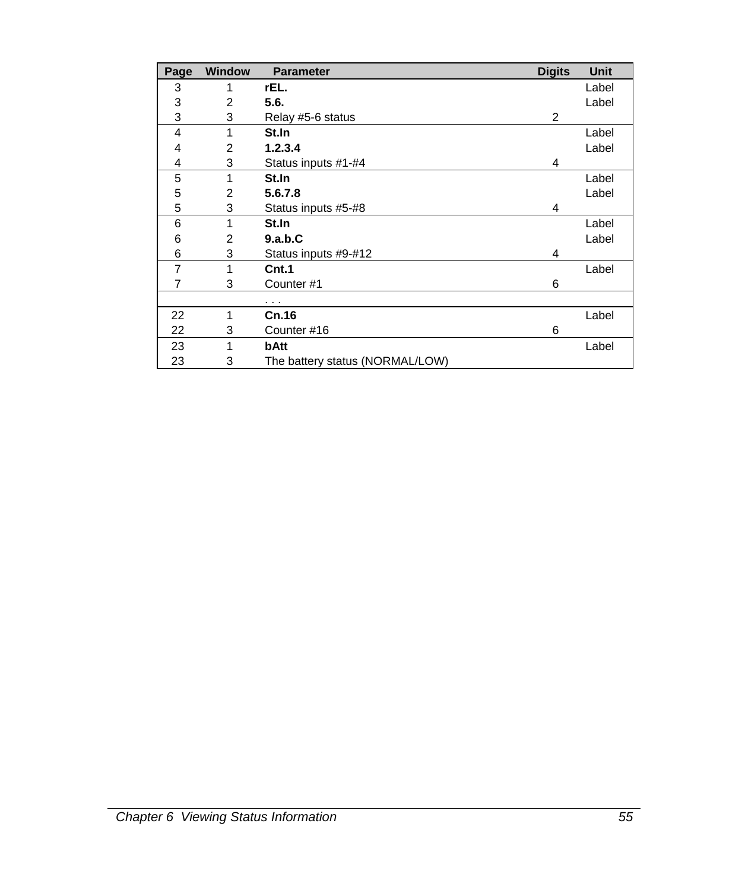| Page | Window | Parameter | Digits | Unit |
|---|---|---|---|---|
| 3 | 1 | **rEL.** | | Label |
| 3 | 2 | **5.6.** | | Label |
| 3 | 3 | Relay #5-6 status | 2 | |
| 4 | 1 | **St.In** | | Label |
| 4 | 2 | **1.2.3.4** | | Label |
| 4 | 3 | Status inputs #1-#4 | 4 | |
| 5 | 1 | **St.In** | | Label |
| 5 | 2 | **5.6.7.8** | | Label |
| 5 | 3 | Status inputs #5-#8 | 4 | |
| 6 | 1 | **St.In** | | Label |
| 6 | 2 | **9.a.b.C** | | Label |
| 6 | 3 | Status inputs #9-#12 | 4 | |
| 7 | 1 | **Cnt.1** | | Label |
| 7 | 3 | Counter #1 | 6 | |
| | | . . . | | |
| 22 | 1 | **Cn.16** | | Label |
| 22 | 3 | Counter #16 | 6 | |
| 23 | 1 | **bAtt** | | Label |
| 23 | 3 | The battery status (NORMAL/LOW) | | |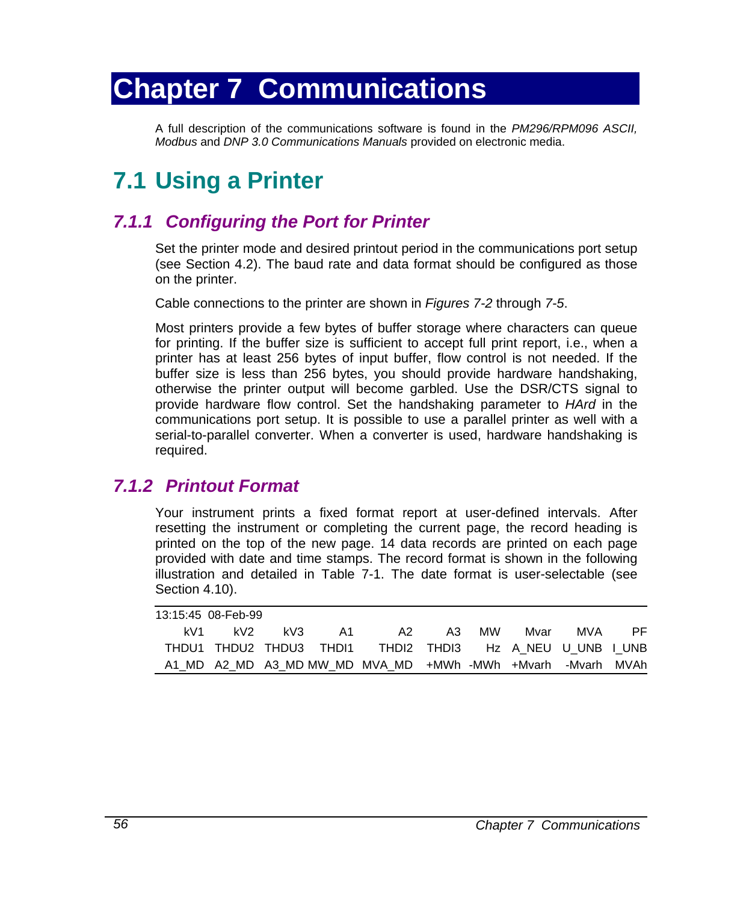# Chapter 7 Communications

A full description of the communications software is found in the *PM296/RPM096 ASCII, Modbus* and *DNP 3.0 Communications Manuals* provided on electronic media.

## 7.1 Using a Printer

### 7.1.1 Configuring the Port for Printer

Set the printer mode and desired printout period in the communications port setup (see Section 4.2). The baud rate and data format should be configured as those on the printer.

Cable connections to the printer are shown in *Figures 7-2* through *7-5*.

Most printers provide a few bytes of buffer storage where characters can queue for printing. If the buffer size is sufficient to accept full print report, i.e., when a printer has at least 256 bytes of input buffer, flow control is not needed. If the buffer size is less than 256 bytes, you should provide hardware handshaking, otherwise the printer output will become garbled. Use the DSR/CTS signal to provide hardware flow control. Set the handshaking parameter to *HArd* in the communications port setup. It is possible to use a parallel printer as well with a serial-to-parallel converter. When a converter is used, hardware handshaking is required.

### 7.1.2 Printout Format

Your instrument prints a fixed format report at user-defined intervals. After resetting the instrument or completing the current page, the record heading is printed on the top of the new page. 14 data records are printed on each page provided with date and time stamps. The record format is shown in the following illustration and detailed in Table 7-1. The date format is user-selectable (see Section 4.10).

```
13:15:45 08-Feb-99
    kV1    kV2    kV3     A1       A2     A3   MW    Mvar    MVA     PF
  THDU1  THDU2  THDU3  THDI1    THDI2  THDI3   Hz   A_NEU  U_UNB  I_UNB
  A1_MD  A2_MD  A3_MD MW_MD  MVA_MD  +MWh  -MWh  +Mvarh  -Mvarh  MVAh
```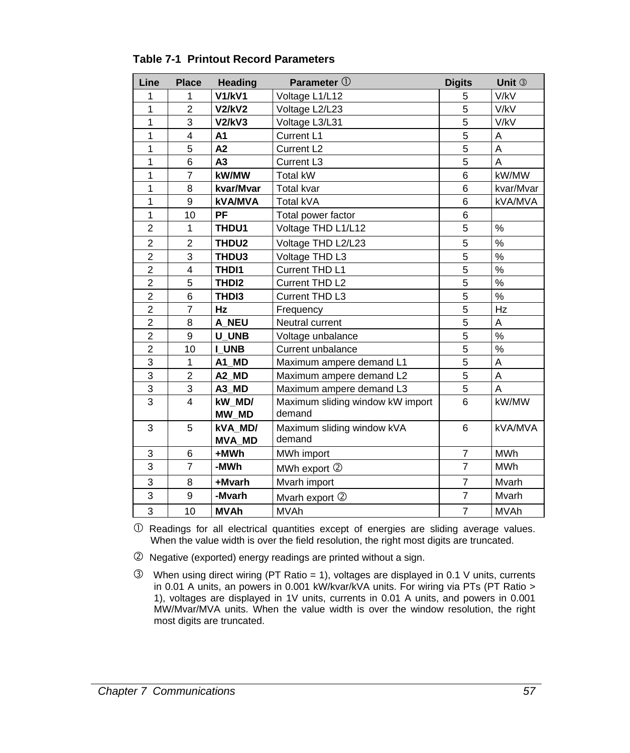**Table 7-1 Printout Record Parameters**

| Line | Place | Heading | Parameter ① | Digits | Unit ③ |
|---|---|---|---|---|---|
| 1 | 1 | **V1/kV1** | Voltage L1/L12 | 5 | V/kV |
| 1 | 2 | **V2/kV2** | Voltage L2/L23 | 5 | V/kV |
| 1 | 3 | **V2/kV3** | Voltage L3/L31 | 5 | V/kV |
| 1 | 4 | **A1** | Current L1 | 5 | A |
| 1 | 5 | **A2** | Current L2 | 5 | A |
| 1 | 6 | **A3** | Current L3 | 5 | A |
| 1 | 7 | **kW/MW** | Total kW | 6 | kW/MW |
| 1 | 8 | **kvar/Mvar** | Total kvar | 6 | kvar/Mvar |
| 1 | 9 | **kVA/MVA** | Total kVA | 6 | kVA/MVA |
| 1 | 10 | **PF** | Total power factor | 6 | |
| 2 | 1 | **THDU1** | Voltage THD L1/L12 | 5 | % |
| 2 | 2 | **THDU2** | Voltage THD L2/L23 | 5 | % |
| 2 | 3 | **THDU3** | Voltage THD L3 | 5 | % |
| 2 | 4 | **THDI1** | Current THD L1 | 5 | % |
| 2 | 5 | **THDI2** | Current THD L2 | 5 | % |
| 2 | 6 | **THDI3** | Current THD L3 | 5 | % |
| 2 | 7 | **Hz** | Frequency | 5 | Hz |
| 2 | 8 | **A_NEU** | Neutral current | 5 | A |
| 2 | 9 | **U_UNB** | Voltage unbalance | 5 | % |
| 2 | 10 | **I_UNB** | Current unbalance | 5 | % |
| 3 | 1 | **A1_MD** | Maximum ampere demand L1 | 5 | A |
| 3 | 2 | **A2_MD** | Maximum ampere demand L2 | 5 | A |
| 3 | 3 | **A3_MD** | Maximum ampere demand L3 | 5 | A |
| 3 | 4 | **kW_MD/ MW_MD** | Maximum sliding window kW import demand | 6 | kW/MW |
| 3 | 5 | **kVA_MD/ MVA_MD** | Maximum sliding window kVA demand | 6 | kVA/MVA |
| 3 | 6 | **+MWh** | MWh import | 7 | MWh |
| 3 | 7 | **-MWh** | MWh export ② | 7 | MWh |
| 3 | 8 | **+Mvarh** | Mvarh import | 7 | Mvarh |
| 3 | 9 | **-Mvarh** | Mvarh export ② | 7 | Mvarh |
| 3 | 10 | **MVAh** | MVAh | 7 | MVAh |

① Readings for all electrical quantities except of energies are sliding average values. When the value width is over the field resolution, the right most digits are truncated.

② Negative (exported) energy readings are printed without a sign.

③ When using direct wiring (PT Ratio = 1), voltages are displayed in 0.1 V units, currents in 0.01 A units, an powers in 0.001 kW/kvar/kVA units. For wiring via PTs (PT Ratio > 1), voltages are displayed in 1V units, currents in 0.01 A units, and powers in 0.001 MW/Mvar/MVA units. When the value width is over the window resolution, the right most digits are truncated.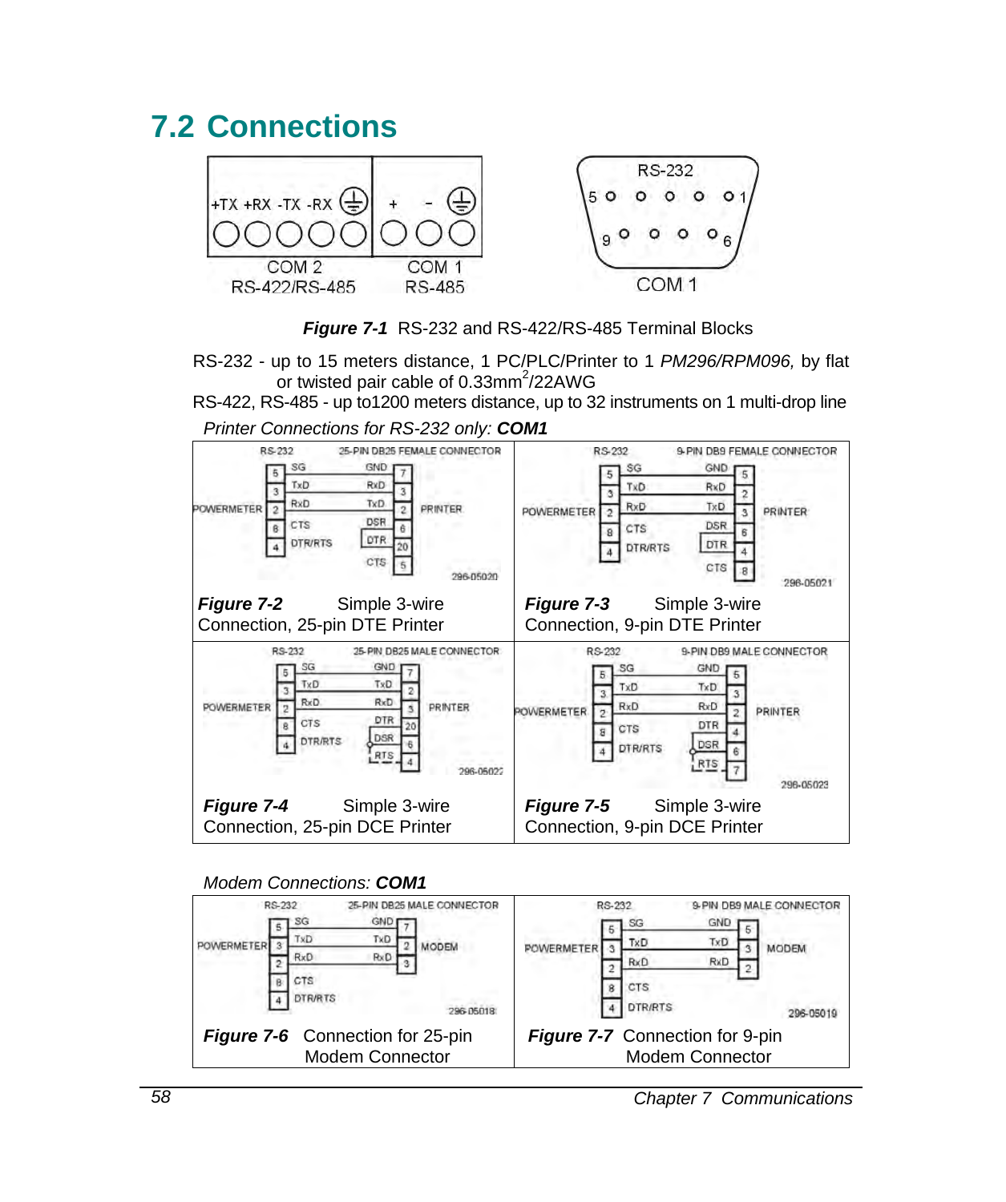## 7.2 Connections

+TX +RX -TX -RX ⏚ + - ⏚

COM 2 RS-422/RS-485 COM 1 RS-485

RS-232 COM 1

***Figure 7-1*** RS-232 and RS-422/RS-485 Terminal Blocks

RS-232 - up to 15 meters distance, 1 PC/PLC/Printer to 1 *PM296/RPM096,* by flat or twisted pair cable of 0.33mm$^2$/22AWG

RS-422, RS-485 - up to1200 meters distance, up to 32 instruments on 1 multi-drop line

*Printer Connections for RS-232 only:* ***COM1***

***Figure 7-2*** Simple 3-wire Connection, 25-pin DTE Printer

***Figure 7-3*** Simple 3-wire Connection, 9-pin DTE Printer

***Figure 7-4*** Simple 3-wire Connection, 25-pin DCE Printer

***Figure 7-5*** Simple 3-wire Connection, 9-pin DCE Printer

*Modem Connections:* ***COM1***

***Figure 7-6*** Connection for 25-pin Modem Connector

***Figure 7-7*** Connection for 9-pin Modem Connector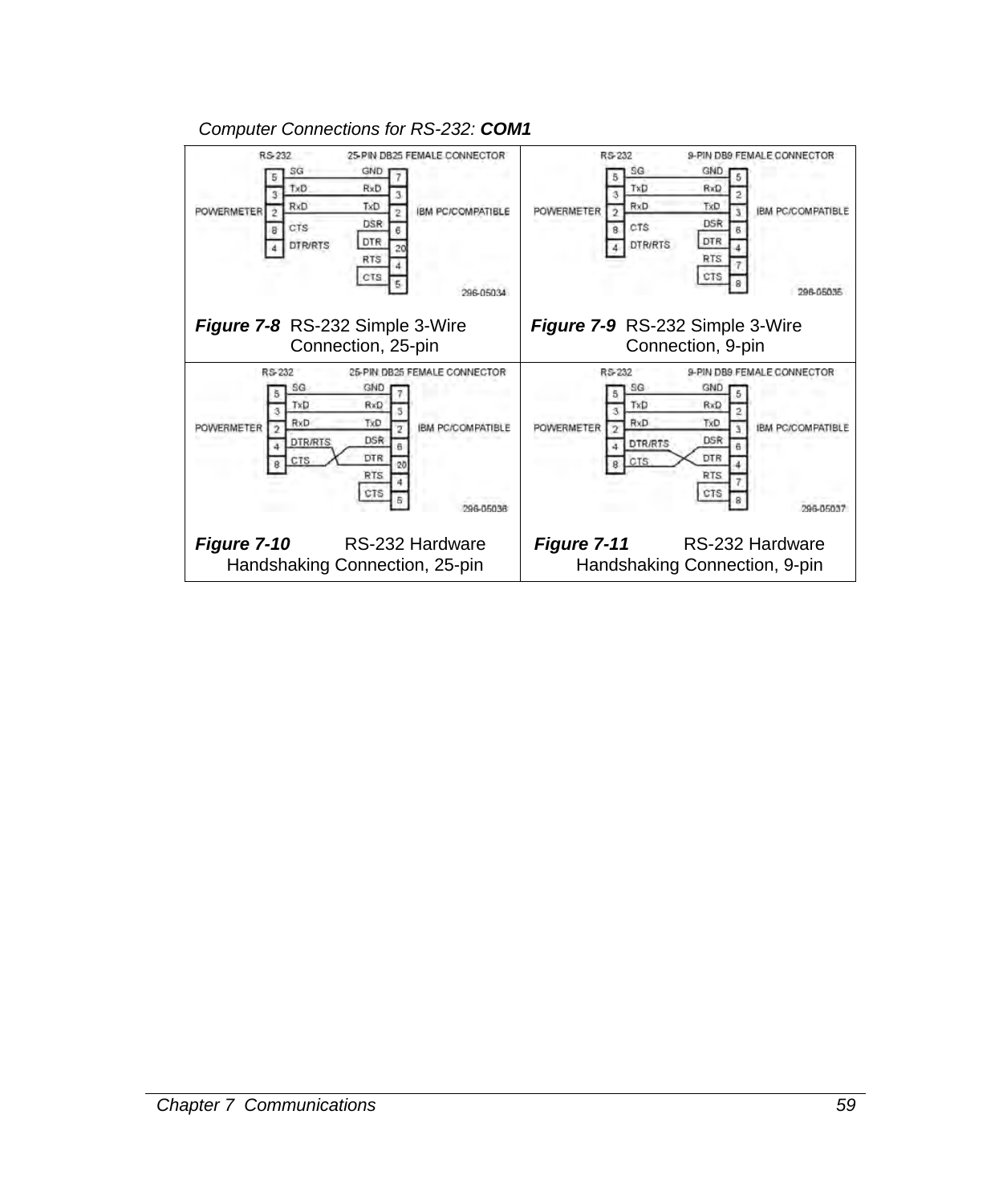*Computer Connections for RS-232:* ***COM1***

| | |
|---|---|
| RS-232 — 25-PIN DB25 FEMALE CONNECTOR<br>POWERMETER — IBM PC/COMPATIBLE<br>5 SG — GND 7<br>3 TxD — RxD 3<br>2 RxD — TxD 2<br>8 CTS — DSR 6<br>4 DTR/RTS — DTR 20<br>RTS 4<br>CTS 5<br>296-05034<br><br>***Figure 7-8*** RS-232 Simple 3-Wire Connection, 25-pin | RS-232 — 9-PIN DB9 FEMALE CONNECTOR<br>POWERMETER — IBM PC/COMPATIBLE<br>5 SG — GND 5<br>3 TxD — RxD 2<br>2 RxD — TxD 3<br>8 CTS — DSR 6<br>4 DTR/RTS — DTR 4<br>RTS 7<br>CTS 8<br>296-05035<br><br>***Figure 7-9*** RS-232 Simple 3-Wire Connection, 9-pin |
| RS-232 — 25-PIN DB25 FEMALE CONNECTOR<br>POWERMETER — IBM PC/COMPATIBLE<br>5 SG — GND 7<br>3 TxD — RxD 3<br>2 RxD — TxD 2<br>4 DTR/RTS — DSR 6<br>8 CTS — DTR 20<br>RTS 4<br>CTS 5<br>296-05036<br><br>***Figure 7-10*** RS-232 Hardware Handshaking Connection, 25-pin | RS-232 — 9-PIN DB9 FEMALE CONNECTOR<br>POWERMETER — IBM PC/COMPATIBLE<br>5 SG — GND 5<br>3 TxD — RxD 2<br>2 RxD — TxD 3<br>4 DTR/RTS — DSR 6<br>8 CTS — DTR 4<br>RTS 7<br>CTS 8<br>296-05037<br><br>***Figure 7-11*** RS-232 Hardware Handshaking Connection, 9-pin |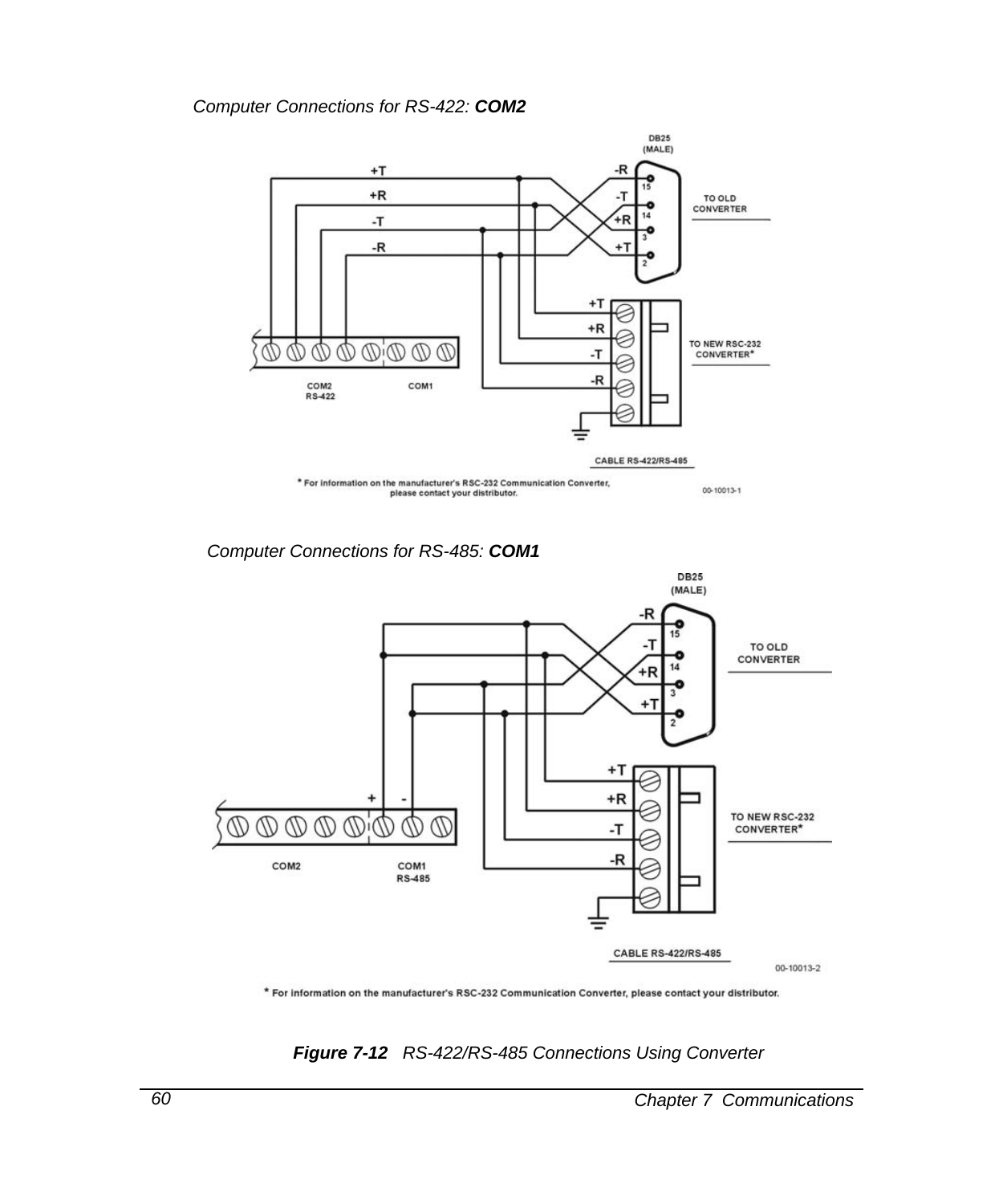*Computer Connections for RS-422:* ***COM2***

DB25 (MALE)

+T
+R
-T
-R

-R 15
-T 14
+R 3
+T 2

TO OLD CONVERTER

+T
+R
-T
-R

TO NEW RSC-232 CONVERTER*

COM2 RS-422    COM1

CABLE RS-422/RS-485

* For information on the manufacturer's RSC-232 Communication Converter, please contact your distributor.

00-10013-1

*Computer Connections for RS-485:* ***COM1***

DB25 (MALE)

-R 15
-T 14
+R 3
+T 2

TO OLD CONVERTER

+T
+R
-T
-R

TO NEW RSC-232 CONVERTER*

+ -

COM2    COM1 RS-485

CABLE RS-422/RS-485

00-10013-2

* For information on the manufacturer's RSC-232 Communication Converter, please contact your distributor.

***Figure 7-12*** *RS-422/RS-485 Connections Using Converter*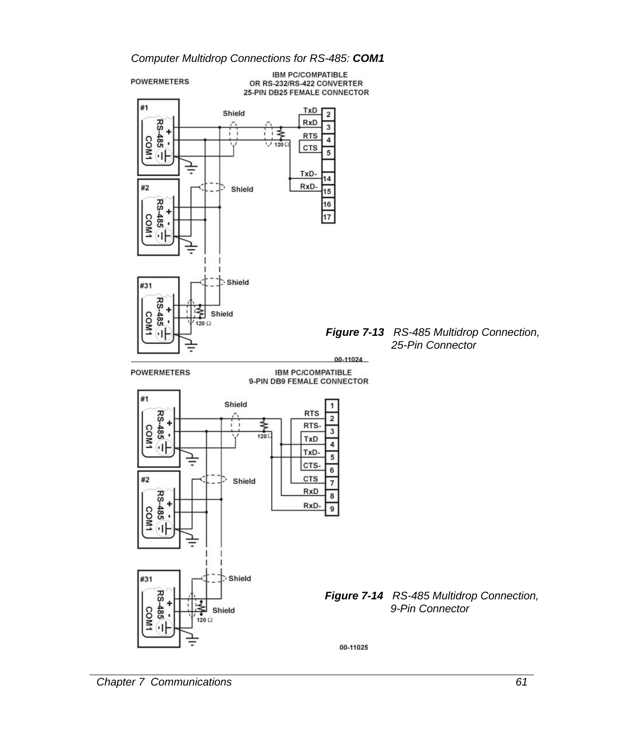*Computer Multidrop Connections for RS-485: **COM1***

*Figure 7-13 RS-485 Multidrop Connection, 25-Pin Connector*

*Figure 7-14 RS-485 Multidrop Connection, 9-Pin Connector*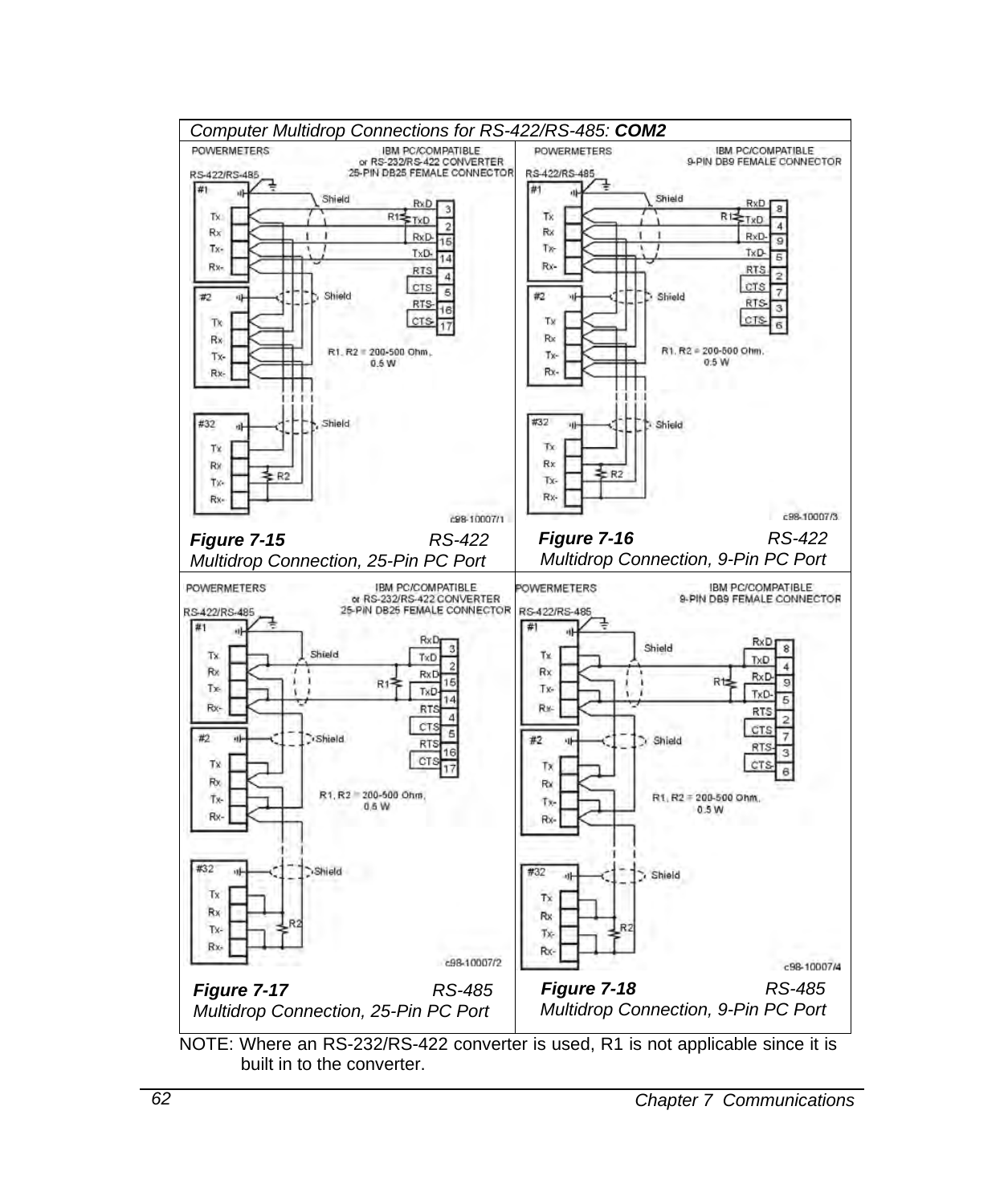*Computer Multidrop Connections for RS-422/RS-485:* ***COM2***

***Figure 7-15*** *RS-422 Multidrop Connection, 25-Pin PC Port*

***Figure 7-16*** *RS-422 Multidrop Connection, 9-Pin PC Port*

***Figure 7-17*** *RS-485 Multidrop Connection, 25-Pin PC Port*

***Figure 7-18*** *RS-485 Multidrop Connection, 9-Pin PC Port*

NOTE: Where an RS-232/RS-422 converter is used, R1 is not applicable since it is built in to the converter.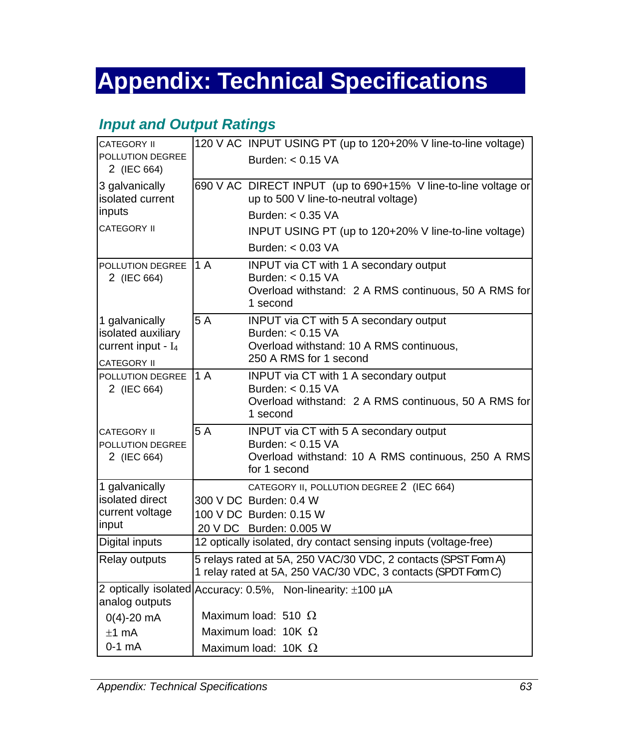# Appendix: Technical Specifications

## *Input and Output Ratings*

| | | |
|---|---|---|
| CATEGORY II<br>POLLUTION DEGREE 2 (IEC 664) | 120 V AC | INPUT USING PT (up to 120+20% V line-to-line voltage)<br>Burden: < 0.15 VA |
| 3 galvanically isolated current inputs<br>CATEGORY II | 690 V AC | DIRECT INPUT (up to 690+15% V line-to-line voltage or up to 500 V line-to-neutral voltage)<br>Burden: < 0.35 VA<br>INPUT USING PT (up to 120+20% V line-to-line voltage)<br>Burden: < 0.03 VA |
| POLLUTION DEGREE 2 (IEC 664) | 1 A | INPUT via CT with 1 A secondary output<br>Burden: < 0.15 VA<br>Overload withstand: 2 A RMS continuous, 50 A RMS for 1 second |
| 1 galvanically isolated auxiliary current input - $I_4$<br>CATEGORY II | 5 A | INPUT via CT with 5 A secondary output<br>Burden: < 0.15 VA<br>Overload withstand: 10 A RMS continuous, 250 A RMS for 1 second |
| POLLUTION DEGREE 2 (IEC 664) | 1 A | INPUT via CT with 1 A secondary output<br>Burden: < 0.15 VA<br>Overload withstand: 2 A RMS continuous, 50 A RMS for 1 second |
| CATEGORY II<br>POLLUTION DEGREE 2 (IEC 664) | 5 A | INPUT via CT with 5 A secondary output<br>Burden: < 0.15 VA<br>Overload withstand: 10 A RMS continuous, 250 A RMS for 1 second |
| 1 galvanically isolated direct current voltage input | | CATEGORY II, POLLUTION DEGREE 2 (IEC 664) |
| | 300 V DC | Burden: 0.4 W |
| | 100 V DC | Burden: 0.15 W |
| | 20 V DC | Burden: 0.005 W |
| Digital inputs | 12 optically isolated, dry contact sensing inputs (voltage-free) | |
| Relay outputs | 5 relays rated at 5A, 250 VAC/30 VDC, 2 contacts (SPST Form A)<br>1 relay rated at 5A, 250 VAC/30 VDC, 3 contacts (SPDT Form C) | |
| 2 optically isolated analog outputs | Accuracy: 0.5%, Non-linearity: ±100 µA | |
| 0(4)-20 mA | Maximum load: 510 Ω | |
| ±1 mA | Maximum load: 10K Ω | |
| 0-1 mA | Maximum load: 10K Ω | |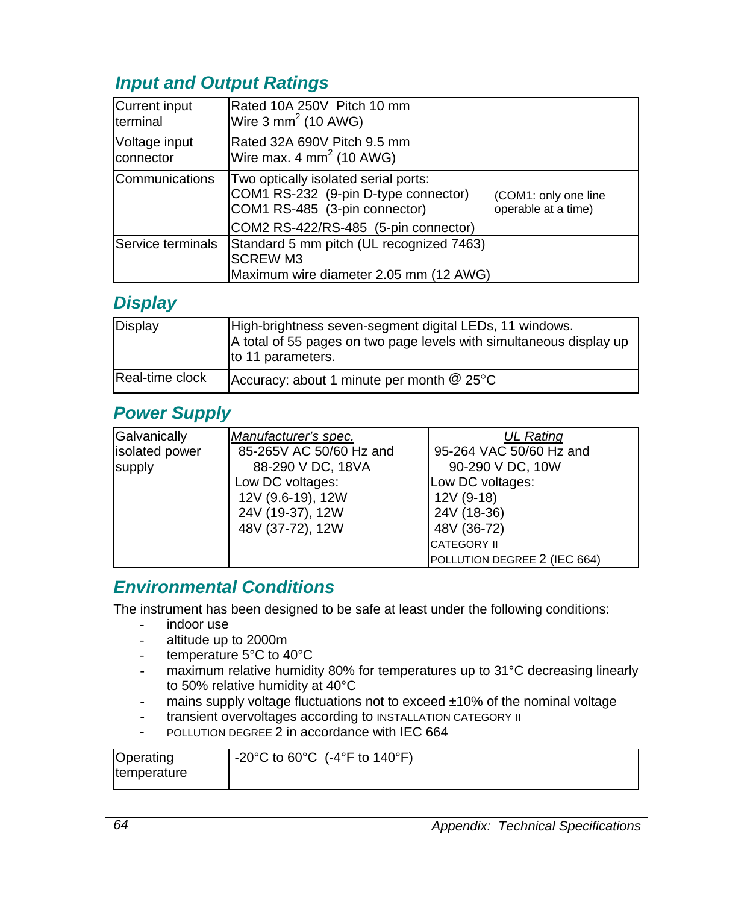## Input and Output Ratings

| | |
|---|---|
| Current input terminal | Rated 10A 250V Pitch 10 mm<br>Wire 3 mm$^2$ (10 AWG) |
| Voltage input connector | Rated 32A 690V Pitch 9.5 mm<br>Wire max. 4 mm$^2$ (10 AWG) |
| Communications | Two optically isolated serial ports:<br>COM1 RS-232 (9-pin D-type connector)<br>COM1 RS-485 (3-pin connector) (COM1: only one line operable at a time)<br>COM2 RS-422/RS-485 (5-pin connector) |
| Service terminals | Standard 5 mm pitch (UL recognized 7463)<br>SCREW M3<br>Maximum wire diameter 2.05 mm (12 AWG) |

## Display

| | |
|---|---|
| Display | High-brightness seven-segment digital LEDs, 11 windows.<br>A total of 55 pages on two page levels with simultaneous display up to 11 parameters. |
| Real-time clock | Accuracy: about 1 minute per month @ 25°C |

## Power Supply

| | *Manufacturer's spec.* | *UL Rating* |
|---|---|---|
| Galvanically isolated power supply | 85-265V AC 50/60 Hz and 88-290 V DC, 18VA<br>Low DC voltages:<br>12V (9.6-19), 12W<br>24V (19-37), 12W<br>48V (37-72), 12W | 95-264 VAC 50/60 Hz and 90-290 V DC, 10W<br>Low DC voltages:<br>12V (9-18)<br>24V (18-36)<br>48V (36-72)<br>CATEGORY II<br>POLLUTION DEGREE 2 (IEC 664) |

## Environmental Conditions

The instrument has been designed to be safe at least under the following conditions:

- indoor use
- altitude up to 2000m
- temperature 5°C to 40°C
- maximum relative humidity 80% for temperatures up to 31°C decreasing linearly to 50% relative humidity at 40°C
- mains supply voltage fluctuations not to exceed ±10% of the nominal voltage
- transient overvoltages according to INSTALLATION CATEGORY II
- POLLUTION DEGREE 2 in accordance with IEC 664

| | |
|---|---|
| Operating temperature | -20°C to 60°C (-4°F to 140°F) |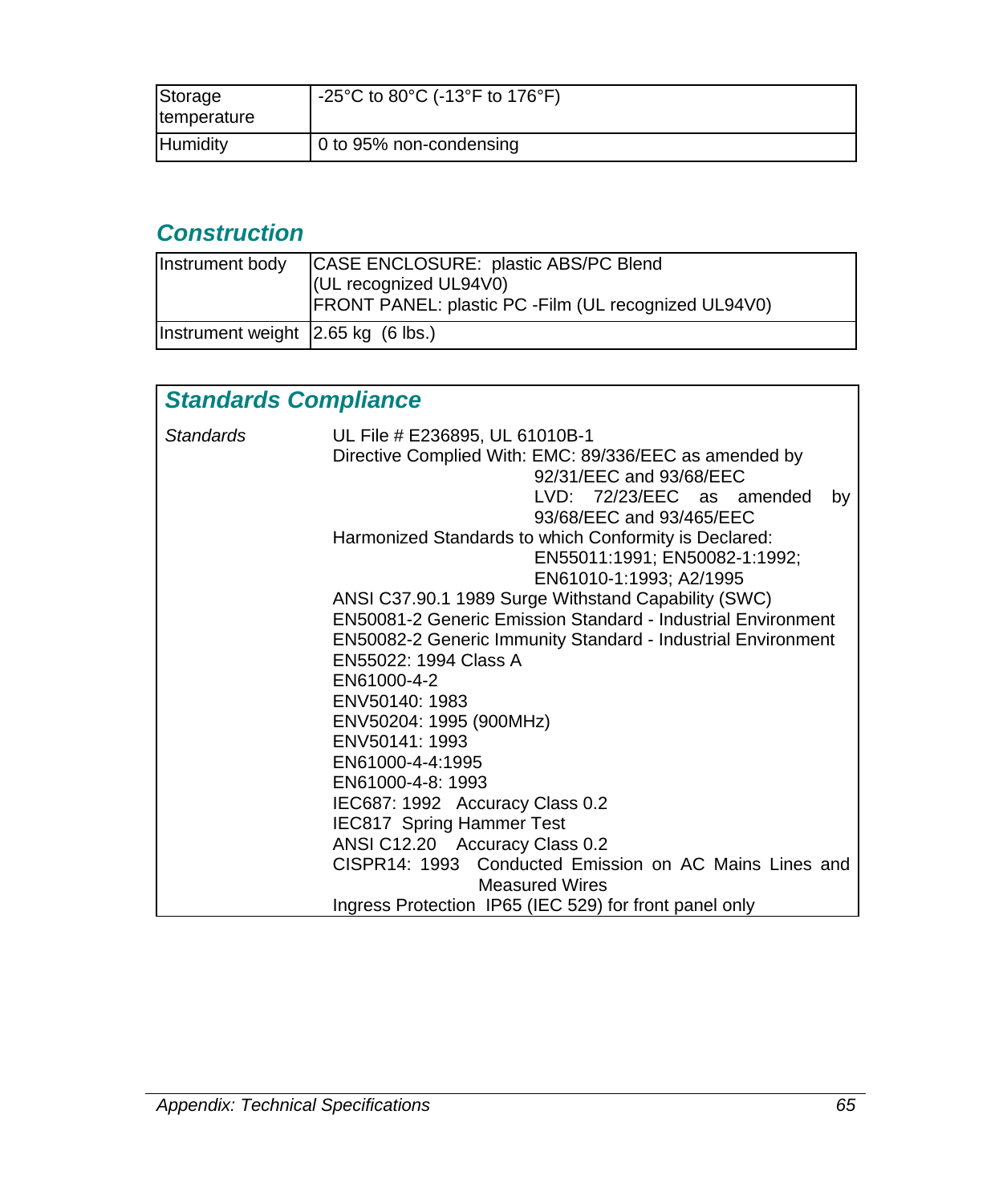| Storage temperature | -25°C to 80°C (-13°F to 176°F) |
| --- | --- |
| Humidity | 0 to 95% non-condensing |

## Construction

| Instrument body | CASE ENCLOSURE: plastic ABS/PC Blend (UL recognized UL94V0) FRONT PANEL: plastic PC -Film (UL recognized UL94V0) |
| --- | --- |
| Instrument weight | 2.65 kg (6 lbs.) |

## Standards Compliance

| *Standards* | UL File # E236895, UL 61010B-1<br>Directive Complied With: EMC: 89/336/EEC as amended by 92/31/EEC and 93/68/EEC<br>LVD: 72/23/EEC as amended by 93/68/EEC and 93/465/EEC<br>Harmonized Standards to which Conformity is Declared: EN55011:1991; EN50082-1:1992; EN61010-1:1993; A2/1995<br>ANSI C37.90.1 1989 Surge Withstand Capability (SWC)<br>EN50081-2 Generic Emission Standard - Industrial Environment<br>EN50082-2 Generic Immunity Standard - Industrial Environment<br>EN55022: 1994 Class A<br>EN61000-4-2<br>ENV50140: 1983<br>ENV50204: 1995 (900MHz)<br>ENV50141: 1993<br>EN61000-4-4:1995<br>EN61000-4-8: 1993<br>IEC687: 1992 Accuracy Class 0.2<br>IEC817 Spring Hammer Test<br>ANSI C12.20 Accuracy Class 0.2<br>CISPR14: 1993 Conducted Emission on AC Mains Lines and Measured Wires<br>Ingress Protection IP65 (IEC 529) for front panel only |
| --- | --- |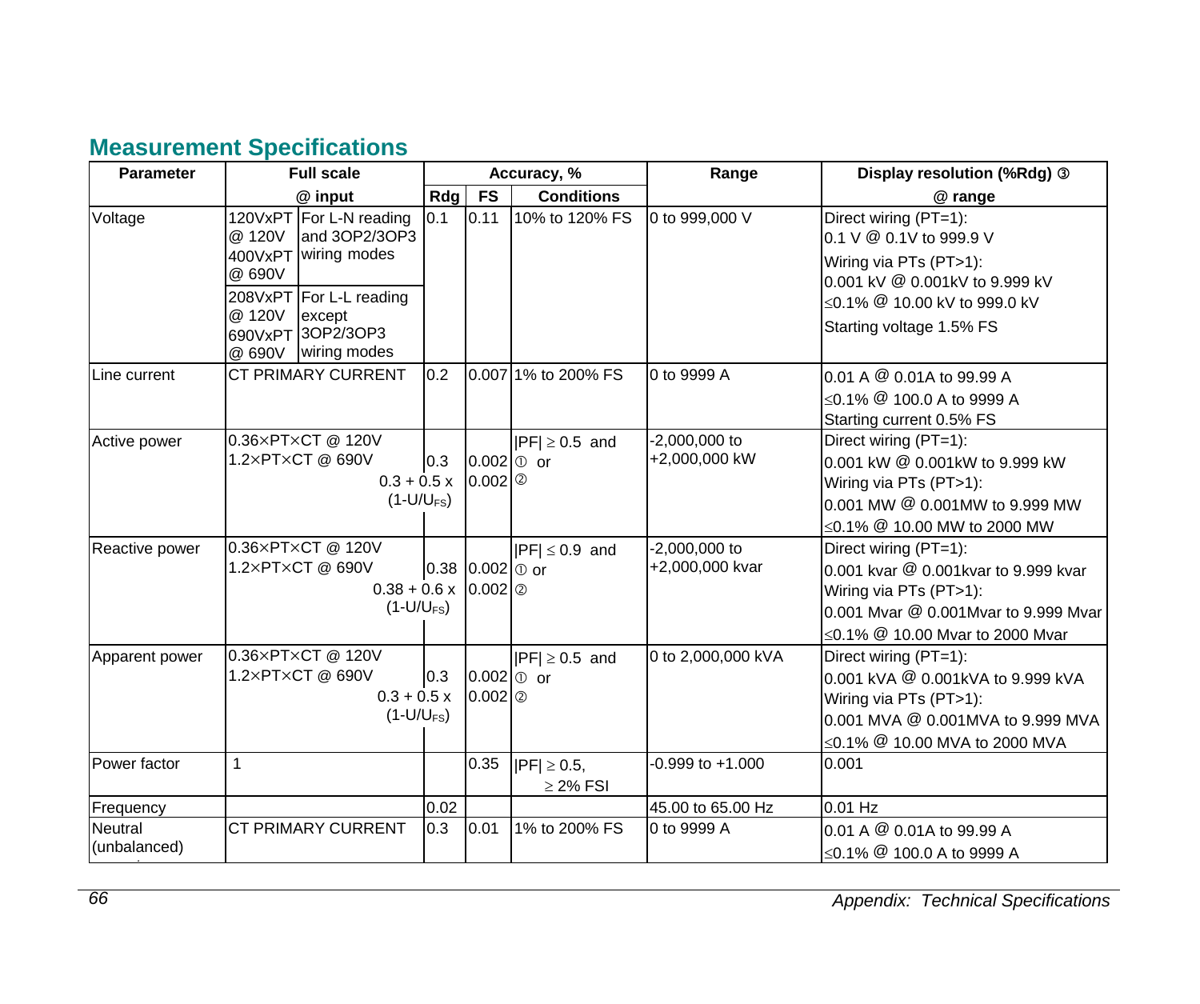## Measurement Specifications

| Parameter | Full scale | | Accuracy, % | | | Range | Display resolution (%Rdg) ③ |
|---|---|---|---|---|---|---|---|
| | @ input | | Rdg | FS | Conditions | | @ range |
| Voltage | 120VxPT @ 120V 400VxPT @ 690V | For L-N reading and 3OP2/3OP3 wiring modes | 0.1 | 0.11 | 10% to 120% FS | 0 to 999,000 V | Direct wiring (PT=1): 0.1 V @ 0.1V to 999.9 V Wiring via PTs (PT>1): 0.001 kV @ 0.001kV to 9.999 kV ≤0.1% @ 10.00 kV to 999.0 kV Starting voltage 1.5% FS |
| | 208VxPT @ 120V 690VxPT @ 690V | For L-L reading except 3OP2/3OP3 wiring modes | | | | | |
| Line current | CT PRIMARY CURRENT | | 0.2 | 0.007 | 1% to 200% FS | 0 to 9999 A | 0.01 A @ 0.01A to 99.99 A ≤0.1% @ 100.0 A to 9999 A Starting current 0.5% FS |
| Active power | 0.36×PT×CT @ 120V 1.2×PT×CT @ 690V | | 0.3 / $0.3 + 0.5 \times (1\text{-}U/U_{FS})$ | 0.002 / 0.002 | \|PF\| ≥ 0.5 and ① or ② | -2,000,000 to +2,000,000 kW | Direct wiring (PT=1): 0.001 kW @ 0.001kW to 9.999 kW Wiring via PTs (PT>1): 0.001 MW @ 0.001MW to 9.999 MW ≤0.1% @ 10.00 MW to 2000 MW |
| Reactive power | 0.36×PT×CT @ 120V 1.2×PT×CT @ 690V | | 0.38 / $0.38 + 0.6 \times (1\text{-}U/U_{FS})$ | 0.002 / 0.002 | \|PF\| ≤ 0.9 and ① or ② | -2,000,000 to +2,000,000 kvar | Direct wiring (PT=1): 0.001 kvar @ 0.001kvar to 9.999 kvar Wiring via PTs (PT>1): 0.001 Mvar @ 0.001Mvar to 9.999 Mvar ≤0.1% @ 10.00 Mvar to 2000 Mvar |
| Apparent power | 0.36×PT×CT @ 120V 1.2×PT×CT @ 690V | | 0.3 / $0.3 + 0.5 \times (1\text{-}U/U_{FS})$ | 0.002 / 0.002 | \|PF\| ≥ 0.5 and ① or ② | 0 to 2,000,000 kVA | Direct wiring (PT=1): 0.001 kVA @ 0.001kVA to 9.999 kVA Wiring via PTs (PT>1): 0.001 MVA @ 0.001MVA to 9.999 MVA ≤0.1% @ 10.00 MVA to 2000 MVA |
| Power factor | 1 | | | 0.35 | \|PF\| ≥ 0.5, ≥ 2% FSI | -0.999 to +1.000 | 0.001 |
| Frequency | | | 0.02 | | | 45.00 to 65.00 Hz | 0.01 Hz |
| Neutral (unbalanced) | CT PRIMARY CURRENT | | 0.3 | 0.01 | 1% to 200% FS | 0 to 9999 A | 0.01 A @ 0.01A to 99.99 A ≤0.1% @ 100.0 A to 9999 A |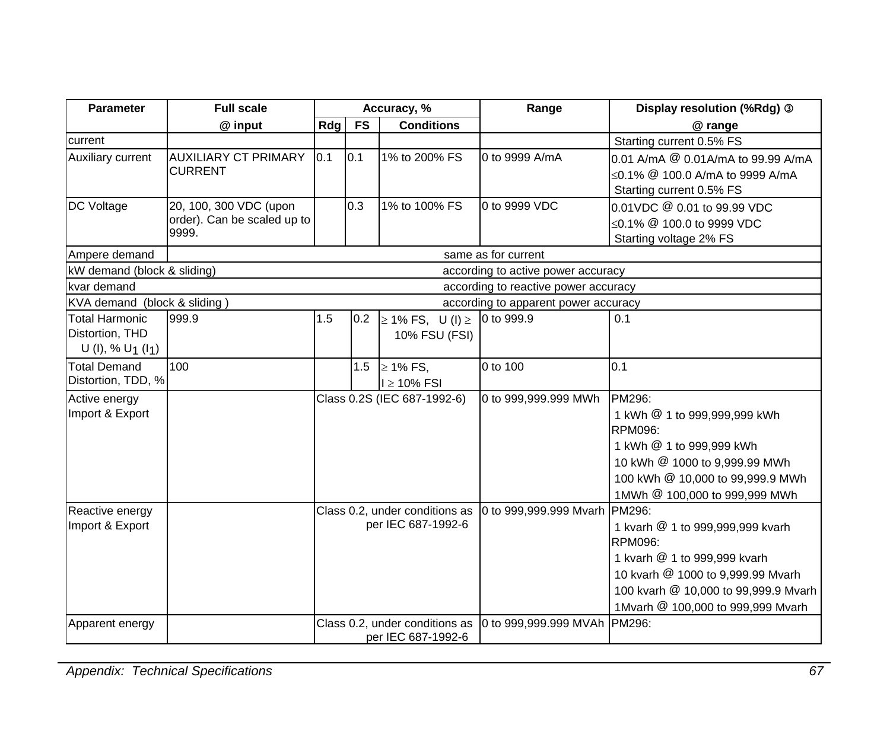| Parameter | Full scale | Accuracy, % | | | Range | Display resolution (%Rdg) ③ |
|---|---|---|---|---|---|---|
| | @ input | Rdg | FS | Conditions | | @ range |
| current | | | | | | Starting current 0.5% FS |
| Auxiliary current | AUXILIARY CT PRIMARY CURRENT | 0.1 | 0.1 | 1% to 200% FS | 0 to 9999 A/mA | 0.01 A/mA @ 0.01A/mA to 99.99 A/mA<br>≤0.1% @ 100.0 A/mA to 9999 A/mA<br>Starting current 0.5% FS |
| DC Voltage | 20, 100, 300 VDC (upon order). Can be scaled up to 9999. | | 0.3 | 1% to 100% FS | 0 to 9999 VDC | 0.01VDC @ 0.01 to 99.99 VDC<br>≤0.1% @ 100.0 to 9999 VDC<br>Starting voltage 2% FS |
| Ampere demand | same as for current | | | | | |
| kW demand (block & sliding) | according to active power accuracy | | | | | |
| kvar demand | according to reactive power accuracy | | | | | |
| KVA demand (block & sliding ) | according to apparent power accuracy | | | | | |
| Total Harmonic Distortion, THD U (I), % $U_1$ ($I_1$) | 999.9 | 1.5 | 0.2 | ≥ 1% FS, U (I) ≥ 10% FSU (FSI) | 0 to 999.9 | 0.1 |
| Total Demand Distortion, TDD, % | 100 | | 1.5 | ≥ 1% FS, I ≥ 10% FSI | 0 to 100 | 0.1 |
| Active energy Import & Export | | Class 0.2S (IEC 687-1992-6) | | | 0 to 999,999.999 MWh | PM296:<br>1 kWh @ 1 to 999,999,999 kWh<br>RPM096:<br>1 kWh @ 1 to 999,999 kWh<br>10 kWh @ 1000 to 9,999.99 MWh<br>100 kWh @ 10,000 to 99,999.9 MWh<br>1MWh @ 100,000 to 999,999 MWh |
| Reactive energy Import & Export | | Class 0.2, under conditions as per IEC 687-1992-6 | | | 0 to 999,999.999 Mvarh | PM296:<br>1 kvarh @ 1 to 999,999,999 kvarh<br>RPM096:<br>1 kvarh @ 1 to 999,999 kvarh<br>10 kvarh @ 1000 to 9,999.99 Mvarh<br>100 kvarh @ 10,000 to 99,999.9 Mvarh<br>1Mvarh @ 100,000 to 999,999 Mvarh |
| Apparent energy | | Class 0.2, under conditions as per IEC 687-1992-6 | | | 0 to 999,999.999 MVAh | PM296: |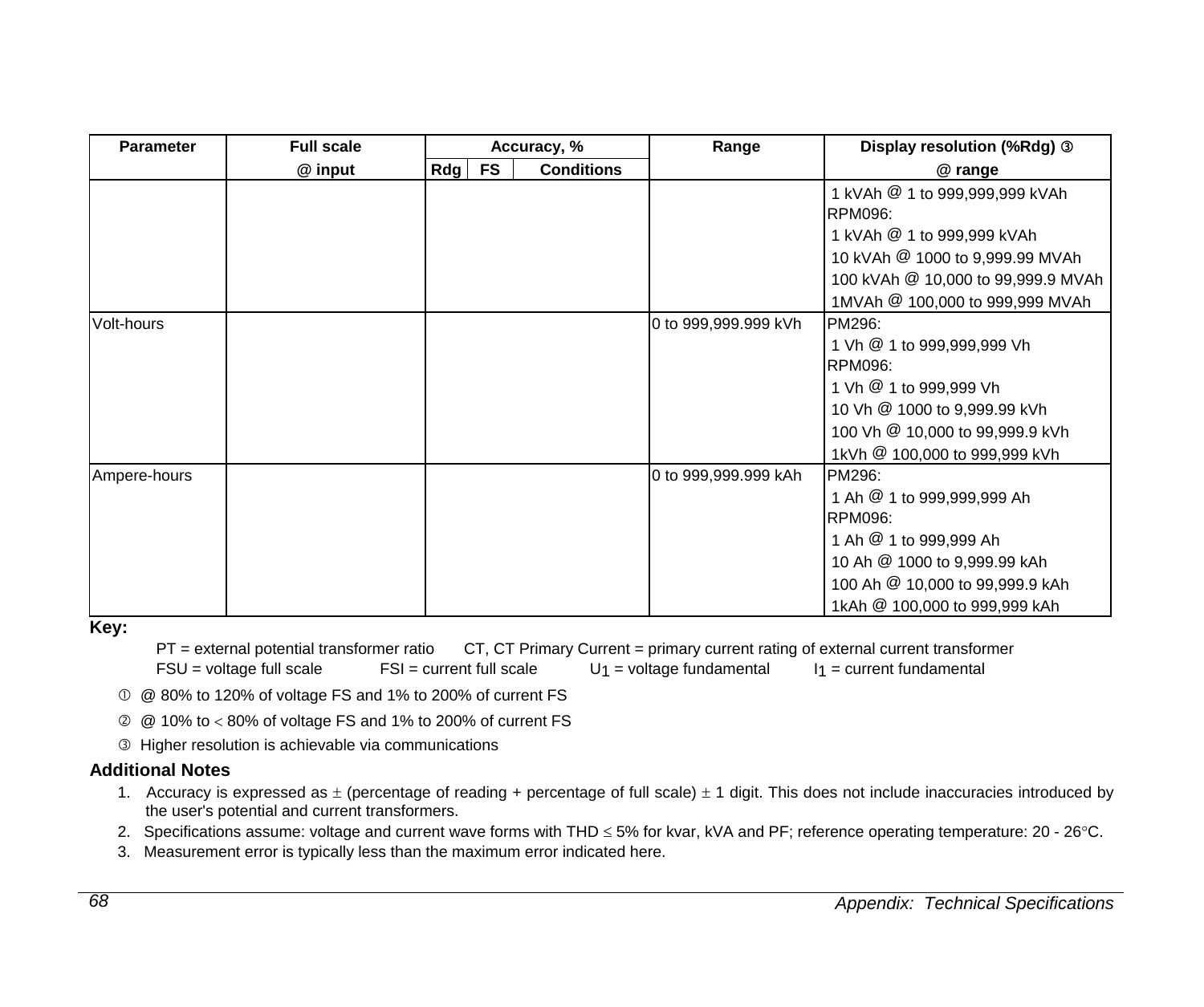| Parameter | Full scale | Accuracy, % | | | Range | Display resolution (%Rdg) ③ |
|---|---|---|---|---|---|---|
| | @ input | Rdg | FS | Conditions | | @ range |
| | | | | | | 1 kVAh @ 1 to 999,999,999 kVAh<br>RPM096:<br>1 kVAh @ 1 to 999,999 kVAh<br>10 kVAh @ 1000 to 9,999.99 MVAh<br>100 kVAh @ 10,000 to 99,999.9 MVAh<br>1MVAh @ 100,000 to 999,999 MVAh |
| Volt-hours | | | | | 0 to 999,999.999 kVh | PM296:<br>1 Vh @ 1 to 999,999,999 Vh<br>RPM096:<br>1 Vh @ 1 to 999,999 Vh<br>10 Vh @ 1000 to 9,999.99 kVh<br>100 Vh @ 10,000 to 99,999.9 kVh<br>1kVh @ 100,000 to 999,999 kVh |
| Ampere-hours | | | | | 0 to 999,999.999 kAh | PM296:<br>1 Ah @ 1 to 999,999,999 Ah<br>RPM096:<br>1 Ah @ 1 to 999,999 Ah<br>10 Ah @ 1000 to 9,999.99 kAh<br>100 Ah @ 10,000 to 99,999.9 kAh<br>1kAh @ 100,000 to 999,999 kAh |

**Key:**

PT = external potential transformer ratio    CT, CT Primary Current = primary current rating of external current transformer
FSU = voltage full scale    FSI = current full scale    $U_1$ = voltage fundamental    $I_1$ = current fundamental

① @ 80% to 120% of voltage FS and 1% to 200% of current FS

② @ 10% to < 80% of voltage FS and 1% to 200% of current FS

③ Higher resolution is achievable via communications

## Additional Notes

1. Accuracy is expressed as ± (percentage of reading + percentage of full scale) ± 1 digit. This does not include inaccuracies introduced by the user's potential and current transformers.
2. Specifications assume: voltage and current wave forms with THD ≤ 5% for kvar, kVA and PF; reference operating temperature: 20 - 26°C.
3. Measurement error is typically less than the maximum error indicated here.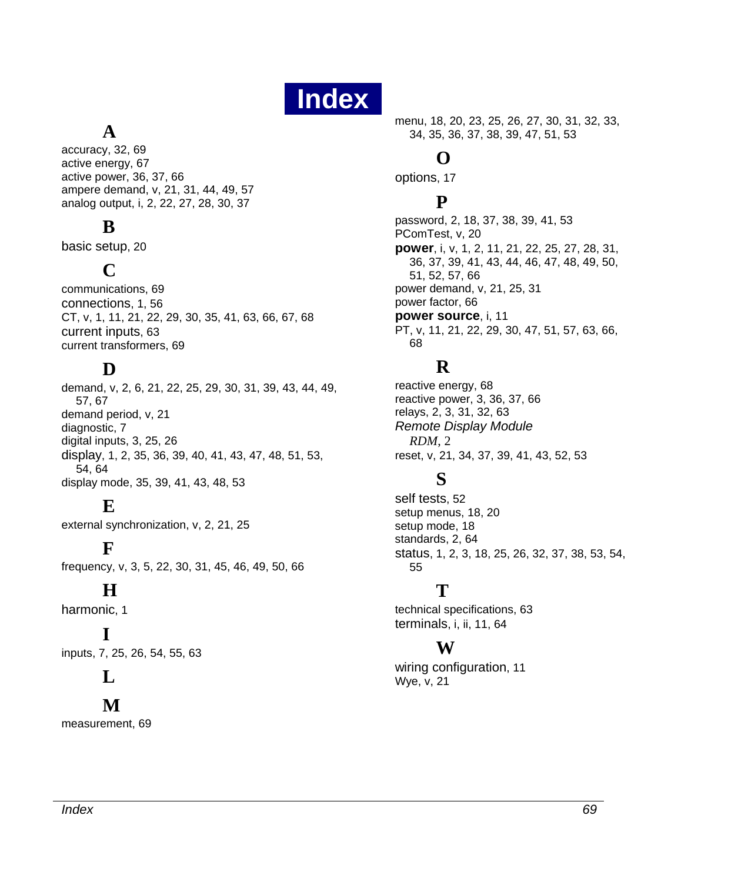# Index

## A

accuracy, 32, 69
active energy, 67
active power, 36, 37, 66
ampere demand, v, 21, 31, 44, 49, 57
analog output, i, 2, 22, 27, 28, 30, 37

## B

basic setup, 20

## C

communications, 69
connections, 1, 56
CT, v, 1, 11, 21, 22, 29, 30, 35, 41, 63, 66, 67, 68
current inputs, 63
current transformers, 69

## D

demand, v, 2, 6, 21, 22, 25, 29, 30, 31, 39, 43, 44, 49, 57, 67
demand period, v, 21
diagnostic, 7
digital inputs, 3, 25, 26
display, 1, 2, 35, 36, 39, 40, 41, 43, 47, 48, 51, 53, 54, 64
display mode, 35, 39, 41, 43, 48, 53

## E

external synchronization, v, 2, 21, 25

## F

frequency, v, 3, 5, 22, 30, 31, 45, 46, 49, 50, 66

## H

harmonic, 1

## I

inputs, 7, 25, 26, 54, 55, 63

## L

## M

measurement, 69
menu, 18, 20, 23, 25, 26, 27, 30, 31, 32, 33, 34, 35, 36, 37, 38, 39, 47, 51, 53

## O

options, 17

## P

password, 2, 18, 37, 38, 39, 41, 53
PComTest, v, 20
**power**, i, v, 1, 2, 11, 21, 22, 25, 27, 28, 31, 36, 37, 39, 41, 43, 44, 46, 47, 48, 49, 50, 51, 52, 57, 66
power demand, v, 21, 25, 31
power factor, 66
**power source**, i, 11
PT, v, 11, 21, 22, 29, 30, 47, 51, 57, 63, 66, 68

## R

reactive energy, 68
reactive power, 3, 36, 37, 66
relays, 2, 3, 31, 32, 63
*Remote Display Module*
  *RDM*, 2
reset, v, 21, 34, 37, 39, 41, 43, 52, 53

## S

self tests, 52
setup menus, 18, 20
setup mode, 18
standards, 2, 64
status, 1, 2, 3, 18, 25, 26, 32, 37, 38, 53, 54, 55

## T

technical specifications, 63
terminals, i, ii, 11, 64

## W

wiring configuration, 11
Wye, v, 21